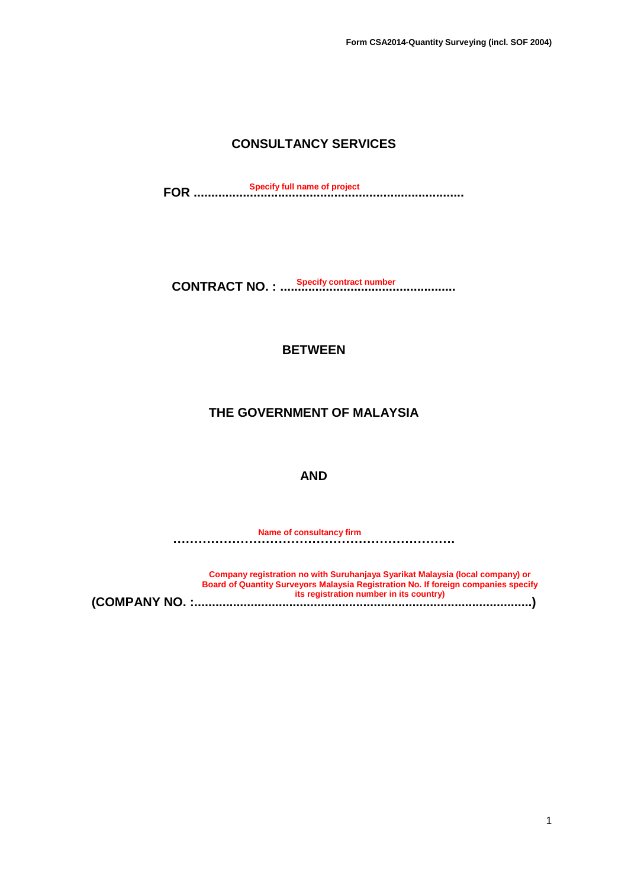# CONSULTANCY SERVICES

**FOR ............................................................................** 
Specify full name of project

**CONTRACT NO. : ..................................................** 
Specify contract number

**BETWEEN**

**THE GOVERNMENT OF MALAYSIA**

**AND**

**……………………………………………………………** 
Name of consultancy firm

**(COMPANY NO. :..............................................................................................)** 
Company registration no with Suruhanjaya Syarikat Malaysia (local company) or Board of Quantity Surveyors Malaysia Registration No. If foreign companies specify its registration number in its country)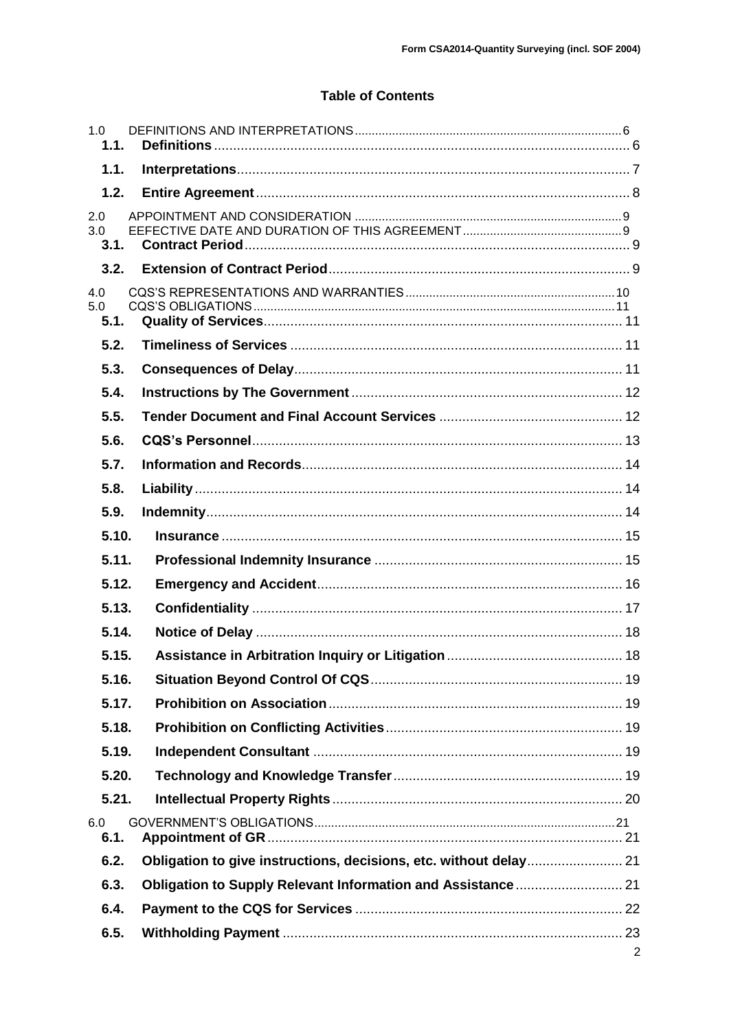## Table of Contents

1.0 DEFINITIONS AND INTERPRETATIONS ... 6
- **1.1. Definitions** ... 6
- **1.1. Interpretations** ... 7
- **1.2. Entire Agreement** ... 8

2.0 APPOINTMENT AND CONSIDERATION ... 9

3.0 EEFECTIVE DATE AND DURATION OF THIS AGREEMENT ... 9
- **3.1. Contract Period** ... 9
- **3.2. Extension of Contract Period** ... 9

4.0 CQS'S REPRESENTATIONS AND WARRANTIES ... 10

5.0 CQS'S OBLIGATIONS ... 11
- **5.1. Quality of Services** ... 11
- **5.2. Timeliness of Services** ... 11
- **5.3. Consequences of Delay** ... 11
- **5.4. Instructions by The Government** ... 12
- **5.5. Tender Document and Final Account Services** ... 12
- **5.6. CQS's Personnel** ... 13
- **5.7. Information and Records** ... 14
- **5.8. Liability** ... 14
- **5.9. Indemnity** ... 14
- **5.10. Insurance** ... 15
- **5.11. Professional Indemnity Insurance** ... 15
- **5.12. Emergency and Accident** ... 16
- **5.13. Confidentiality** ... 17
- **5.14. Notice of Delay** ... 18
- **5.15. Assistance in Arbitration Inquiry or Litigation** ... 18
- **5.16. Situation Beyond Control Of CQS** ... 19
- **5.17. Prohibition on Association** ... 19
- **5.18. Prohibition on Conflicting Activities** ... 19
- **5.19. Independent Consultant** ... 19
- **5.20. Technology and Knowledge Transfer** ... 19
- **5.21. Intellectual Property Rights** ... 20

6.0 GOVERNMENT'S OBLIGATIONS ... 21
- **6.1. Appointment of GR** ... 21
- **6.2. Obligation to give instructions, decisions, etc. without delay** ... 21
- **6.3. Obligation to Supply Relevant Information and Assistance** ... 21
- **6.4. Payment to the CQS for Services** ... 22
- **6.5. Withholding Payment** ... 23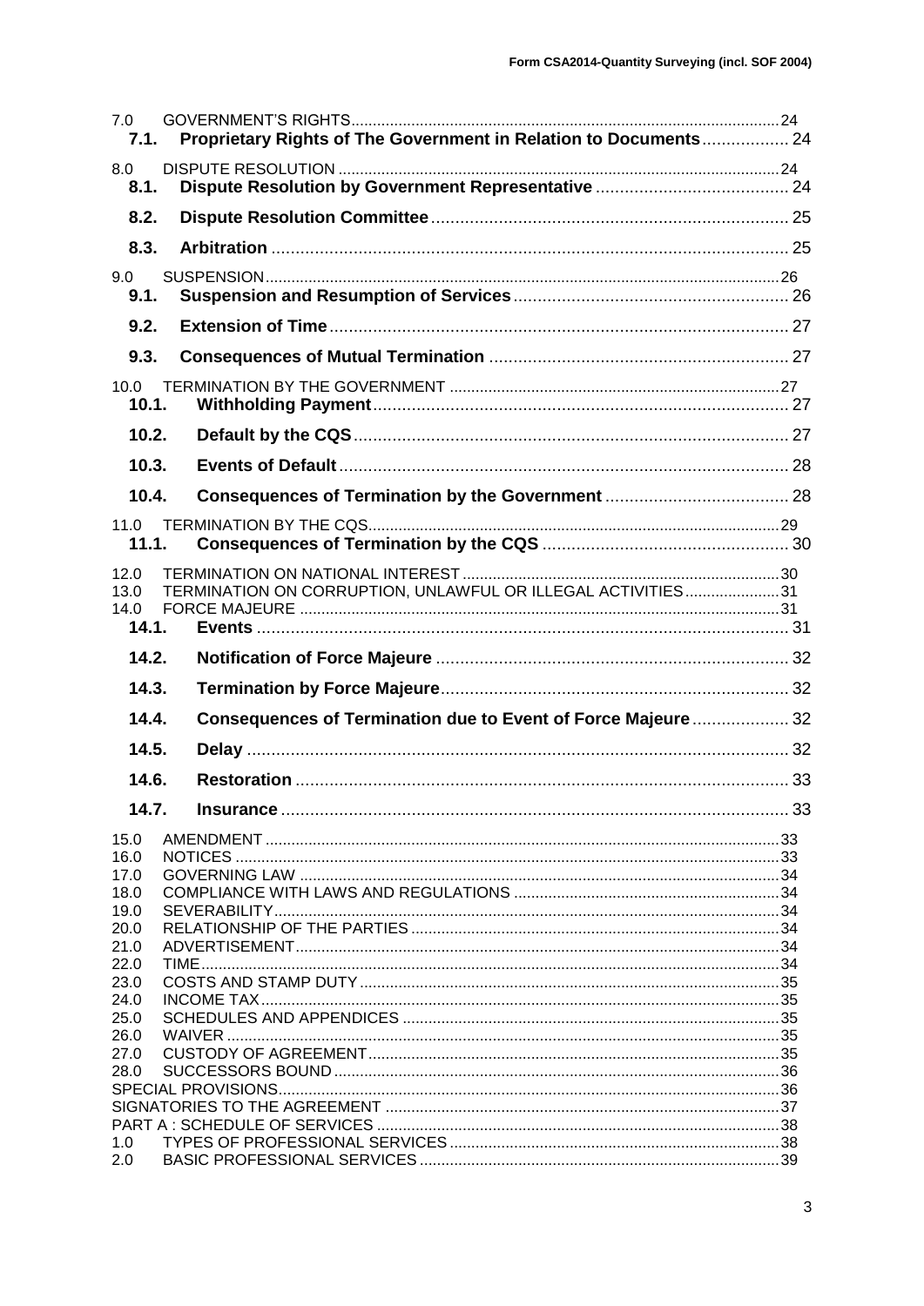| | | |
|---|---|---|
| 7.0 | GOVERNMENT'S RIGHTS | 24 |
| **7.1.** | **Proprietary Rights of The Government in Relation to Documents** | **24** |
| 8.0 | DISPUTE RESOLUTION | 24 |
| **8.1.** | **Dispute Resolution by Government Representative** | **24** |
| **8.2.** | **Dispute Resolution Committee** | **25** |
| **8.3.** | **Arbitration** | **25** |
| 9.0 | SUSPENSION | 26 |
| **9.1.** | **Suspension and Resumption of Services** | **26** |
| **9.2.** | **Extension of Time** | **27** |
| **9.3.** | **Consequences of Mutual Termination** | **27** |
| 10.0 | TERMINATION BY THE GOVERNMENT | 27 |
| **10.1.** | **Withholding Payment** | **27** |
| **10.2.** | **Default by the CQS** | **27** |
| **10.3.** | **Events of Default** | **28** |
| **10.4.** | **Consequences of Termination by the Government** | **28** |
| 11.0 | TERMINATION BY THE CQS | 29 |
| **11.1.** | **Consequences of Termination by the CQS** | **30** |
| 12.0 | TERMINATION ON NATIONAL INTEREST | 30 |
| 13.0 | TERMINATION ON CORRUPTION, UNLAWFUL OR ILLEGAL ACTIVITIES | 31 |
| 14.0 | FORCE MAJEURE | 31 |
| **14.1.** | **Events** | **31** |
| **14.2.** | **Notification of Force Majeure** | **32** |
| **14.3.** | **Termination by Force Majeure** | **32** |
| **14.4.** | **Consequences of Termination due to Event of Force Majeure** | **32** |
| **14.5.** | **Delay** | **32** |
| **14.6.** | **Restoration** | **33** |
| **14.7.** | **Insurance** | **33** |
| 15.0 | AMENDMENT | 33 |
| 16.0 | NOTICES | 33 |
| 17.0 | GOVERNING LAW | 34 |
| 18.0 | COMPLIANCE WITH LAWS AND REGULATIONS | 34 |
| 19.0 | SEVERABILITY | 34 |
| 20.0 | RELATIONSHIP OF THE PARTIES | 34 |
| 21.0 | ADVERTISEMENT | 34 |
| 22.0 | TIME | 34 |
| 23.0 | COSTS AND STAMP DUTY | 35 |
| 24.0 | INCOME TAX | 35 |
| 25.0 | SCHEDULES AND APPENDICES | 35 |
| 26.0 | WAIVER | 35 |
| 27.0 | CUSTODY OF AGREEMENT | 35 |
| 28.0 | SUCCESSORS BOUND | 36 |
| SPECIAL PROVISIONS | | 36 |
| SIGNATORIES TO THE AGREEMENT | | 37 |
| PART A : SCHEDULE OF SERVICES | | 38 |
| 1.0 | TYPES OF PROFESSIONAL SERVICES | 38 |
| 2.0 | BASIC PROFESSIONAL SERVICES | 39 |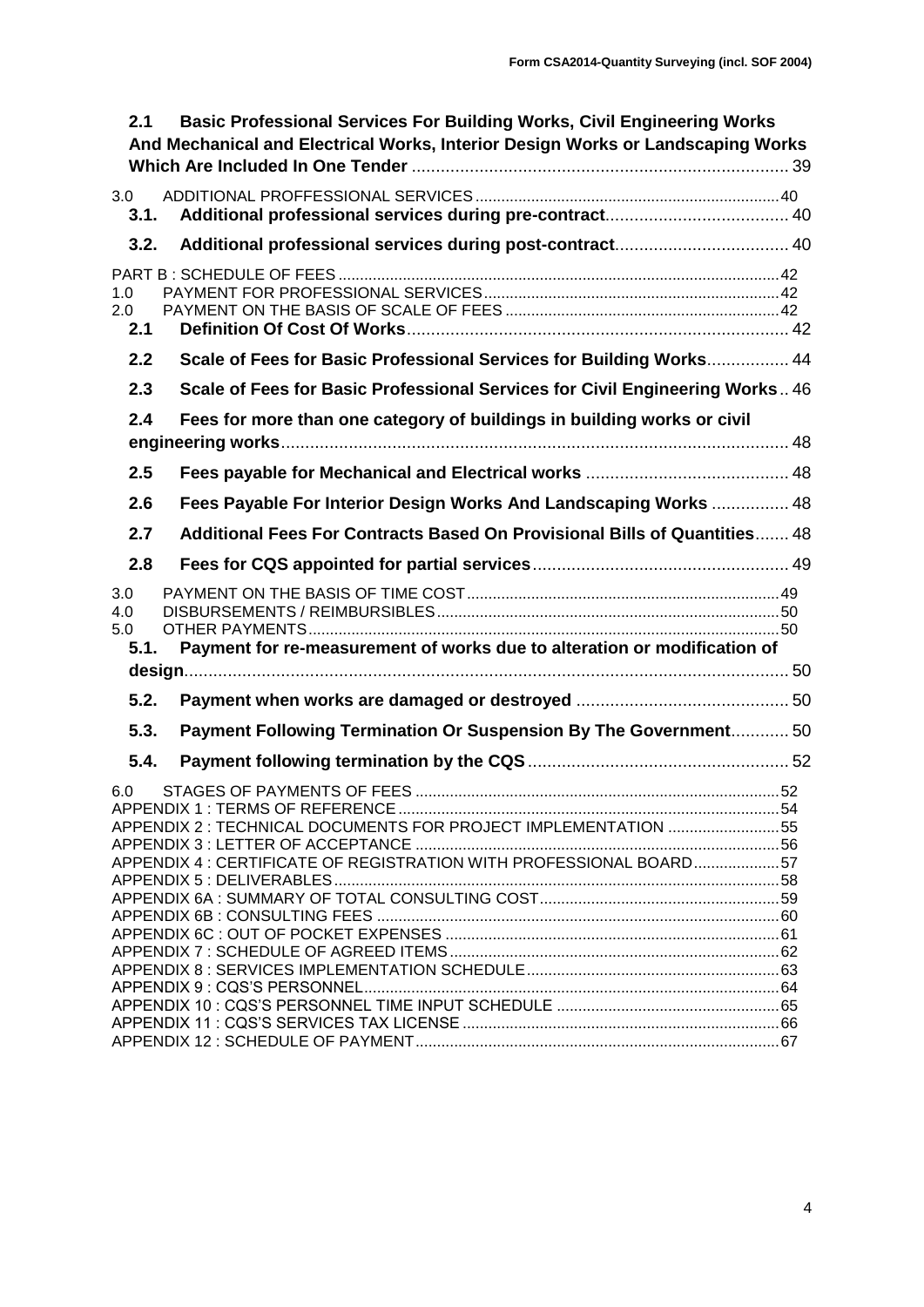**2.1 Basic Professional Services For Building Works, Civil Engineering Works And Mechanical and Electrical Works, Interior Design Works or Landscaping Works Which Are Included In One Tender** ........ 39

3.0 ADDITIONAL PROFFESSIONAL SERVICES ........ 40

**3.1. Additional professional services during pre-contract** ........ 40

**3.2. Additional professional services during post-contract** ........ 40

PART B : SCHEDULE OF FEES ........ 42

1.0 PAYMENT FOR PROFESSIONAL SERVICES ........ 42

2.0 PAYMENT ON THE BASIS OF SCALE OF FEES ........ 42

**2.1 Definition Of Cost Of Works** ........ 42

**2.2 Scale of Fees for Basic Professional Services for Building Works** ........ 44

**2.3 Scale of Fees for Basic Professional Services for Civil Engineering Works** ........ 46

**2.4 Fees for more than one category of buildings in building works or civil engineering works** ........ 48

**2.5 Fees payable for Mechanical and Electrical works** ........ 48

**2.6 Fees Payable For Interior Design Works And Landscaping Works** ........ 48

**2.7 Additional Fees For Contracts Based On Provisional Bills of Quantities** ........ 48

**2.8 Fees for CQS appointed for partial services** ........ 49

3.0 PAYMENT ON THE BASIS OF TIME COST ........ 49

4.0 DISBURSEMENTS / REIMBURSIBLES ........ 50

5.0 OTHER PAYMENTS ........ 50

**5.1. Payment for re-measurement of works due to alteration or modification of design** ........ 50

**5.2. Payment when works are damaged or destroyed** ........ 50

**5.3. Payment Following Termination Or Suspension By The Government** ........ 50

**5.4. Payment following termination by the CQS** ........ 52

6.0 STAGES OF PAYMENTS OF FEES ........ 52

APPENDIX 1 : TERMS OF REFERENCE ........ 54

APPENDIX 2 : TECHNICAL DOCUMENTS FOR PROJECT IMPLEMENTATION ........ 55

APPENDIX 3 : LETTER OF ACCEPTANCE ........ 56

APPENDIX 4 : CERTIFICATE OF REGISTRATION WITH PROFESSIONAL BOARD ........ 57

APPENDIX 5 : DELIVERABLES ........ 58

APPENDIX 6A : SUMMARY OF TOTAL CONSULTING COST ........ 59

APPENDIX 6B : CONSULTING FEES ........ 60

APPENDIX 6C : OUT OF POCKET EXPENSES ........ 61

APPENDIX 7 : SCHEDULE OF AGREED ITEMS ........ 62

APPENDIX 8 : SERVICES IMPLEMENTATION SCHEDULE ........ 63

APPENDIX 9 : CQS'S PERSONNEL ........ 64

APPENDIX 10 : CQS'S PERSONNEL TIME INPUT SCHEDULE ........ 65

APPENDIX 11 : CQS'S SERVICES TAX LICENSE ........ 66

APPENDIX 12 : SCHEDULE OF PAYMENT ........ 67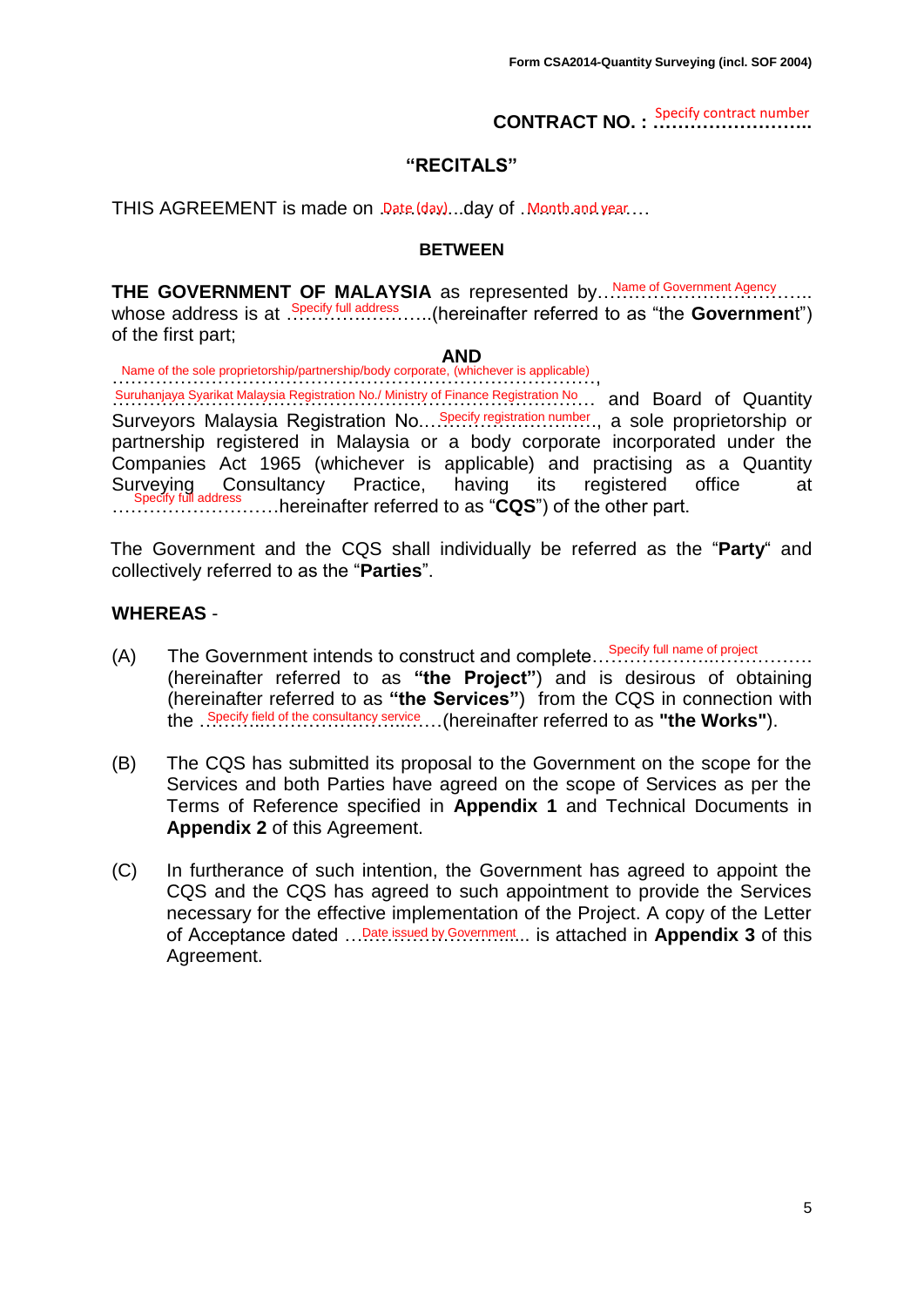Form CSA2014-Quantity Surveying (incl. SOF 2004)

**CONTRACT NO. :** Specify contract number **……………………..**

## "RECITALS"

THIS AGREEMENT is made on ..Date (day)...day of ..Month and year….

**BETWEEN**

**THE GOVERNMENT OF MALAYSIA** as represented by…Name of Government Agency….. whose address is at …Specify full address…..(hereinafter referred to as "the **Government**") of the first part;

**AND**

……Name of the sole proprietorship/partnership/body corporate, (whichever is applicable)……,

……Suruhanjaya Syarikat Malaysia Registration No./ Ministry of Finance Registration No…… and Board of Quantity Surveyors Malaysia Registration No…Specify registration number…, a sole proprietorship or partnership registered in Malaysia or a body corporate incorporated under the Companies Act 1965 (whichever is applicable) and practising as a Quantity Surveying Consultancy Practice, having its registered office at …Specify full address……hereinafter referred to as "**CQS**") of the other part.

The Government and the CQS shall individually be referred as the "**Party**" and collectively referred to as the "**Parties**".

**WHEREAS** -

(A) The Government intends to construct and complete…Specify full name of project…… (hereinafter referred to as **"the Project"**) and is desirous of obtaining (hereinafter referred to as **"the Services"**) from the CQS in connection with the …Specify field of the consultancy service….(hereinafter referred to as **"the Works"**).

(B) The CQS has submitted its proposal to the Government on the scope for the Services and both Parties have agreed on the scope of Services as per the Terms of Reference specified in **Appendix 1** and Technical Documents in **Appendix 2** of this Agreement.

(C) In furtherance of such intention, the Government has agreed to appoint the CQS and the CQS has agreed to such appointment to provide the Services necessary for the effective implementation of the Project. A copy of the Letter of Acceptance dated …Date issued by Government... is attached in **Appendix 3** of this Agreement.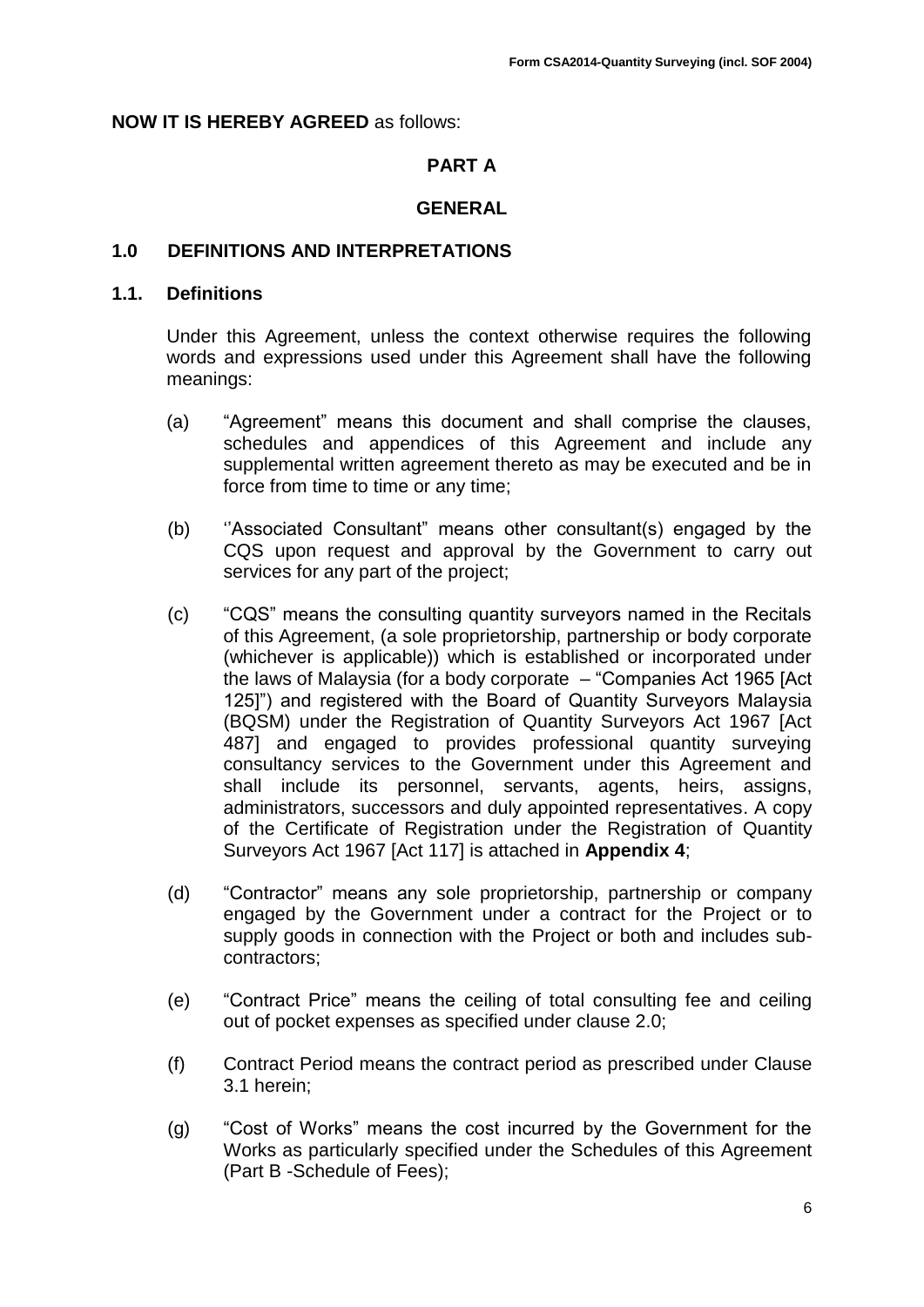**NOW IT IS HEREBY AGREED** as follows:

## PART A

## GENERAL

### 1.0 DEFINITIONS AND INTERPRETATIONS

### 1.1. Definitions

Under this Agreement, unless the context otherwise requires the following words and expressions used under this Agreement shall have the following meanings:

(a) "Agreement" means this document and shall comprise the clauses, schedules and appendices of this Agreement and include any supplemental written agreement thereto as may be executed and be in force from time to time or any time;

(b) ''Associated Consultant" means other consultant(s) engaged by the CQS upon request and approval by the Government to carry out services for any part of the project;

(c) "CQS" means the consulting quantity surveyors named in the Recitals of this Agreement, (a sole proprietorship, partnership or body corporate (whichever is applicable)) which is established or incorporated under the laws of Malaysia (for a body corporate – "Companies Act 1965 [Act 125]") and registered with the Board of Quantity Surveyors Malaysia (BQSM) under the Registration of Quantity Surveyors Act 1967 [Act 487] and engaged to provides professional quantity surveying consultancy services to the Government under this Agreement and shall include its personnel, servants, agents, heirs, assigns, administrators, successors and duly appointed representatives. A copy of the Certificate of Registration under the Registration of Quantity Surveyors Act 1967 [Act 117] is attached in **Appendix 4**;

(d) "Contractor" means any sole proprietorship, partnership or company engaged by the Government under a contract for the Project or to supply goods in connection with the Project or both and includes sub-contractors;

(e) "Contract Price" means the ceiling of total consulting fee and ceiling out of pocket expenses as specified under clause 2.0;

(f) Contract Period means the contract period as prescribed under Clause 3.1 herein;

(g) "Cost of Works" means the cost incurred by the Government for the Works as particularly specified under the Schedules of this Agreement (Part B -Schedule of Fees);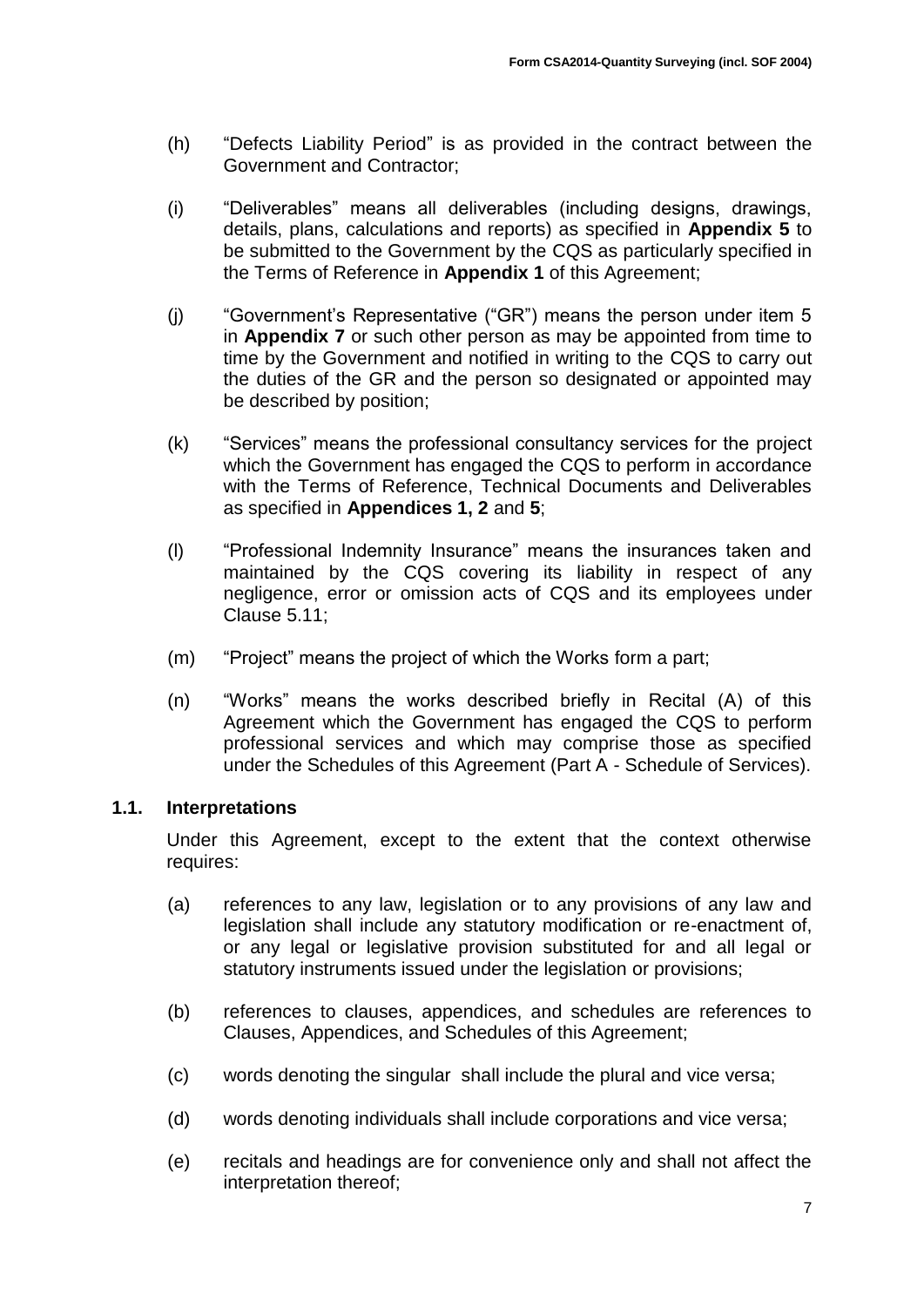(h) "Defects Liability Period" is as provided in the contract between the Government and Contractor;

(i) "Deliverables" means all deliverables (including designs, drawings, details, plans, calculations and reports) as specified in **Appendix 5** to be submitted to the Government by the CQS as particularly specified in the Terms of Reference in **Appendix 1** of this Agreement;

(j) "Government's Representative ("GR") means the person under item 5 in **Appendix 7** or such other person as may be appointed from time to time by the Government and notified in writing to the CQS to carry out the duties of the GR and the person so designated or appointed may be described by position;

(k) "Services" means the professional consultancy services for the project which the Government has engaged the CQS to perform in accordance with the Terms of Reference, Technical Documents and Deliverables as specified in **Appendices 1, 2** and **5**;

(l) "Professional Indemnity Insurance" means the insurances taken and maintained by the CQS covering its liability in respect of any negligence, error or omission acts of CQS and its employees under Clause 5.11;

(m) "Project" means the project of which the Works form a part;

(n) "Works" means the works described briefly in Recital (A) of this Agreement which the Government has engaged the CQS to perform professional services and which may comprise those as specified under the Schedules of this Agreement (Part A - Schedule of Services).

### 1.1. Interpretations

Under this Agreement, except to the extent that the context otherwise requires:

(a) references to any law, legislation or to any provisions of any law and legislation shall include any statutory modification or re-enactment of, or any legal or legislative provision substituted for and all legal or statutory instruments issued under the legislation or provisions;

(b) references to clauses, appendices, and schedules are references to Clauses, Appendices, and Schedules of this Agreement;

(c) words denoting the singular shall include the plural and vice versa;

(d) words denoting individuals shall include corporations and vice versa;

(e) recitals and headings are for convenience only and shall not affect the interpretation thereof;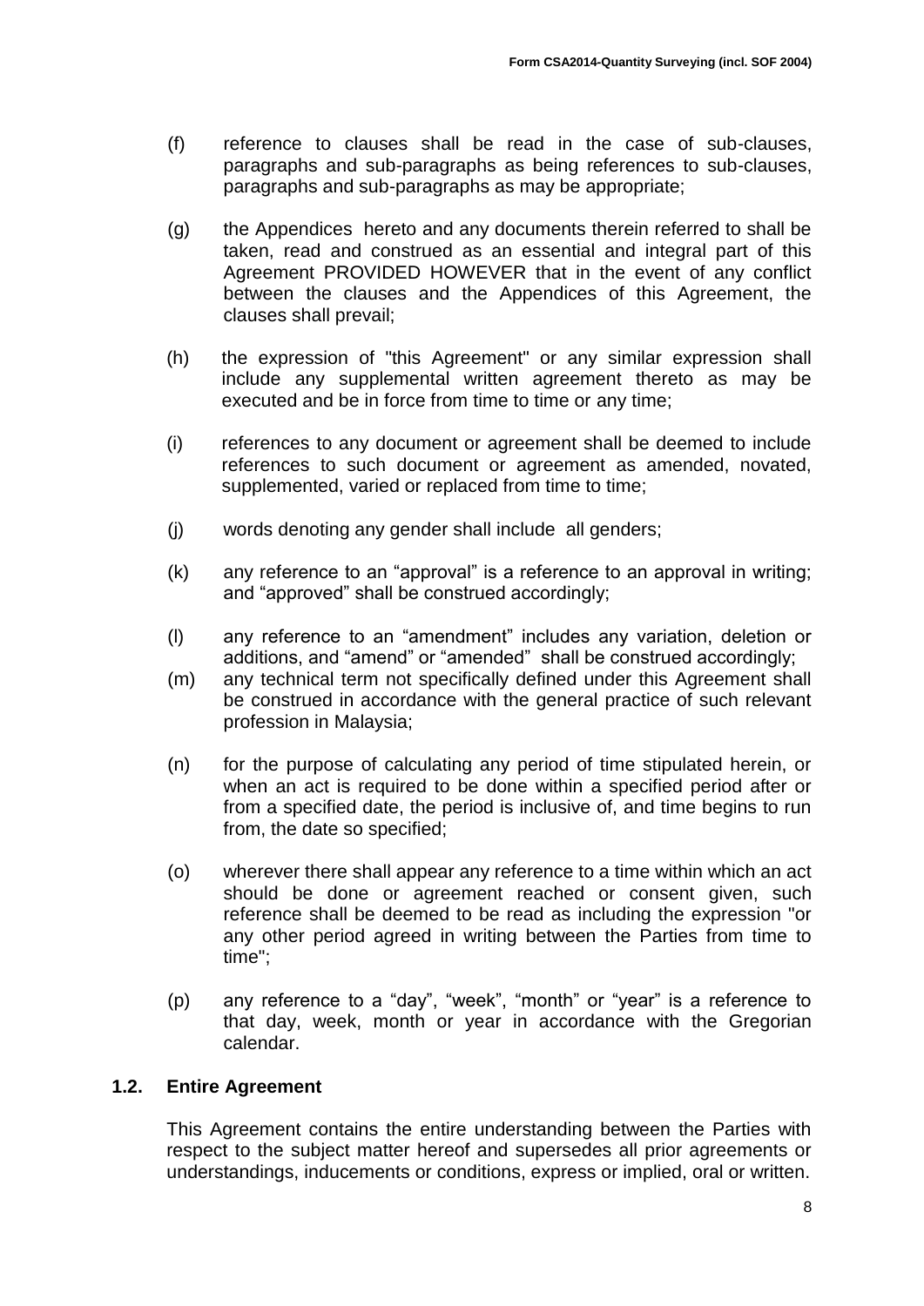(f) reference to clauses shall be read in the case of sub-clauses, paragraphs and sub-paragraphs as being references to sub-clauses, paragraphs and sub-paragraphs as may be appropriate;

(g) the Appendices hereto and any documents therein referred to shall be taken, read and construed as an essential and integral part of this Agreement PROVIDED HOWEVER that in the event of any conflict between the clauses and the Appendices of this Agreement, the clauses shall prevail;

(h) the expression of "this Agreement" or any similar expression shall include any supplemental written agreement thereto as may be executed and be in force from time to time or any time;

(i) references to any document or agreement shall be deemed to include references to such document or agreement as amended, novated, supplemented, varied or replaced from time to time;

(j) words denoting any gender shall include all genders;

(k) any reference to an "approval" is a reference to an approval in writing; and "approved" shall be construed accordingly;

(l) any reference to an "amendment" includes any variation, deletion or additions, and "amend" or "amended" shall be construed accordingly;

(m) any technical term not specifically defined under this Agreement shall be construed in accordance with the general practice of such relevant profession in Malaysia;

(n) for the purpose of calculating any period of time stipulated herein, or when an act is required to be done within a specified period after or from a specified date, the period is inclusive of, and time begins to run from, the date so specified;

(o) wherever there shall appear any reference to a time within which an act should be done or agreement reached or consent given, such reference shall be deemed to be read as including the expression "or any other period agreed in writing between the Parties from time to time";

(p) any reference to a "day", "week", "month" or "year" is a reference to that day, week, month or year in accordance with the Gregorian calendar.

## 1.2. Entire Agreement

This Agreement contains the entire understanding between the Parties with respect to the subject matter hereof and supersedes all prior agreements or understandings, inducements or conditions, express or implied, oral or written.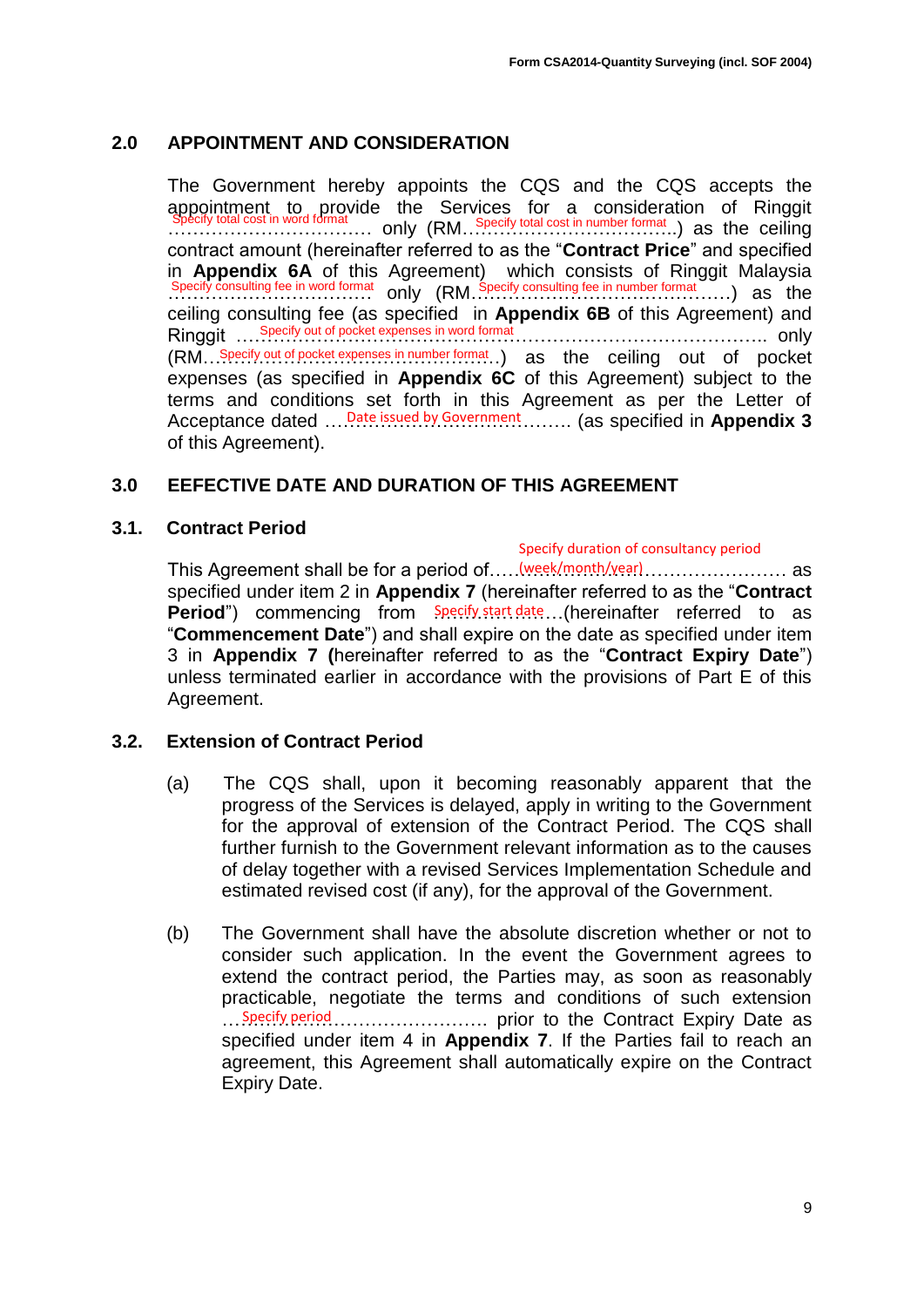## 2.0 APPOINTMENT AND CONSIDERATION

The Government hereby appoints the CQS and the CQS accepts the appointment to provide the Services for a consideration of Ringgit …Specify total cost in word format… only (RM…Specify total cost in number format…) as the ceiling contract amount (hereinafter referred to as the "**Contract Price**" and specified in **Appendix 6A** of this Agreement) which consists of Ringgit Malaysia …Specify consulting fee in word format… only (RM…Specify consulting fee in number format…) as the ceiling consulting fee (as specified in **Appendix 6B** of this Agreement) and Ringgit …Specify out of pocket expenses in word format… only (RM…Specify out of pocket expenses in number format…) as the ceiling out of pocket expenses (as specified in **Appendix 6C** of this Agreement) subject to the terms and conditions set forth in this Agreement as per the Letter of Acceptance dated …Date issued by Government…….. (as specified in **Appendix 3** of this Agreement).

## 3.0 EEFECTIVE DATE AND DURATION OF THIS AGREEMENT

### 3.1. Contract Period

This Agreement shall be for a period of…..Specify duration of consultancy period (week/month/year)…………………… as specified under item 2 in **Appendix 7** (hereinafter referred to as the "**Contract Period**") commencing from Specify start date…(hereinafter referred to as "**Commencement Date**") and shall expire on the date as specified under item 3 in **Appendix 7** (hereinafter referred to as the "**Contract Expiry Date**") unless terminated earlier in accordance with the provisions of Part E of this Agreement.

### 3.2. Extension of Contract Period

(a) The CQS shall, upon it becoming reasonably apparent that the progress of the Services is delayed, apply in writing to the Government for the approval of extension of the Contract Period. The CQS shall further furnish to the Government relevant information as to the causes of delay together with a revised Services Implementation Schedule and estimated revised cost (if any), for the approval of the Government.

(b) The Government shall have the absolute discretion whether or not to consider such application. In the event the Government agrees to extend the contract period, the Parties may, as soon as reasonably practicable, negotiate the terms and conditions of such extension …Specify period…………………….. prior to the Contract Expiry Date as specified under item 4 in **Appendix 7**. If the Parties fail to reach an agreement, this Agreement shall automatically expire on the Contract Expiry Date.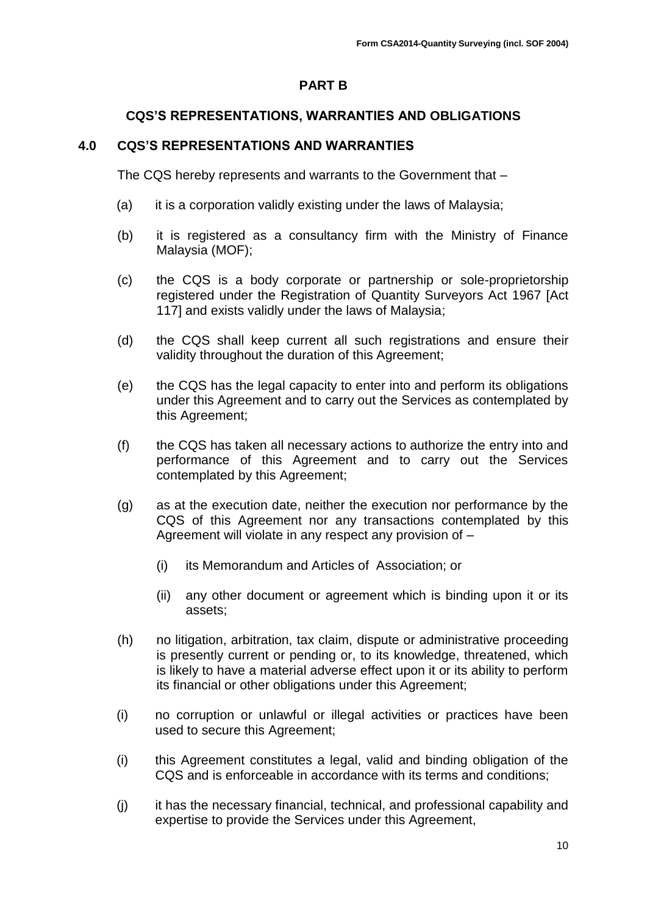## PART B

### CQS'S REPRESENTATIONS, WARRANTIES AND OBLIGATIONS

### 4.0 CQS'S REPRESENTATIONS AND WARRANTIES

The CQS hereby represents and warrants to the Government that –

(a) it is a corporation validly existing under the laws of Malaysia;

(b) it is registered as a consultancy firm with the Ministry of Finance Malaysia (MOF);

(c) the CQS is a body corporate or partnership or sole-proprietorship registered under the Registration of Quantity Surveyors Act 1967 [Act 117] and exists validly under the laws of Malaysia;

(d) the CQS shall keep current all such registrations and ensure their validity throughout the duration of this Agreement;

(e) the CQS has the legal capacity to enter into and perform its obligations under this Agreement and to carry out the Services as contemplated by this Agreement;

(f) the CQS has taken all necessary actions to authorize the entry into and performance of this Agreement and to carry out the Services contemplated by this Agreement;

(g) as at the execution date, neither the execution nor performance by the CQS of this Agreement nor any transactions contemplated by this Agreement will violate in any respect any provision of –

   (i) its Memorandum and Articles of Association; or

   (ii) any other document or agreement which is binding upon it or its assets;

(h) no litigation, arbitration, tax claim, dispute or administrative proceeding is presently current or pending or, to its knowledge, threatened, which is likely to have a material adverse effect upon it or its ability to perform its financial or other obligations under this Agreement;

(i) no corruption or unlawful or illegal activities or practices have been used to secure this Agreement;

(i) this Agreement constitutes a legal, valid and binding obligation of the CQS and is enforceable in accordance with its terms and conditions;

(j) it has the necessary financial, technical, and professional capability and expertise to provide the Services under this Agreement,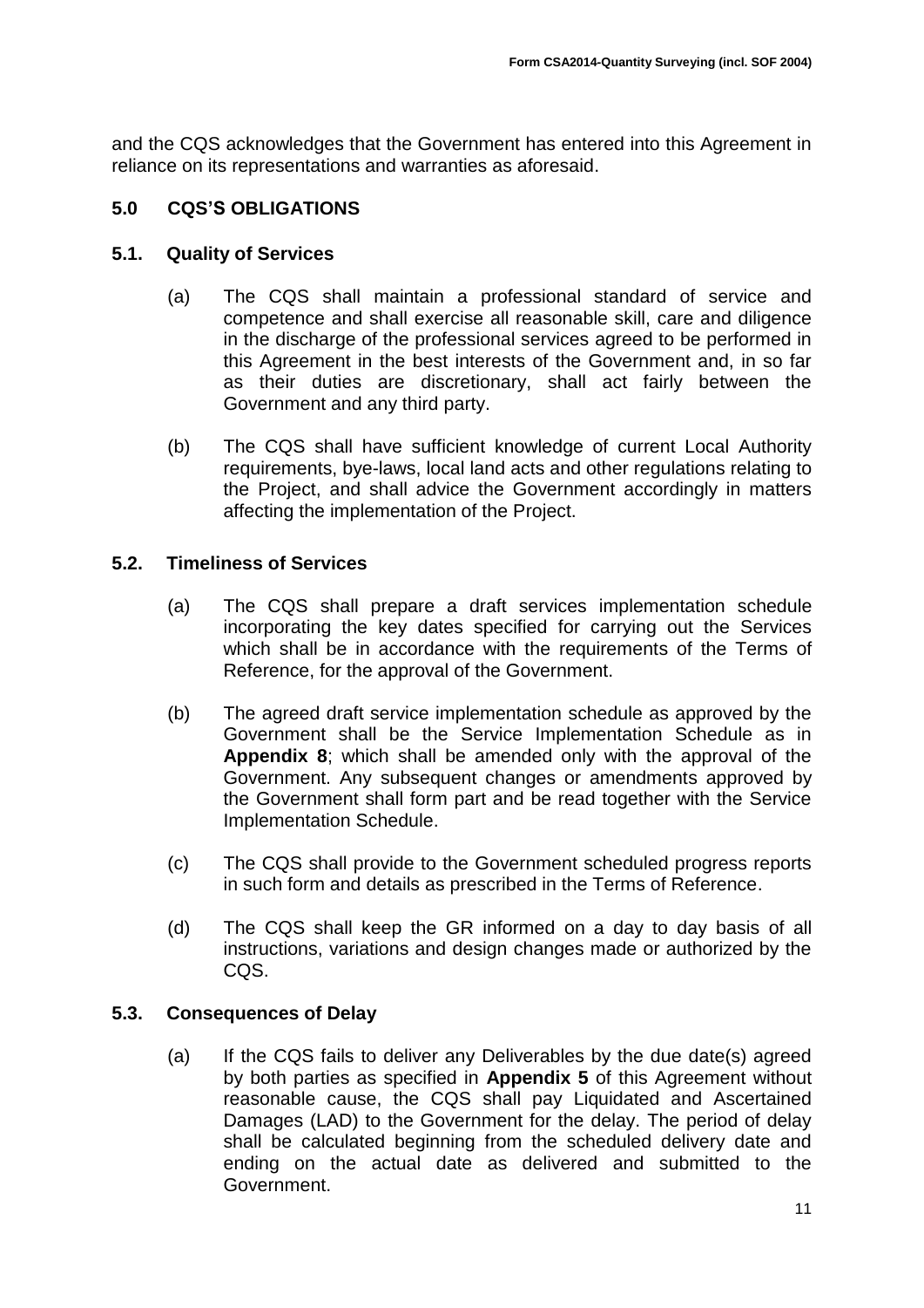and the CQS acknowledges that the Government has entered into this Agreement in reliance on its representations and warranties as aforesaid.

## 5.0 CQS'S OBLIGATIONS

### 5.1. Quality of Services

(a) The CQS shall maintain a professional standard of service and competence and shall exercise all reasonable skill, care and diligence in the discharge of the professional services agreed to be performed in this Agreement in the best interests of the Government and, in so far as their duties are discretionary, shall act fairly between the Government and any third party.

(b) The CQS shall have sufficient knowledge of current Local Authority requirements, bye-laws, local land acts and other regulations relating to the Project, and shall advice the Government accordingly in matters affecting the implementation of the Project.

### 5.2. Timeliness of Services

(a) The CQS shall prepare a draft services implementation schedule incorporating the key dates specified for carrying out the Services which shall be in accordance with the requirements of the Terms of Reference, for the approval of the Government.

(b) The agreed draft service implementation schedule as approved by the Government shall be the Service Implementation Schedule as in **Appendix 8**; which shall be amended only with the approval of the Government. Any subsequent changes or amendments approved by the Government shall form part and be read together with the Service Implementation Schedule.

(c) The CQS shall provide to the Government scheduled progress reports in such form and details as prescribed in the Terms of Reference.

(d) The CQS shall keep the GR informed on a day to day basis of all instructions, variations and design changes made or authorized by the CQS.

### 5.3. Consequences of Delay

(a) If the CQS fails to deliver any Deliverables by the due date(s) agreed by both parties as specified in **Appendix 5** of this Agreement without reasonable cause, the CQS shall pay Liquidated and Ascertained Damages (LAD) to the Government for the delay. The period of delay shall be calculated beginning from the scheduled delivery date and ending on the actual date as delivered and submitted to the Government.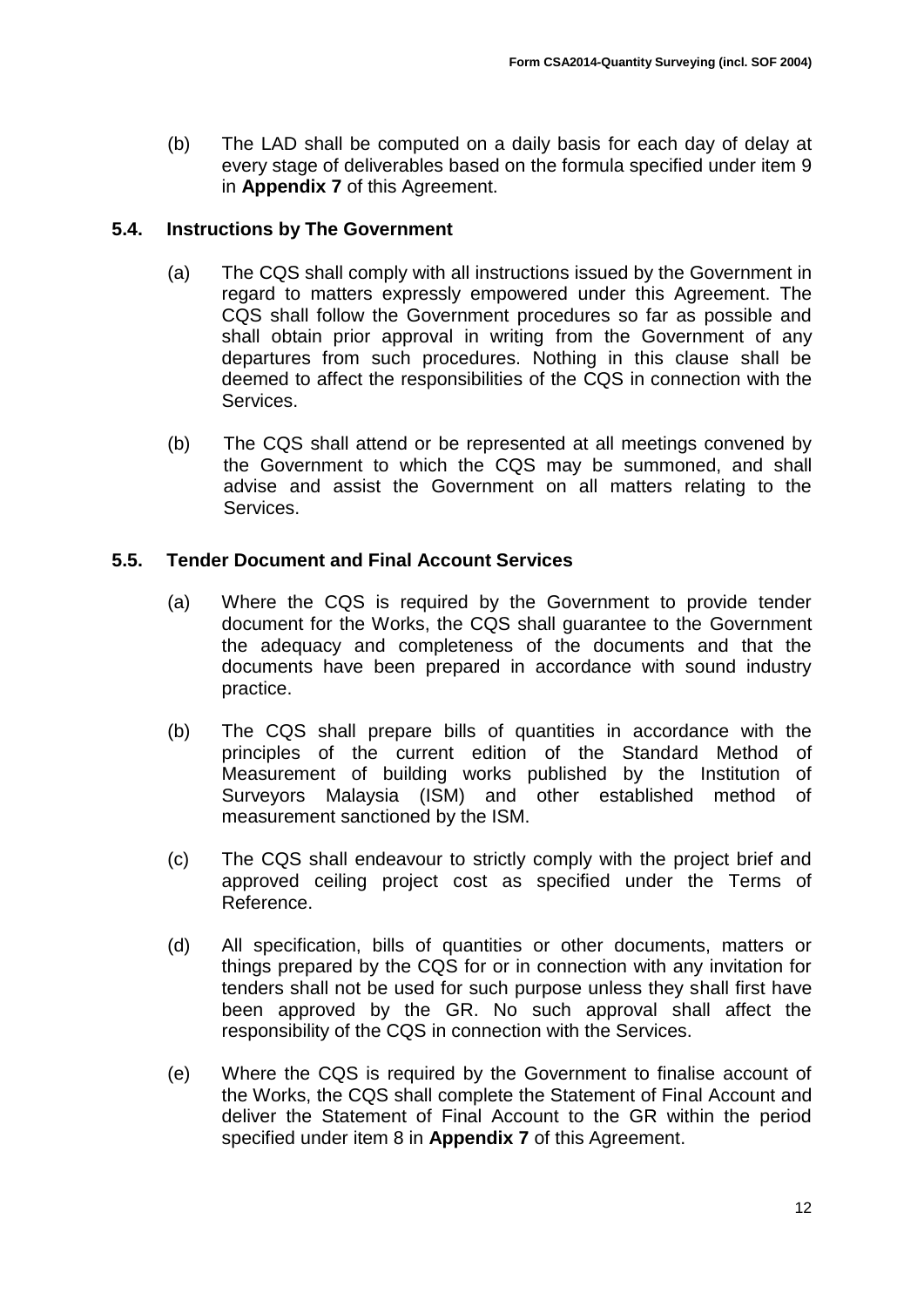(b) The LAD shall be computed on a daily basis for each day of delay at every stage of deliverables based on the formula specified under item 9 in **Appendix 7** of this Agreement.

### 5.4. Instructions by The Government

(a) The CQS shall comply with all instructions issued by the Government in regard to matters expressly empowered under this Agreement. The CQS shall follow the Government procedures so far as possible and shall obtain prior approval in writing from the Government of any departures from such procedures. Nothing in this clause shall be deemed to affect the responsibilities of the CQS in connection with the Services.

(b) The CQS shall attend or be represented at all meetings convened by the Government to which the CQS may be summoned, and shall advise and assist the Government on all matters relating to the Services.

### 5.5. Tender Document and Final Account Services

(a) Where the CQS is required by the Government to provide tender document for the Works, the CQS shall guarantee to the Government the adequacy and completeness of the documents and that the documents have been prepared in accordance with sound industry practice.

(b) The CQS shall prepare bills of quantities in accordance with the principles of the current edition of the Standard Method of Measurement of building works published by the Institution of Surveyors Malaysia (ISM) and other established method of measurement sanctioned by the ISM.

(c) The CQS shall endeavour to strictly comply with the project brief and approved ceiling project cost as specified under the Terms of Reference.

(d) All specification, bills of quantities or other documents, matters or things prepared by the CQS for or in connection with any invitation for tenders shall not be used for such purpose unless they shall first have been approved by the GR. No such approval shall affect the responsibility of the CQS in connection with the Services.

(e) Where the CQS is required by the Government to finalise account of the Works, the CQS shall complete the Statement of Final Account and deliver the Statement of Final Account to the GR within the period specified under item 8 in **Appendix 7** of this Agreement.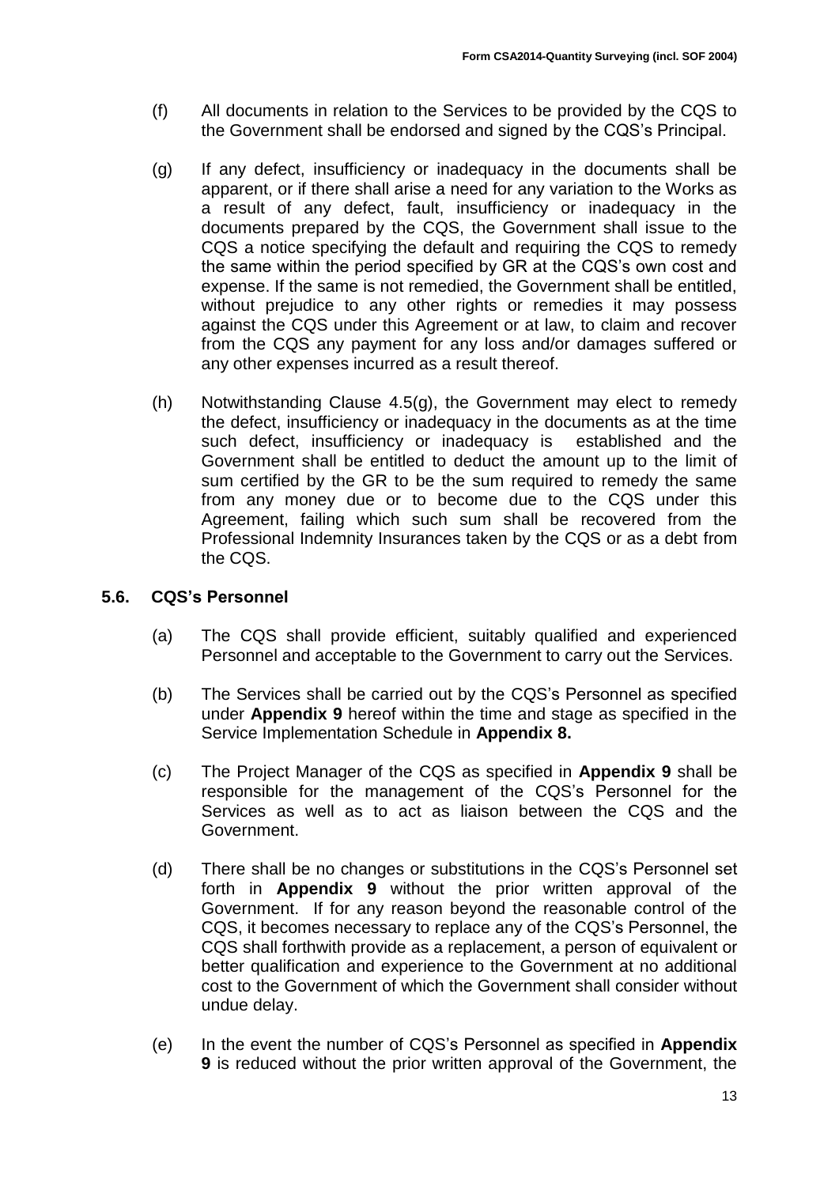(f) All documents in relation to the Services to be provided by the CQS to the Government shall be endorsed and signed by the CQS's Principal.

(g) If any defect, insufficiency or inadequacy in the documents shall be apparent, or if there shall arise a need for any variation to the Works as a result of any defect, fault, insufficiency or inadequacy in the documents prepared by the CQS, the Government shall issue to the CQS a notice specifying the default and requiring the CQS to remedy the same within the period specified by GR at the CQS's own cost and expense. If the same is not remedied, the Government shall be entitled, without prejudice to any other rights or remedies it may possess against the CQS under this Agreement or at law, to claim and recover from the CQS any payment for any loss and/or damages suffered or any other expenses incurred as a result thereof.

(h) Notwithstanding Clause 4.5(g), the Government may elect to remedy the defect, insufficiency or inadequacy in the documents as at the time such defect, insufficiency or inadequacy is established and the Government shall be entitled to deduct the amount up to the limit of sum certified by the GR to be the sum required to remedy the same from any money due or to become due to the CQS under this Agreement, failing which such sum shall be recovered from the Professional Indemnity Insurances taken by the CQS or as a debt from the CQS.

### 5.6. CQS's Personnel

(a) The CQS shall provide efficient, suitably qualified and experienced Personnel and acceptable to the Government to carry out the Services.

(b) The Services shall be carried out by the CQS's Personnel as specified under **Appendix 9** hereof within the time and stage as specified in the Service Implementation Schedule in **Appendix 8.**

(c) The Project Manager of the CQS as specified in **Appendix 9** shall be responsible for the management of the CQS's Personnel for the Services as well as to act as liaison between the CQS and the Government.

(d) There shall be no changes or substitutions in the CQS's Personnel set forth in **Appendix 9** without the prior written approval of the Government. If for any reason beyond the reasonable control of the CQS, it becomes necessary to replace any of the CQS's Personnel, the CQS shall forthwith provide as a replacement, a person of equivalent or better qualification and experience to the Government at no additional cost to the Government of which the Government shall consider without undue delay.

(e) In the event the number of CQS's Personnel as specified in **Appendix 9** is reduced without the prior written approval of the Government, the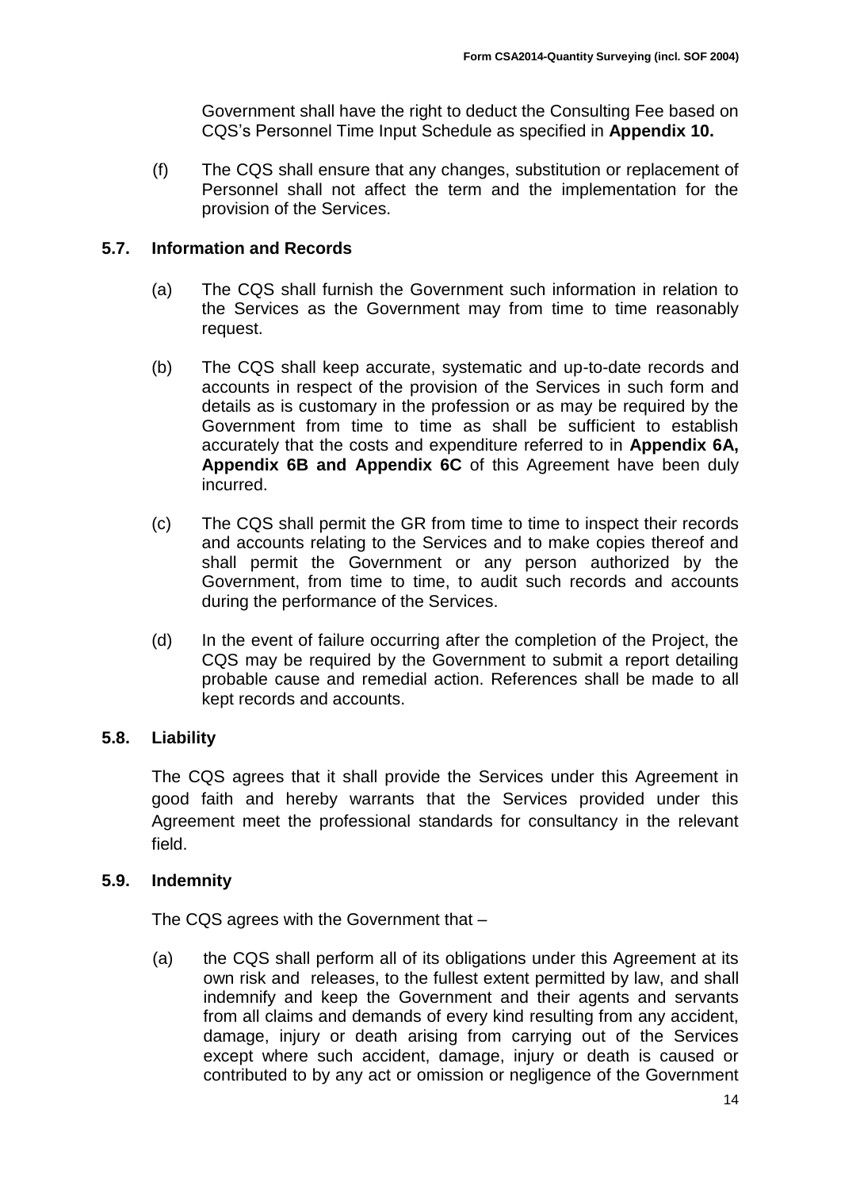Government shall have the right to deduct the Consulting Fee based on CQS's Personnel Time Input Schedule as specified in **Appendix 10.**

(f) The CQS shall ensure that any changes, substitution or replacement of Personnel shall not affect the term and the implementation for the provision of the Services.

### 5.7. Information and Records

(a) The CQS shall furnish the Government such information in relation to the Services as the Government may from time to time reasonably request.

(b) The CQS shall keep accurate, systematic and up-to-date records and accounts in respect of the provision of the Services in such form and details as is customary in the profession or as may be required by the Government from time to time as shall be sufficient to establish accurately that the costs and expenditure referred to in **Appendix 6A, Appendix 6B and Appendix 6C** of this Agreement have been duly incurred.

(c) The CQS shall permit the GR from time to time to inspect their records and accounts relating to the Services and to make copies thereof and shall permit the Government or any person authorized by the Government, from time to time, to audit such records and accounts during the performance of the Services.

(d) In the event of failure occurring after the completion of the Project, the CQS may be required by the Government to submit a report detailing probable cause and remedial action. References shall be made to all kept records and accounts.

### 5.8. Liability

The CQS agrees that it shall provide the Services under this Agreement in good faith and hereby warrants that the Services provided under this Agreement meet the professional standards for consultancy in the relevant field.

### 5.9. Indemnity

The CQS agrees with the Government that –

(a) the CQS shall perform all of its obligations under this Agreement at its own risk and releases, to the fullest extent permitted by law, and shall indemnify and keep the Government and their agents and servants from all claims and demands of every kind resulting from any accident, damage, injury or death arising from carrying out of the Services except where such accident, damage, injury or death is caused or contributed to by any act or omission or negligence of the Government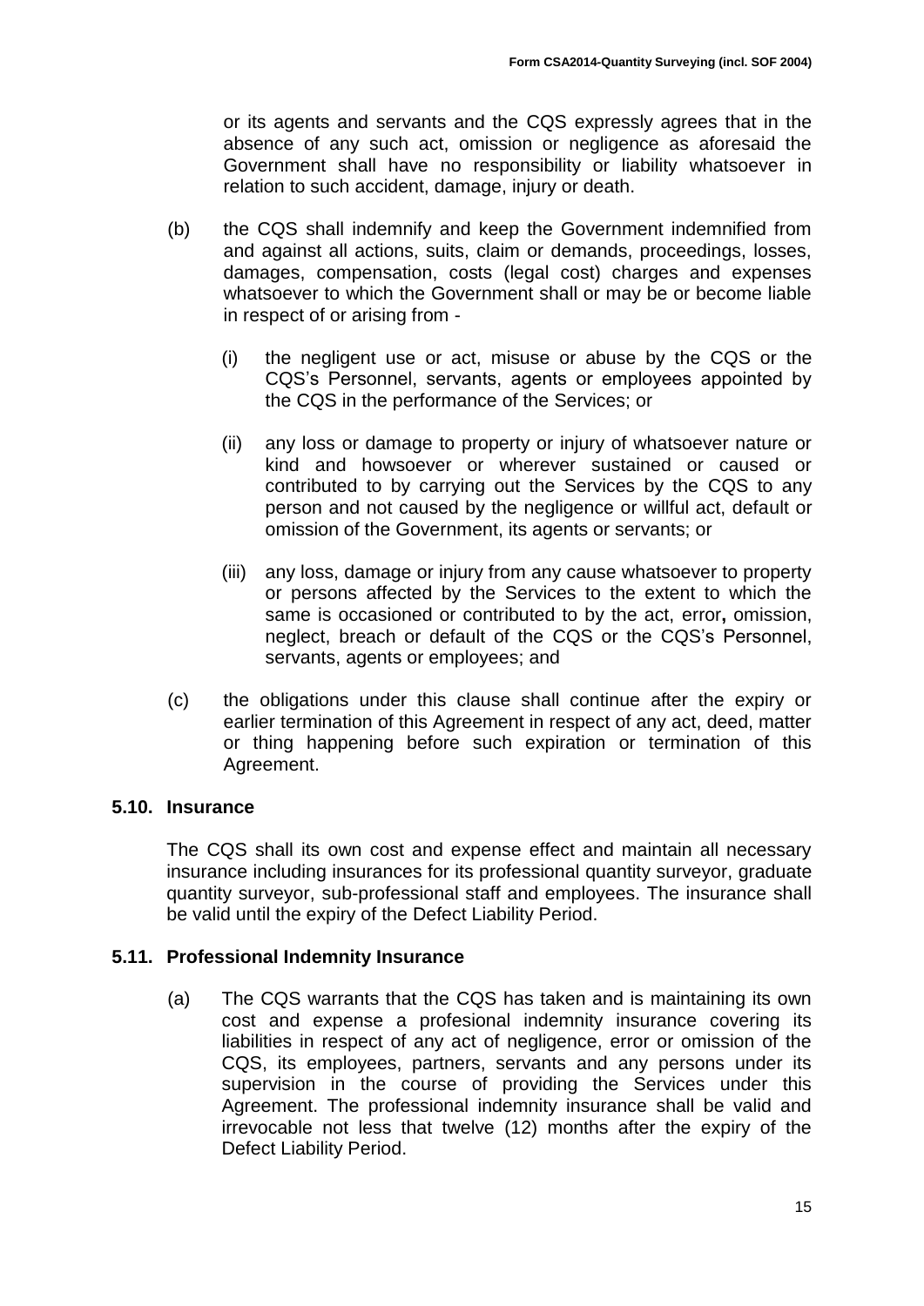or its agents and servants and the CQS expressly agrees that in the absence of any such act, omission or negligence as aforesaid the Government shall have no responsibility or liability whatsoever in relation to such accident, damage, injury or death.

(b) the CQS shall indemnify and keep the Government indemnified from and against all actions, suits, claim or demands, proceedings, losses, damages, compensation, costs (legal cost) charges and expenses whatsoever to which the Government shall or may be or become liable in respect of or arising from -

(i) the negligent use or act, misuse or abuse by the CQS or the CQS's Personnel, servants, agents or employees appointed by the CQS in the performance of the Services; or

(ii) any loss or damage to property or injury of whatsoever nature or kind and howsoever or wherever sustained or caused or contributed to by carrying out the Services by the CQS to any person and not caused by the negligence or willful act, default or omission of the Government, its agents or servants; or

(iii) any loss, damage or injury from any cause whatsoever to property or persons affected by the Services to the extent to which the same is occasioned or contributed to by the act, error**,** omission, neglect, breach or default of the CQS or the CQS's Personnel, servants, agents or employees; and

(c) the obligations under this clause shall continue after the expiry or earlier termination of this Agreement in respect of any act, deed, matter or thing happening before such expiration or termination of this Agreement.

**5.10. Insurance**

The CQS shall its own cost and expense effect and maintain all necessary insurance including insurances for its professional quantity surveyor, graduate quantity surveyor, sub-professional staff and employees. The insurance shall be valid until the expiry of the Defect Liability Period.

**5.11. Professional Indemnity Insurance**

(a) The CQS warrants that the CQS has taken and is maintaining its own cost and expense a profesional indemnity insurance covering its liabilities in respect of any act of negligence, error or omission of the CQS, its employees, partners, servants and any persons under its supervision in the course of providing the Services under this Agreement. The professional indemnity insurance shall be valid and irrevocable not less that twelve (12) months after the expiry of the Defect Liability Period.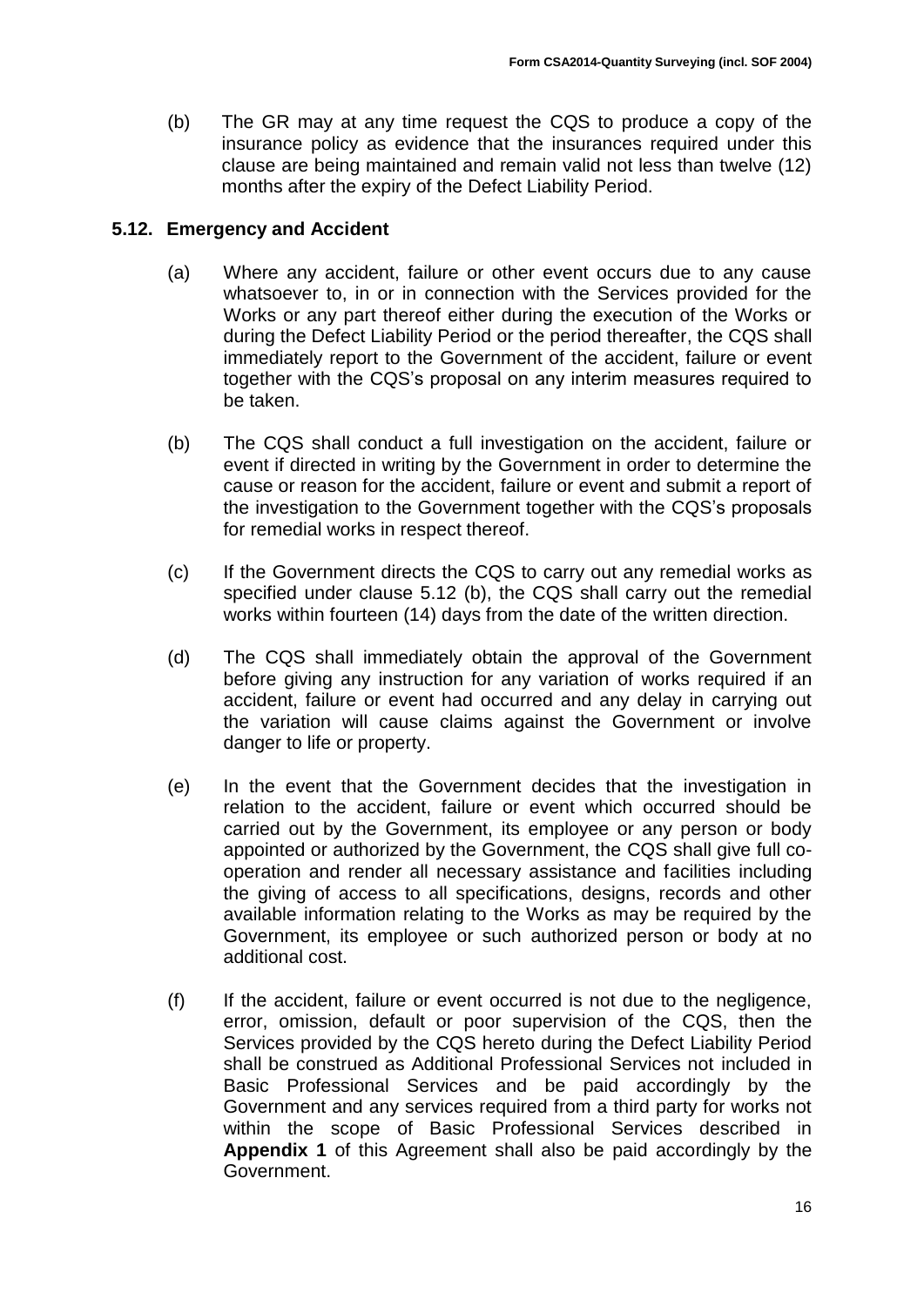(b) The GR may at any time request the CQS to produce a copy of the insurance policy as evidence that the insurances required under this clause are being maintained and remain valid not less than twelve (12) months after the expiry of the Defect Liability Period.

### 5.12. Emergency and Accident

(a) Where any accident, failure or other event occurs due to any cause whatsoever to, in or in connection with the Services provided for the Works or any part thereof either during the execution of the Works or during the Defect Liability Period or the period thereafter, the CQS shall immediately report to the Government of the accident, failure or event together with the CQS's proposal on any interim measures required to be taken.

(b) The CQS shall conduct a full investigation on the accident, failure or event if directed in writing by the Government in order to determine the cause or reason for the accident, failure or event and submit a report of the investigation to the Government together with the CQS's proposals for remedial works in respect thereof.

(c) If the Government directs the CQS to carry out any remedial works as specified under clause 5.12 (b), the CQS shall carry out the remedial works within fourteen (14) days from the date of the written direction.

(d) The CQS shall immediately obtain the approval of the Government before giving any instruction for any variation of works required if an accident, failure or event had occurred and any delay in carrying out the variation will cause claims against the Government or involve danger to life or property.

(e) In the event that the Government decides that the investigation in relation to the accident, failure or event which occurred should be carried out by the Government, its employee or any person or body appointed or authorized by the Government, the CQS shall give full co-operation and render all necessary assistance and facilities including the giving of access to all specifications, designs, records and other available information relating to the Works as may be required by the Government, its employee or such authorized person or body at no additional cost.

(f) If the accident, failure or event occurred is not due to the negligence, error, omission, default or poor supervision of the CQS, then the Services provided by the CQS hereto during the Defect Liability Period shall be construed as Additional Professional Services not included in Basic Professional Services and be paid accordingly by the Government and any services required from a third party for works not within the scope of Basic Professional Services described in **Appendix 1** of this Agreement shall also be paid accordingly by the Government.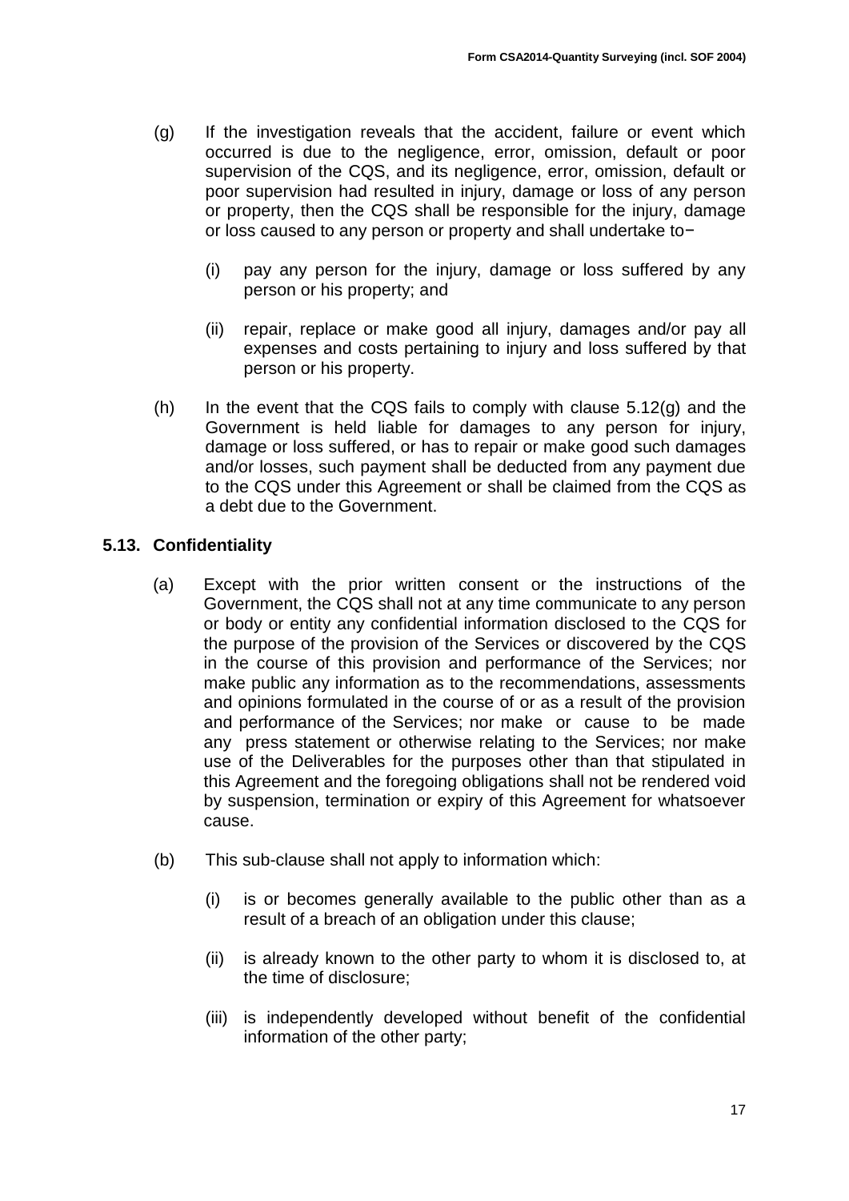(g) If the investigation reveals that the accident, failure or event which occurred is due to the negligence, error, omission, default or poor supervision of the CQS, and its negligence, error, omission, default or poor supervision had resulted in injury, damage or loss of any person or property, then the CQS shall be responsible for the injury, damage or loss caused to any person or property and shall undertake to−

(i) pay any person for the injury, damage or loss suffered by any person or his property; and

(ii) repair, replace or make good all injury, damages and/or pay all expenses and costs pertaining to injury and loss suffered by that person or his property.

(h) In the event that the CQS fails to comply with clause 5.12(g) and the Government is held liable for damages to any person for injury, damage or loss suffered, or has to repair or make good such damages and/or losses, such payment shall be deducted from any payment due to the CQS under this Agreement or shall be claimed from the CQS as a debt due to the Government.

**5.13. Confidentiality**

(a) Except with the prior written consent or the instructions of the Government, the CQS shall not at any time communicate to any person or body or entity any confidential information disclosed to the CQS for the purpose of the provision of the Services or discovered by the CQS in the course of this provision and performance of the Services; nor make public any information as to the recommendations, assessments and opinions formulated in the course of or as a result of the provision and performance of the Services; nor make or cause to be made any press statement or otherwise relating to the Services; nor make use of the Deliverables for the purposes other than that stipulated in this Agreement and the foregoing obligations shall not be rendered void by suspension, termination or expiry of this Agreement for whatsoever cause.

(b) This sub-clause shall not apply to information which:

(i) is or becomes generally available to the public other than as a result of a breach of an obligation under this clause;

(ii) is already known to the other party to whom it is disclosed to, at the time of disclosure;

(iii) is independently developed without benefit of the confidential information of the other party;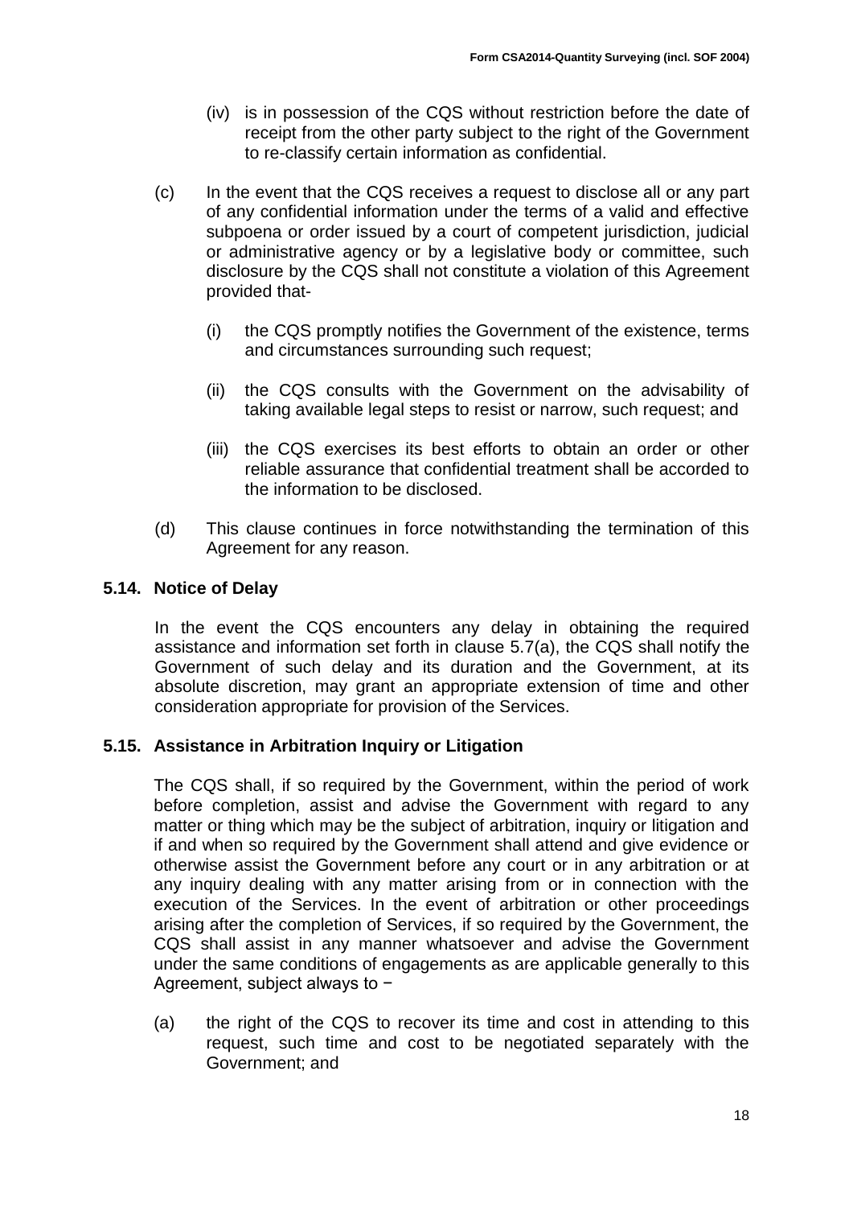(iv) is in possession of the CQS without restriction before the date of receipt from the other party subject to the right of the Government to re-classify certain information as confidential.

(c) In the event that the CQS receives a request to disclose all or any part of any confidential information under the terms of a valid and effective subpoena or order issued by a court of competent jurisdiction, judicial or administrative agency or by a legislative body or committee, such disclosure by the CQS shall not constitute a violation of this Agreement provided that-

(i) the CQS promptly notifies the Government of the existence, terms and circumstances surrounding such request;

(ii) the CQS consults with the Government on the advisability of taking available legal steps to resist or narrow, such request; and

(iii) the CQS exercises its best efforts to obtain an order or other reliable assurance that confidential treatment shall be accorded to the information to be disclosed.

(d) This clause continues in force notwithstanding the termination of this Agreement for any reason.

### 5.14. Notice of Delay

In the event the CQS encounters any delay in obtaining the required assistance and information set forth in clause 5.7(a), the CQS shall notify the Government of such delay and its duration and the Government, at its absolute discretion, may grant an appropriate extension of time and other consideration appropriate for provision of the Services.

### 5.15. Assistance in Arbitration Inquiry or Litigation

The CQS shall, if so required by the Government, within the period of work before completion, assist and advise the Government with regard to any matter or thing which may be the subject of arbitration, inquiry or litigation and if and when so required by the Government shall attend and give evidence or otherwise assist the Government before any court or in any arbitration or at any inquiry dealing with any matter arising from or in connection with the execution of the Services. In the event of arbitration or other proceedings arising after the completion of Services, if so required by the Government, the CQS shall assist in any manner whatsoever and advise the Government under the same conditions of engagements as are applicable generally to this Agreement, subject always to −

(a) the right of the CQS to recover its time and cost in attending to this request, such time and cost to be negotiated separately with the Government; and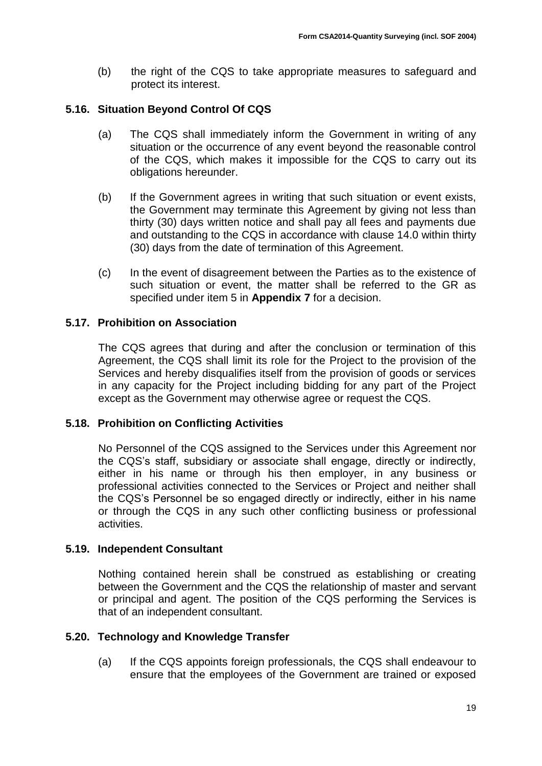(b) the right of the CQS to take appropriate measures to safeguard and protect its interest.

### 5.16. Situation Beyond Control Of CQS

(a) The CQS shall immediately inform the Government in writing of any situation or the occurrence of any event beyond the reasonable control of the CQS, which makes it impossible for the CQS to carry out its obligations hereunder.

(b) If the Government agrees in writing that such situation or event exists, the Government may terminate this Agreement by giving not less than thirty (30) days written notice and shall pay all fees and payments due and outstanding to the CQS in accordance with clause 14.0 within thirty (30) days from the date of termination of this Agreement.

(c) In the event of disagreement between the Parties as to the existence of such situation or event, the matter shall be referred to the GR as specified under item 5 in **Appendix 7** for a decision.

### 5.17. Prohibition on Association

The CQS agrees that during and after the conclusion or termination of this Agreement, the CQS shall limit its role for the Project to the provision of the Services and hereby disqualifies itself from the provision of goods or services in any capacity for the Project including bidding for any part of the Project except as the Government may otherwise agree or request the CQS.

### 5.18. Prohibition on Conflicting Activities

No Personnel of the CQS assigned to the Services under this Agreement nor the CQS's staff, subsidiary or associate shall engage, directly or indirectly, either in his name or through his then employer, in any business or professional activities connected to the Services or Project and neither shall the CQS's Personnel be so engaged directly or indirectly, either in his name or through the CQS in any such other conflicting business or professional activities.

### 5.19. Independent Consultant

Nothing contained herein shall be construed as establishing or creating between the Government and the CQS the relationship of master and servant or principal and agent. The position of the CQS performing the Services is that of an independent consultant.

### 5.20. Technology and Knowledge Transfer

(a) If the CQS appoints foreign professionals, the CQS shall endeavour to ensure that the employees of the Government are trained or exposed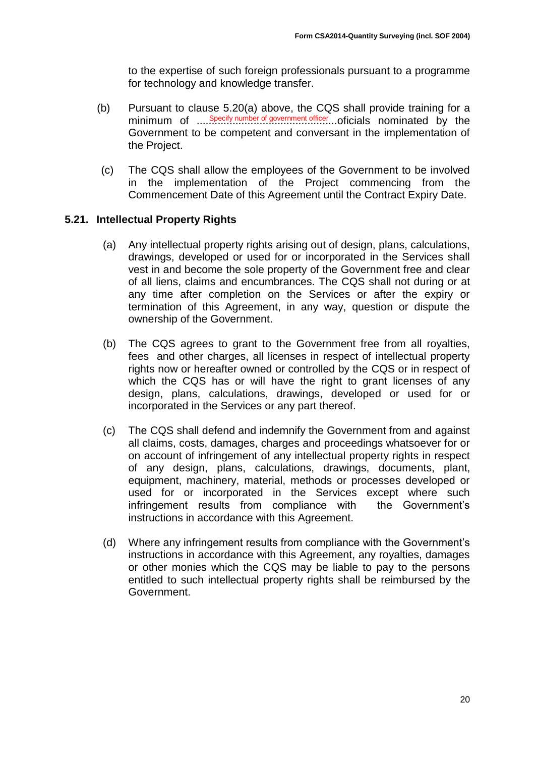to the expertise of such foreign professionals pursuant to a programme for technology and knowledge transfer.

(b) Pursuant to clause 5.20(a) above, the CQS shall provide training for a minimum of ....Specify number of government officer....oficials nominated by the Government to be competent and conversant in the implementation of the Project.

(c) The CQS shall allow the employees of the Government to be involved in the implementation of the Project commencing from the Commencement Date of this Agreement until the Contract Expiry Date.

### 5.21. Intellectual Property Rights

(a) Any intellectual property rights arising out of design, plans, calculations, drawings, developed or used for or incorporated in the Services shall vest in and become the sole property of the Government free and clear of all liens, claims and encumbrances. The CQS shall not during or at any time after completion on the Services or after the expiry or termination of this Agreement, in any way, question or dispute the ownership of the Government.

(b) The CQS agrees to grant to the Government free from all royalties, fees and other charges, all licenses in respect of intellectual property rights now or hereafter owned or controlled by the CQS or in respect of which the CQS has or will have the right to grant licenses of any design, plans, calculations, drawings, developed or used for or incorporated in the Services or any part thereof.

(c) The CQS shall defend and indemnify the Government from and against all claims, costs, damages, charges and proceedings whatsoever for or on account of infringement of any intellectual property rights in respect of any design, plans, calculations, drawings, documents, plant, equipment, machinery, material, methods or processes developed or used for or incorporated in the Services except where such infringement results from compliance with the Government's instructions in accordance with this Agreement.

(d) Where any infringement results from compliance with the Government's instructions in accordance with this Agreement, any royalties, damages or other monies which the CQS may be liable to pay to the persons entitled to such intellectual property rights shall be reimbursed by the Government.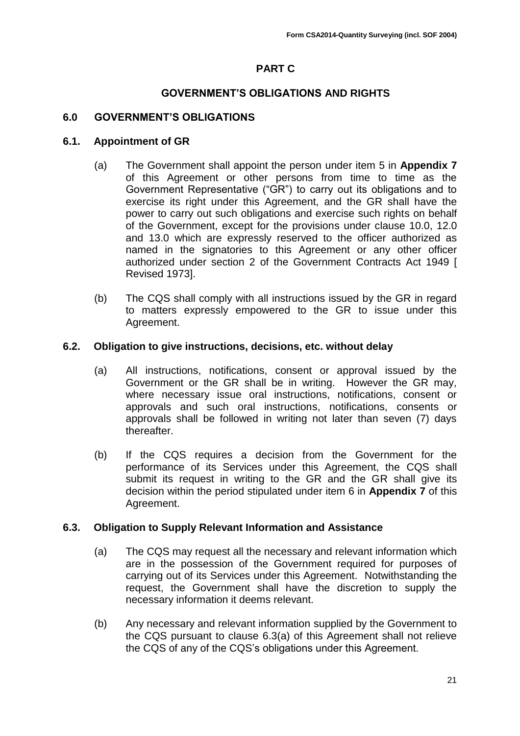## PART C

## GOVERNMENT'S OBLIGATIONS AND RIGHTS

### 6.0 GOVERNMENT'S OBLIGATIONS

### 6.1. Appointment of GR

(a) The Government shall appoint the person under item 5 in **Appendix 7** of this Agreement or other persons from time to time as the Government Representative ("GR") to carry out its obligations and to exercise its right under this Agreement, and the GR shall have the power to carry out such obligations and exercise such rights on behalf of the Government, except for the provisions under clause 10.0, 12.0 and 13.0 which are expressly reserved to the officer authorized as named in the signatories to this Agreement or any other officer authorized under section 2 of the Government Contracts Act 1949 [ Revised 1973].

(b) The CQS shall comply with all instructions issued by the GR in regard to matters expressly empowered to the GR to issue under this Agreement.

### 6.2. Obligation to give instructions, decisions, etc. without delay

(a) All instructions, notifications, consent or approval issued by the Government or the GR shall be in writing. However the GR may, where necessary issue oral instructions, notifications, consent or approvals and such oral instructions, notifications, consents or approvals shall be followed in writing not later than seven (7) days thereafter.

(b) If the CQS requires a decision from the Government for the performance of its Services under this Agreement, the CQS shall submit its request in writing to the GR and the GR shall give its decision within the period stipulated under item 6 in **Appendix 7** of this Agreement.

### 6.3. Obligation to Supply Relevant Information and Assistance

(a) The CQS may request all the necessary and relevant information which are in the possession of the Government required for purposes of carrying out of its Services under this Agreement. Notwithstanding the request, the Government shall have the discretion to supply the necessary information it deems relevant.

(b) Any necessary and relevant information supplied by the Government to the CQS pursuant to clause 6.3(a) of this Agreement shall not relieve the CQS of any of the CQS's obligations under this Agreement.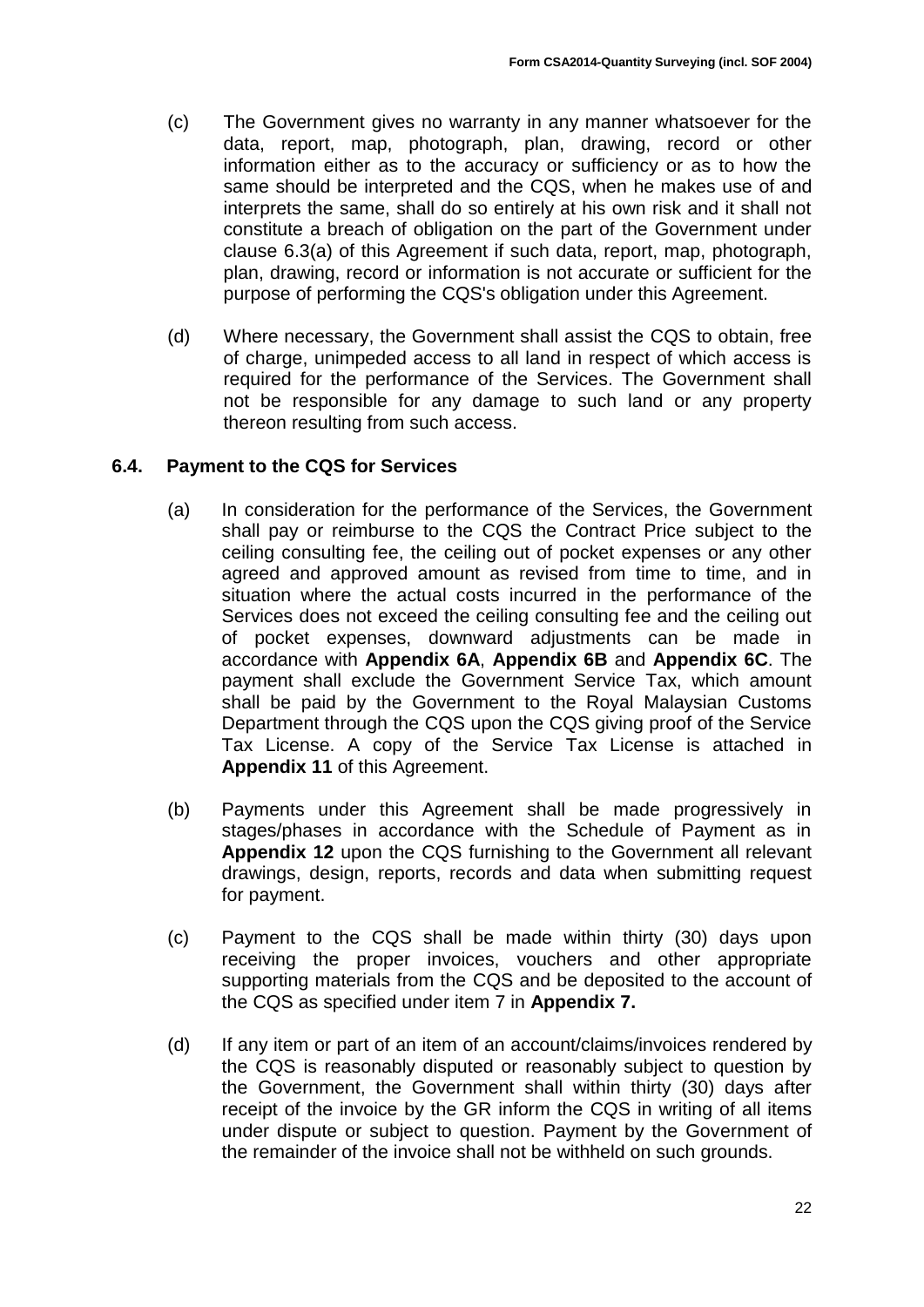(c) The Government gives no warranty in any manner whatsoever for the data, report, map, photograph, plan, drawing, record or other information either as to the accuracy or sufficiency or as to how the same should be interpreted and the CQS, when he makes use of and interprets the same, shall do so entirely at his own risk and it shall not constitute a breach of obligation on the part of the Government under clause 6.3(a) of this Agreement if such data, report, map, photograph, plan, drawing, record or information is not accurate or sufficient for the purpose of performing the CQS's obligation under this Agreement.

(d) Where necessary, the Government shall assist the CQS to obtain, free of charge, unimpeded access to all land in respect of which access is required for the performance of the Services. The Government shall not be responsible for any damage to such land or any property thereon resulting from such access.

### 6.4. Payment to the CQS for Services

(a) In consideration for the performance of the Services, the Government shall pay or reimburse to the CQS the Contract Price subject to the ceiling consulting fee, the ceiling out of pocket expenses or any other agreed and approved amount as revised from time to time, and in situation where the actual costs incurred in the performance of the Services does not exceed the ceiling consulting fee and the ceiling out of pocket expenses, downward adjustments can be made in accordance with **Appendix 6A**, **Appendix 6B** and **Appendix 6C**. The payment shall exclude the Government Service Tax, which amount shall be paid by the Government to the Royal Malaysian Customs Department through the CQS upon the CQS giving proof of the Service Tax License. A copy of the Service Tax License is attached in **Appendix 11** of this Agreement.

(b) Payments under this Agreement shall be made progressively in stages/phases in accordance with the Schedule of Payment as in **Appendix 12** upon the CQS furnishing to the Government all relevant drawings, design, reports, records and data when submitting request for payment.

(c) Payment to the CQS shall be made within thirty (30) days upon receiving the proper invoices, vouchers and other appropriate supporting materials from the CQS and be deposited to the account of the CQS as specified under item 7 in **Appendix 7.**

(d) If any item or part of an item of an account/claims/invoices rendered by the CQS is reasonably disputed or reasonably subject to question by the Government, the Government shall within thirty (30) days after receipt of the invoice by the GR inform the CQS in writing of all items under dispute or subject to question. Payment by the Government of the remainder of the invoice shall not be withheld on such grounds.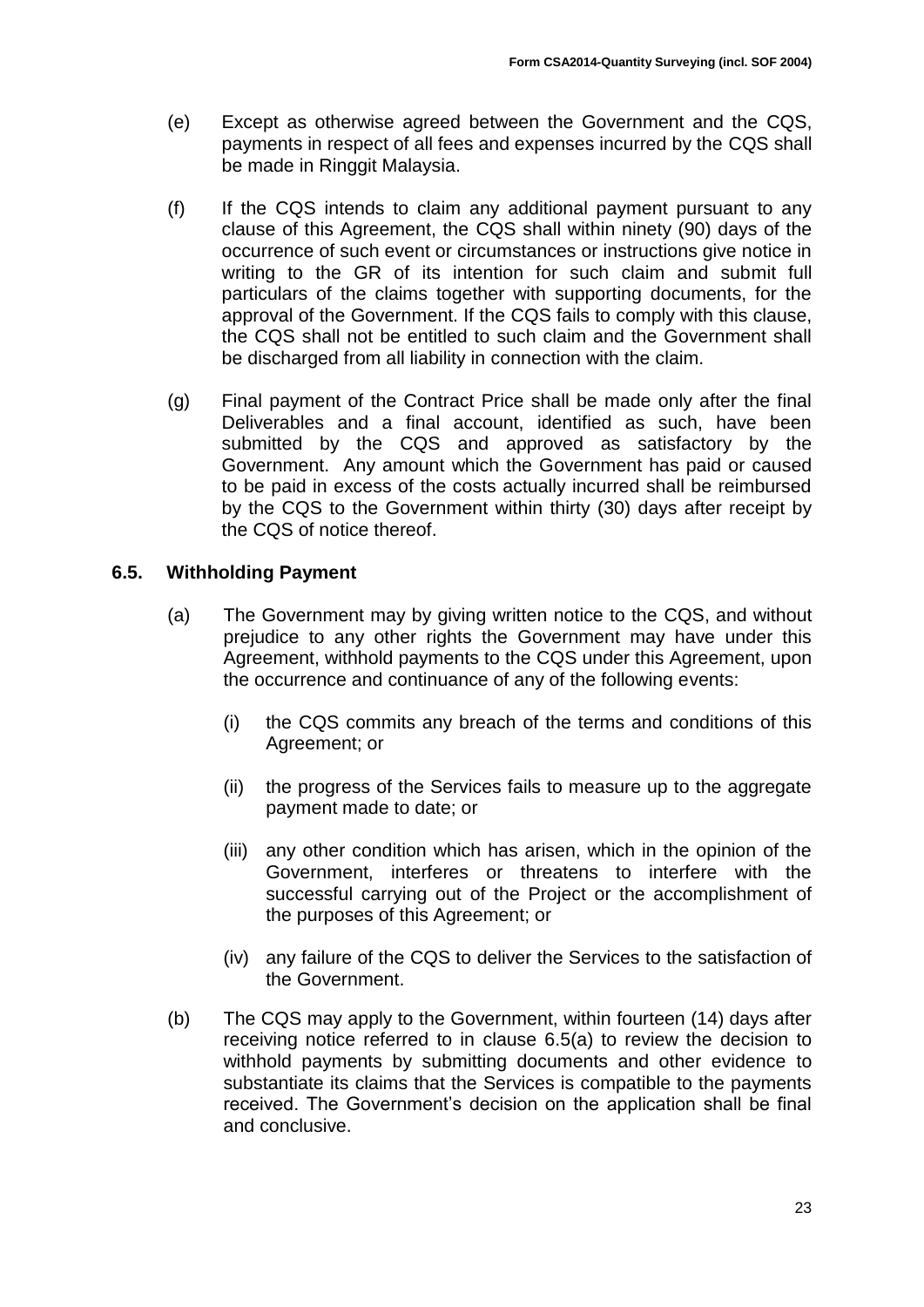(e) Except as otherwise agreed between the Government and the CQS, payments in respect of all fees and expenses incurred by the CQS shall be made in Ringgit Malaysia.

(f) If the CQS intends to claim any additional payment pursuant to any clause of this Agreement, the CQS shall within ninety (90) days of the occurrence of such event or circumstances or instructions give notice in writing to the GR of its intention for such claim and submit full particulars of the claims together with supporting documents, for the approval of the Government. If the CQS fails to comply with this clause, the CQS shall not be entitled to such claim and the Government shall be discharged from all liability in connection with the claim.

(g) Final payment of the Contract Price shall be made only after the final Deliverables and a final account, identified as such, have been submitted by the CQS and approved as satisfactory by the Government. Any amount which the Government has paid or caused to be paid in excess of the costs actually incurred shall be reimbursed by the CQS to the Government within thirty (30) days after receipt by the CQS of notice thereof.

## 6.5. Withholding Payment

(a) The Government may by giving written notice to the CQS, and without prejudice to any other rights the Government may have under this Agreement, withhold payments to the CQS under this Agreement, upon the occurrence and continuance of any of the following events:

(i) the CQS commits any breach of the terms and conditions of this Agreement; or

(ii) the progress of the Services fails to measure up to the aggregate payment made to date; or

(iii) any other condition which has arisen, which in the opinion of the Government, interferes or threatens to interfere with the successful carrying out of the Project or the accomplishment of the purposes of this Agreement; or

(iv) any failure of the CQS to deliver the Services to the satisfaction of the Government.

(b) The CQS may apply to the Government, within fourteen (14) days after receiving notice referred to in clause 6.5(a) to review the decision to withhold payments by submitting documents and other evidence to substantiate its claims that the Services is compatible to the payments received. The Government's decision on the application shall be final and conclusive.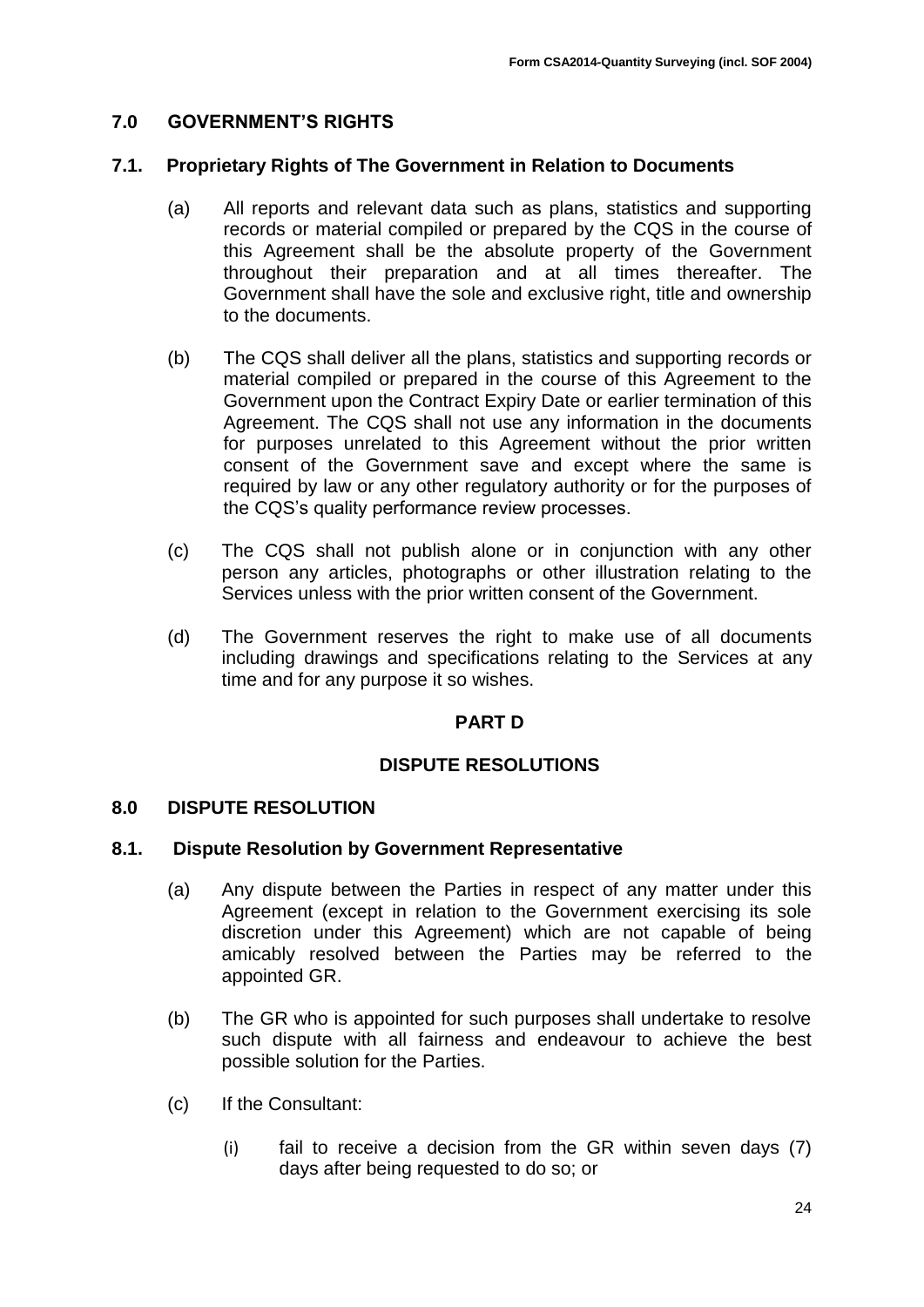## 7.0 GOVERNMENT'S RIGHTS

### 7.1. Proprietary Rights of The Government in Relation to Documents

(a) All reports and relevant data such as plans, statistics and supporting records or material compiled or prepared by the CQS in the course of this Agreement shall be the absolute property of the Government throughout their preparation and at all times thereafter. The Government shall have the sole and exclusive right, title and ownership to the documents.

(b) The CQS shall deliver all the plans, statistics and supporting records or material compiled or prepared in the course of this Agreement to the Government upon the Contract Expiry Date or earlier termination of this Agreement. The CQS shall not use any information in the documents for purposes unrelated to this Agreement without the prior written consent of the Government save and except where the same is required by law or any other regulatory authority or for the purposes of the CQS's quality performance review processes.

(c) The CQS shall not publish alone or in conjunction with any other person any articles, photographs or other illustration relating to the Services unless with the prior written consent of the Government.

(d) The Government reserves the right to make use of all documents including drawings and specifications relating to the Services at any time and for any purpose it so wishes.

# PART D

# DISPUTE RESOLUTIONS

## 8.0 DISPUTE RESOLUTION

### 8.1. Dispute Resolution by Government Representative

(a) Any dispute between the Parties in respect of any matter under this Agreement (except in relation to the Government exercising its sole discretion under this Agreement) which are not capable of being amicably resolved between the Parties may be referred to the appointed GR.

(b) The GR who is appointed for such purposes shall undertake to resolve such dispute with all fairness and endeavour to achieve the best possible solution for the Parties.

(c) If the Consultant:

   (i) fail to receive a decision from the GR within seven days (7) days after being requested to do so; or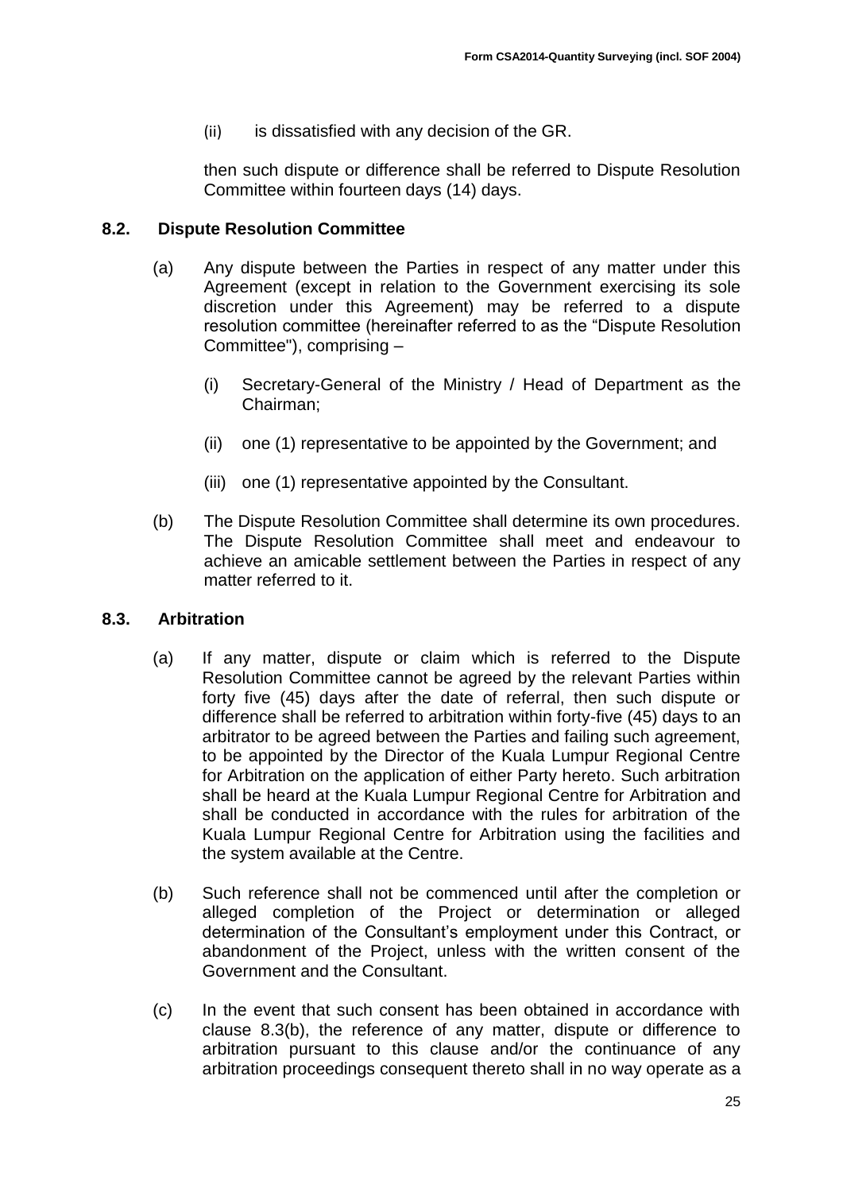(ii) is dissatisfied with any decision of the GR.

then such dispute or difference shall be referred to Dispute Resolution Committee within fourteen days (14) days.

### 8.2. Dispute Resolution Committee

(a) Any dispute between the Parties in respect of any matter under this Agreement (except in relation to the Government exercising its sole discretion under this Agreement) may be referred to a dispute resolution committee (hereinafter referred to as the "Dispute Resolution Committee"), comprising –

(i) Secretary-General of the Ministry / Head of Department as the Chairman;

(ii) one (1) representative to be appointed by the Government; and

(iii) one (1) representative appointed by the Consultant.

(b) The Dispute Resolution Committee shall determine its own procedures. The Dispute Resolution Committee shall meet and endeavour to achieve an amicable settlement between the Parties in respect of any matter referred to it.

### 8.3. Arbitration

(a) If any matter, dispute or claim which is referred to the Dispute Resolution Committee cannot be agreed by the relevant Parties within forty five (45) days after the date of referral, then such dispute or difference shall be referred to arbitration within forty-five (45) days to an arbitrator to be agreed between the Parties and failing such agreement, to be appointed by the Director of the Kuala Lumpur Regional Centre for Arbitration on the application of either Party hereto. Such arbitration shall be heard at the Kuala Lumpur Regional Centre for Arbitration and shall be conducted in accordance with the rules for arbitration of the Kuala Lumpur Regional Centre for Arbitration using the facilities and the system available at the Centre.

(b) Such reference shall not be commenced until after the completion or alleged completion of the Project or determination or alleged determination of the Consultant's employment under this Contract, or abandonment of the Project, unless with the written consent of the Government and the Consultant.

(c) In the event that such consent has been obtained in accordance with clause 8.3(b), the reference of any matter, dispute or difference to arbitration pursuant to this clause and/or the continuance of any arbitration proceedings consequent thereto shall in no way operate as a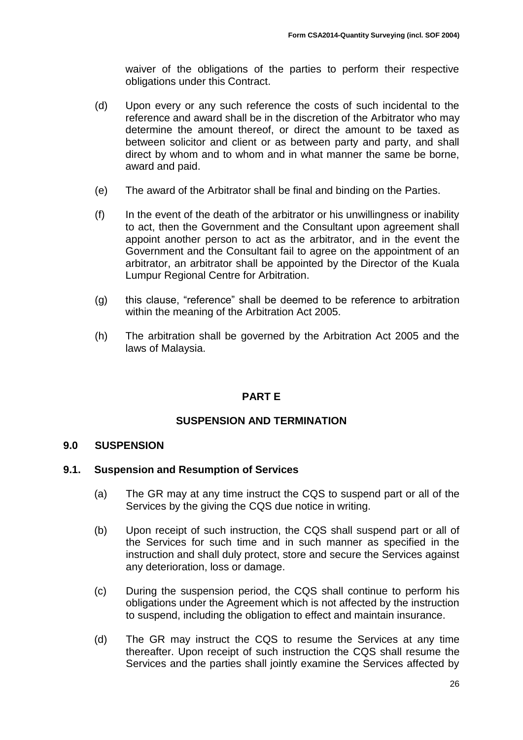waiver of the obligations of the parties to perform their respective obligations under this Contract.

(d) Upon every or any such reference the costs of such incidental to the reference and award shall be in the discretion of the Arbitrator who may determine the amount thereof, or direct the amount to be taxed as between solicitor and client or as between party and party, and shall direct by whom and to whom and in what manner the same be borne, award and paid.

(e) The award of the Arbitrator shall be final and binding on the Parties.

(f) In the event of the death of the arbitrator or his unwillingness or inability to act, then the Government and the Consultant upon agreement shall appoint another person to act as the arbitrator, and in the event the Government and the Consultant fail to agree on the appointment of an arbitrator, an arbitrator shall be appointed by the Director of the Kuala Lumpur Regional Centre for Arbitration.

(g) this clause, "reference" shall be deemed to be reference to arbitration within the meaning of the Arbitration Act 2005.

(h) The arbitration shall be governed by the Arbitration Act 2005 and the laws of Malaysia.

# PART E

## SUSPENSION AND TERMINATION

### 9.0 SUSPENSION

### 9.1. Suspension and Resumption of Services

(a) The GR may at any time instruct the CQS to suspend part or all of the Services by the giving the CQS due notice in writing.

(b) Upon receipt of such instruction, the CQS shall suspend part or all of the Services for such time and in such manner as specified in the instruction and shall duly protect, store and secure the Services against any deterioration, loss or damage.

(c) During the suspension period, the CQS shall continue to perform his obligations under the Agreement which is not affected by the instruction to suspend, including the obligation to effect and maintain insurance.

(d) The GR may instruct the CQS to resume the Services at any time thereafter. Upon receipt of such instruction the CQS shall resume the Services and the parties shall jointly examine the Services affected by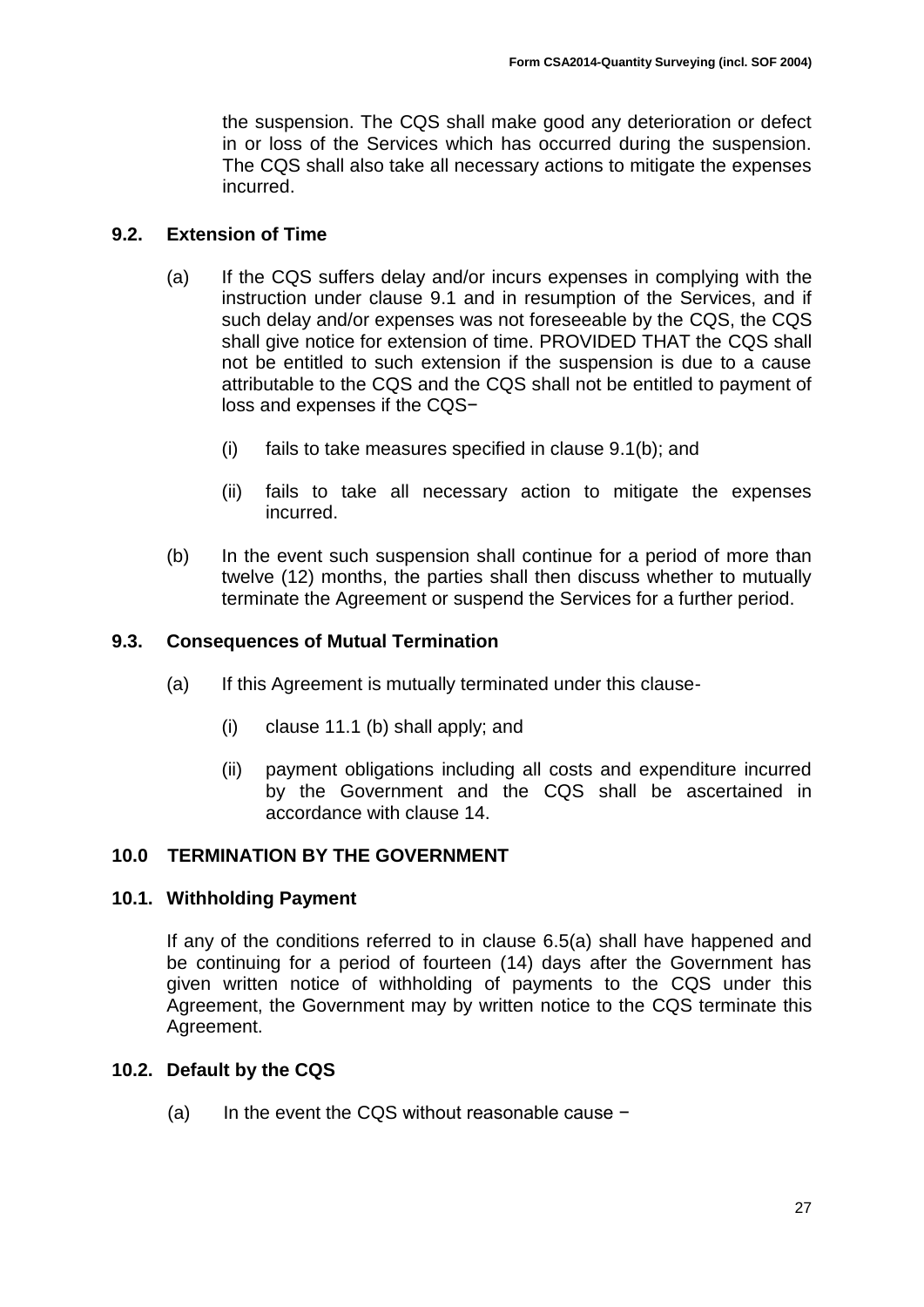the suspension. The CQS shall make good any deterioration or defect in or loss of the Services which has occurred during the suspension. The CQS shall also take all necessary actions to mitigate the expenses incurred.

### 9.2. Extension of Time

(a) If the CQS suffers delay and/or incurs expenses in complying with the instruction under clause 9.1 and in resumption of the Services, and if such delay and/or expenses was not foreseeable by the CQS, the CQS shall give notice for extension of time. PROVIDED THAT the CQS shall not be entitled to such extension if the suspension is due to a cause attributable to the CQS and the CQS shall not be entitled to payment of loss and expenses if the CQS−

(i) fails to take measures specified in clause 9.1(b); and

(ii) fails to take all necessary action to mitigate the expenses incurred.

(b) In the event such suspension shall continue for a period of more than twelve (12) months, the parties shall then discuss whether to mutually terminate the Agreement or suspend the Services for a further period.

### 9.3. Consequences of Mutual Termination

(a) If this Agreement is mutually terminated under this clause-

(i) clause 11.1 (b) shall apply; and

(ii) payment obligations including all costs and expenditure incurred by the Government and the CQS shall be ascertained in accordance with clause 14.

## 10.0 TERMINATION BY THE GOVERNMENT

### 10.1. Withholding Payment

If any of the conditions referred to in clause 6.5(a) shall have happened and be continuing for a period of fourteen (14) days after the Government has given written notice of withholding of payments to the CQS under this Agreement, the Government may by written notice to the CQS terminate this Agreement.

### 10.2. Default by the CQS

(a) In the event the CQS without reasonable cause −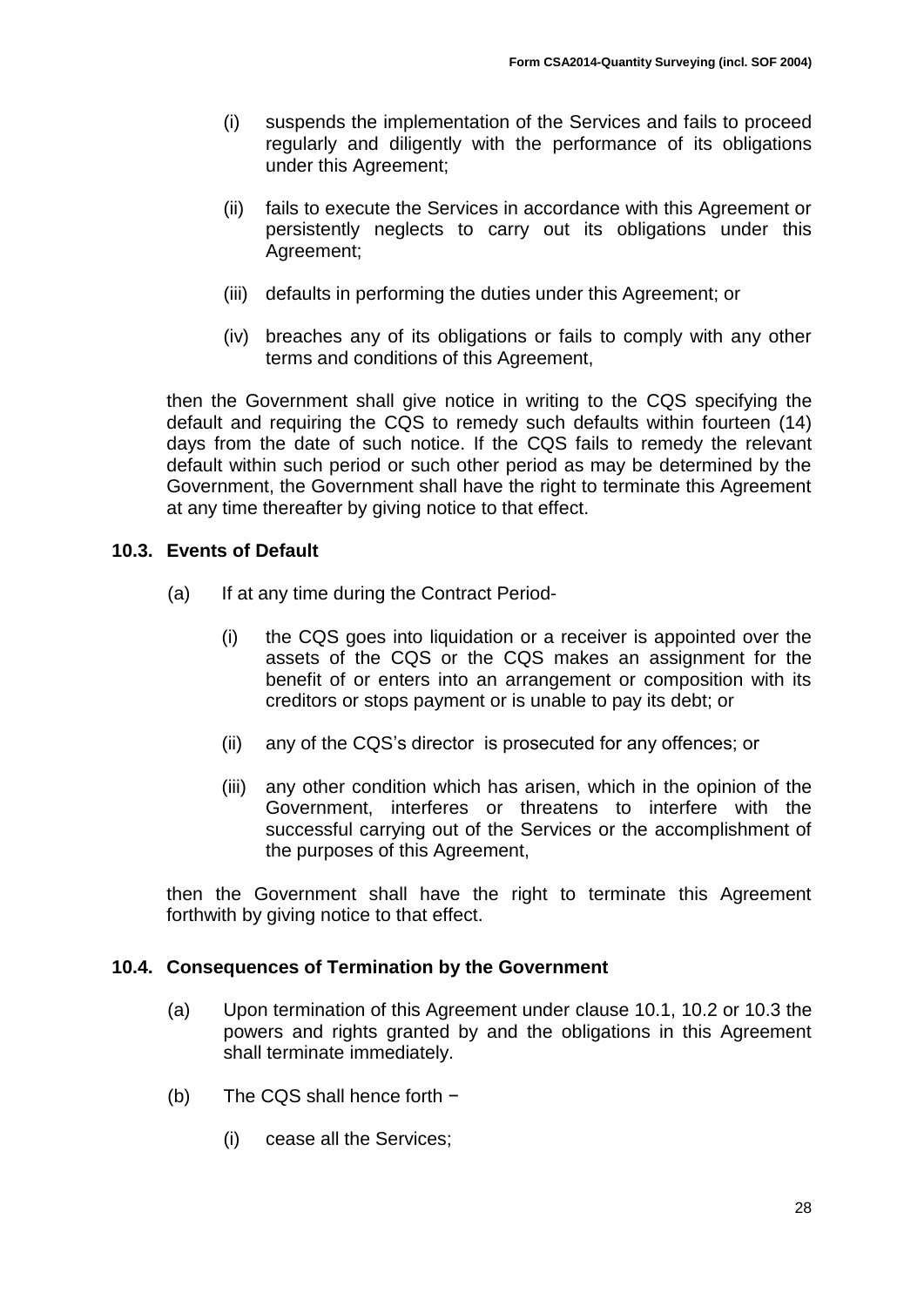(i) suspends the implementation of the Services and fails to proceed regularly and diligently with the performance of its obligations under this Agreement;

(ii) fails to execute the Services in accordance with this Agreement or persistently neglects to carry out its obligations under this Agreement;

(iii) defaults in performing the duties under this Agreement; or

(iv) breaches any of its obligations or fails to comply with any other terms and conditions of this Agreement,

then the Government shall give notice in writing to the CQS specifying the default and requiring the CQS to remedy such defaults within fourteen (14) days from the date of such notice. If the CQS fails to remedy the relevant default within such period or such other period as may be determined by the Government, the Government shall have the right to terminate this Agreement at any time thereafter by giving notice to that effect.

**10.3. Events of Default**

(a) If at any time during the Contract Period-

(i) the CQS goes into liquidation or a receiver is appointed over the assets of the CQS or the CQS makes an assignment for the benefit of or enters into an arrangement or composition with its creditors or stops payment or is unable to pay its debt; or

(ii) any of the CQS's director is prosecuted for any offences; or

(iii) any other condition which has arisen, which in the opinion of the Government, interferes or threatens to interfere with the successful carrying out of the Services or the accomplishment of the purposes of this Agreement,

then the Government shall have the right to terminate this Agreement forthwith by giving notice to that effect.

**10.4. Consequences of Termination by the Government**

(a) Upon termination of this Agreement under clause 10.1, 10.2 or 10.3 the powers and rights granted by and the obligations in this Agreement shall terminate immediately.

(b) The CQS shall hence forth −

(i) cease all the Services;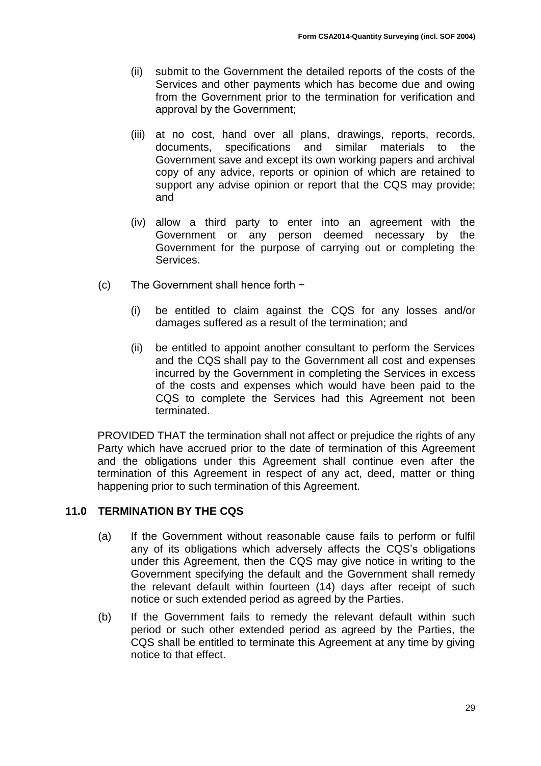(ii) submit to the Government the detailed reports of the costs of the Services and other payments which has become due and owing from the Government prior to the termination for verification and approval by the Government;

(iii) at no cost, hand over all plans, drawings, reports, records, documents, specifications and similar materials to the Government save and except its own working papers and archival copy of any advice, reports or opinion of which are retained to support any advise opinion or report that the CQS may provide; and

(iv) allow a third party to enter into an agreement with the Government or any person deemed necessary by the Government for the purpose of carrying out or completing the Services.

(c) The Government shall hence forth −

(i) be entitled to claim against the CQS for any losses and/or damages suffered as a result of the termination; and

(ii) be entitled to appoint another consultant to perform the Services and the CQS shall pay to the Government all cost and expenses incurred by the Government in completing the Services in excess of the costs and expenses which would have been paid to the CQS to complete the Services had this Agreement not been terminated.

PROVIDED THAT the termination shall not affect or prejudice the rights of any Party which have accrued prior to the date of termination of this Agreement and the obligations under this Agreement shall continue even after the termination of this Agreement in respect of any act, deed, matter or thing happening prior to such termination of this Agreement.

## 11.0 TERMINATION BY THE CQS

(a) If the Government without reasonable cause fails to perform or fulfil any of its obligations which adversely affects the CQS's obligations under this Agreement, then the CQS may give notice in writing to the Government specifying the default and the Government shall remedy the relevant default within fourteen (14) days after receipt of such notice or such extended period as agreed by the Parties.

(b) If the Government fails to remedy the relevant default within such period or such other extended period as agreed by the Parties, the CQS shall be entitled to terminate this Agreement at any time by giving notice to that effect.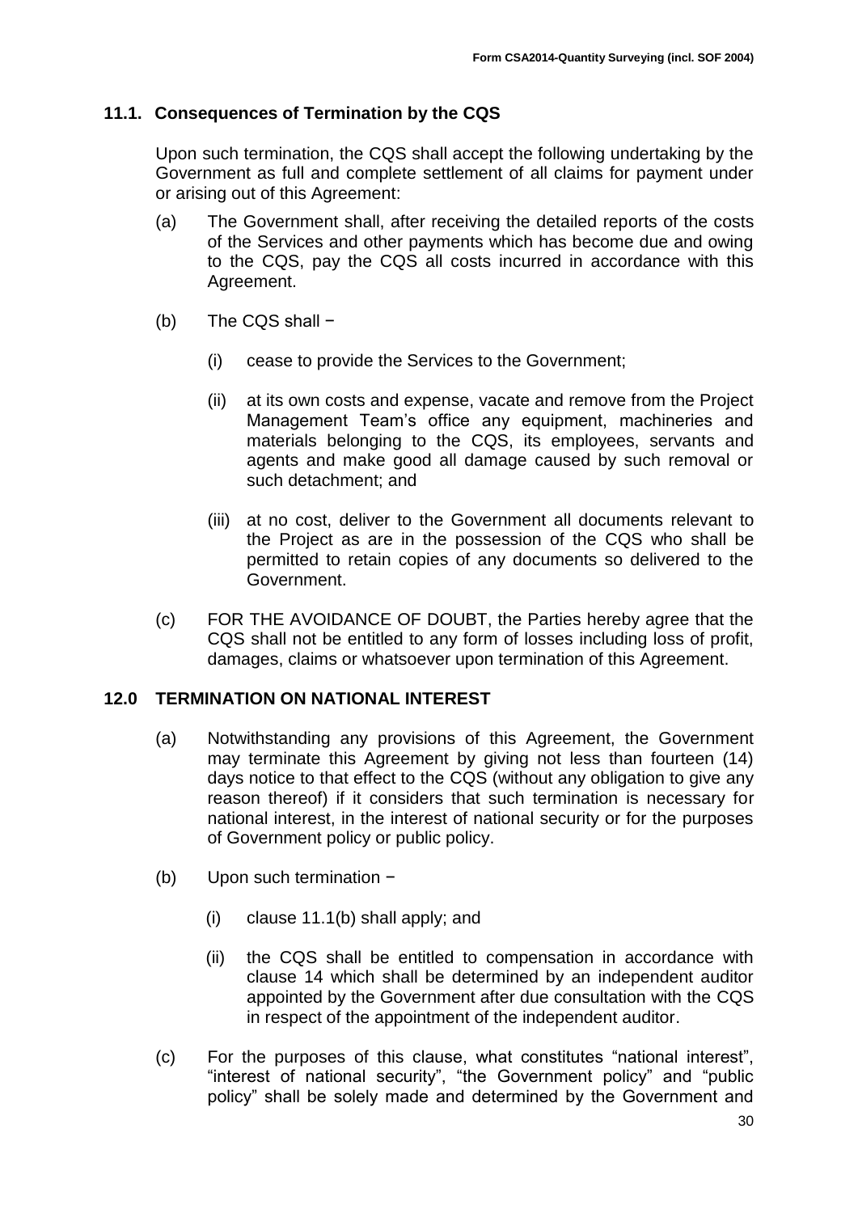### 11.1. Consequences of Termination by the CQS

Upon such termination, the CQS shall accept the following undertaking by the Government as full and complete settlement of all claims for payment under or arising out of this Agreement:

(a) The Government shall, after receiving the detailed reports of the costs of the Services and other payments which has become due and owing to the CQS, pay the CQS all costs incurred in accordance with this Agreement.

(b) The CQS shall −

  (i) cease to provide the Services to the Government;

  (ii) at its own costs and expense, vacate and remove from the Project Management Team's office any equipment, machineries and materials belonging to the CQS, its employees, servants and agents and make good all damage caused by such removal or such detachment; and

  (iii) at no cost, deliver to the Government all documents relevant to the Project as are in the possession of the CQS who shall be permitted to retain copies of any documents so delivered to the Government.

(c) FOR THE AVOIDANCE OF DOUBT, the Parties hereby agree that the CQS shall not be entitled to any form of losses including loss of profit, damages, claims or whatsoever upon termination of this Agreement.

## 12.0 TERMINATION ON NATIONAL INTEREST

(a) Notwithstanding any provisions of this Agreement, the Government may terminate this Agreement by giving not less than fourteen (14) days notice to that effect to the CQS (without any obligation to give any reason thereof) if it considers that such termination is necessary for national interest, in the interest of national security or for the purposes of Government policy or public policy.

(b) Upon such termination −

  (i) clause 11.1(b) shall apply; and

  (ii) the CQS shall be entitled to compensation in accordance with clause 14 which shall be determined by an independent auditor appointed by the Government after due consultation with the CQS in respect of the appointment of the independent auditor.

(c) For the purposes of this clause, what constitutes "national interest", "interest of national security", "the Government policy" and "public policy" shall be solely made and determined by the Government and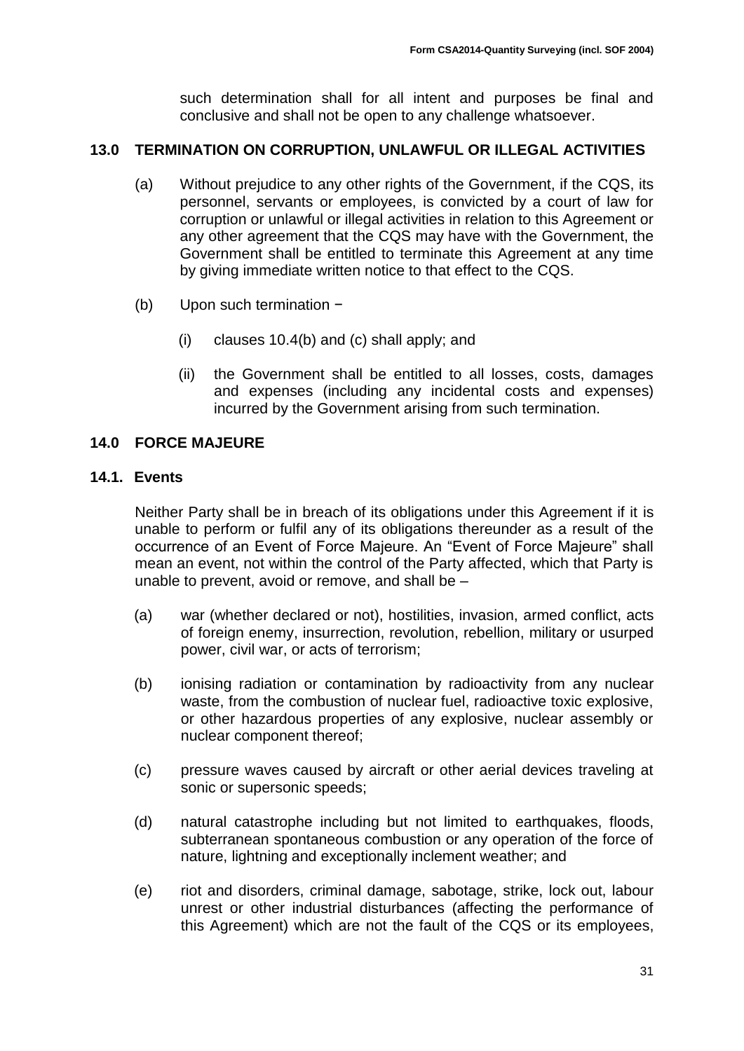such determination shall for all intent and purposes be final and conclusive and shall not be open to any challenge whatsoever.

## 13.0 TERMINATION ON CORRUPTION, UNLAWFUL OR ILLEGAL ACTIVITIES

(a) Without prejudice to any other rights of the Government, if the CQS, its personnel, servants or employees, is convicted by a court of law for corruption or unlawful or illegal activities in relation to this Agreement or any other agreement that the CQS may have with the Government, the Government shall be entitled to terminate this Agreement at any time by giving immediate written notice to that effect to the CQS.

(b) Upon such termination −

(i) clauses 10.4(b) and (c) shall apply; and

(ii) the Government shall be entitled to all losses, costs, damages and expenses (including any incidental costs and expenses) incurred by the Government arising from such termination.

## 14.0 FORCE MAJEURE

### 14.1. Events

Neither Party shall be in breach of its obligations under this Agreement if it is unable to perform or fulfil any of its obligations thereunder as a result of the occurrence of an Event of Force Majeure. An "Event of Force Majeure" shall mean an event, not within the control of the Party affected, which that Party is unable to prevent, avoid or remove, and shall be –

(a) war (whether declared or not), hostilities, invasion, armed conflict, acts of foreign enemy, insurrection, revolution, rebellion, military or usurped power, civil war, or acts of terrorism;

(b) ionising radiation or contamination by radioactivity from any nuclear waste, from the combustion of nuclear fuel, radioactive toxic explosive, or other hazardous properties of any explosive, nuclear assembly or nuclear component thereof;

(c) pressure waves caused by aircraft or other aerial devices traveling at sonic or supersonic speeds;

(d) natural catastrophe including but not limited to earthquakes, floods, subterranean spontaneous combustion or any operation of the force of nature, lightning and exceptionally inclement weather; and

(e) riot and disorders, criminal damage, sabotage, strike, lock out, labour unrest or other industrial disturbances (affecting the performance of this Agreement) which are not the fault of the CQS or its employees,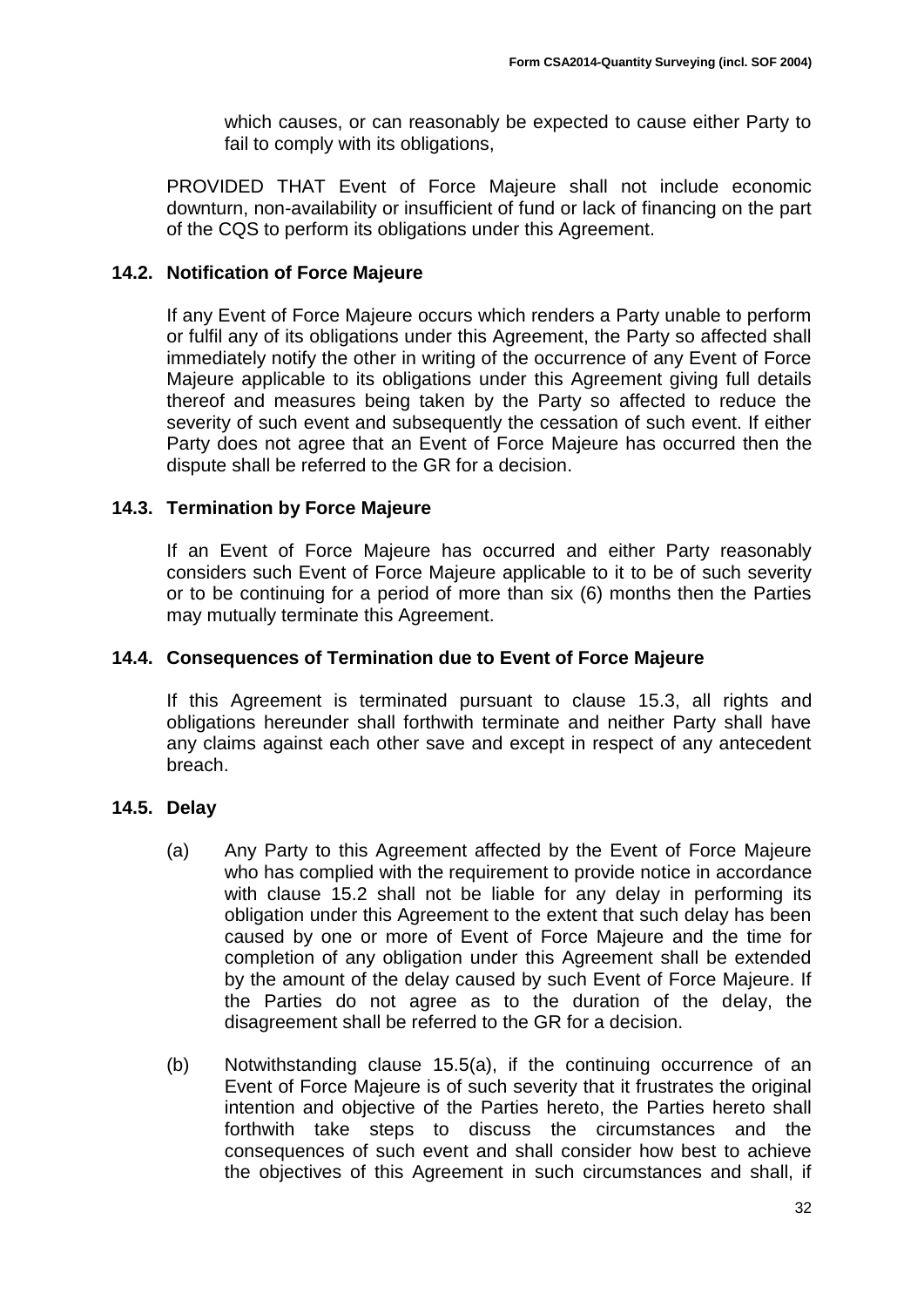which causes, or can reasonably be expected to cause either Party to fail to comply with its obligations,

PROVIDED THAT Event of Force Majeure shall not include economic downturn, non-availability or insufficient of fund or lack of financing on the part of the CQS to perform its obligations under this Agreement.

### 14.2. Notification of Force Majeure

If any Event of Force Majeure occurs which renders a Party unable to perform or fulfil any of its obligations under this Agreement, the Party so affected shall immediately notify the other in writing of the occurrence of any Event of Force Majeure applicable to its obligations under this Agreement giving full details thereof and measures being taken by the Party so affected to reduce the severity of such event and subsequently the cessation of such event. If either Party does not agree that an Event of Force Majeure has occurred then the dispute shall be referred to the GR for a decision.

### 14.3. Termination by Force Majeure

If an Event of Force Majeure has occurred and either Party reasonably considers such Event of Force Majeure applicable to it to be of such severity or to be continuing for a period of more than six (6) months then the Parties may mutually terminate this Agreement.

### 14.4. Consequences of Termination due to Event of Force Majeure

If this Agreement is terminated pursuant to clause 15.3, all rights and obligations hereunder shall forthwith terminate and neither Party shall have any claims against each other save and except in respect of any antecedent breach.

### 14.5. Delay

(a) Any Party to this Agreement affected by the Event of Force Majeure who has complied with the requirement to provide notice in accordance with clause 15.2 shall not be liable for any delay in performing its obligation under this Agreement to the extent that such delay has been caused by one or more of Event of Force Majeure and the time for completion of any obligation under this Agreement shall be extended by the amount of the delay caused by such Event of Force Majeure. If the Parties do not agree as to the duration of the delay, the disagreement shall be referred to the GR for a decision.

(b) Notwithstanding clause 15.5(a), if the continuing occurrence of an Event of Force Majeure is of such severity that it frustrates the original intention and objective of the Parties hereto, the Parties hereto shall forthwith take steps to discuss the circumstances and the consequences of such event and shall consider how best to achieve the objectives of this Agreement in such circumstances and shall, if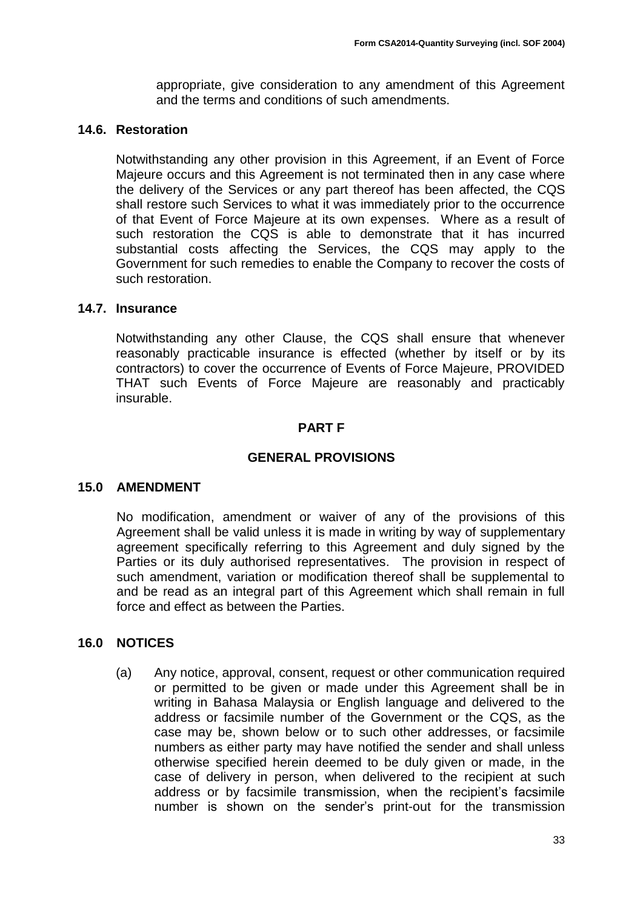appropriate, give consideration to any amendment of this Agreement and the terms and conditions of such amendments.

### 14.6. Restoration

Notwithstanding any other provision in this Agreement, if an Event of Force Majeure occurs and this Agreement is not terminated then in any case where the delivery of the Services or any part thereof has been affected, the CQS shall restore such Services to what it was immediately prior to the occurrence of that Event of Force Majeure at its own expenses. Where as a result of such restoration the CQS is able to demonstrate that it has incurred substantial costs affecting the Services, the CQS may apply to the Government for such remedies to enable the Company to recover the costs of such restoration.

### 14.7. Insurance

Notwithstanding any other Clause, the CQS shall ensure that whenever reasonably practicable insurance is effected (whether by itself or by its contractors) to cover the occurrence of Events of Force Majeure, PROVIDED THAT such Events of Force Majeure are reasonably and practicably insurable.

# PART F

# GENERAL PROVISIONS

## 15.0 AMENDMENT

No modification, amendment or waiver of any of the provisions of this Agreement shall be valid unless it is made in writing by way of supplementary agreement specifically referring to this Agreement and duly signed by the Parties or its duly authorised representatives. The provision in respect of such amendment, variation or modification thereof shall be supplemental to and be read as an integral part of this Agreement which shall remain in full force and effect as between the Parties.

## 16.0 NOTICES

(a) Any notice, approval, consent, request or other communication required or permitted to be given or made under this Agreement shall be in writing in Bahasa Malaysia or English language and delivered to the address or facsimile number of the Government or the CQS, as the case may be, shown below or to such other addresses, or facsimile numbers as either party may have notified the sender and shall unless otherwise specified herein deemed to be duly given or made, in the case of delivery in person, when delivered to the recipient at such address or by facsimile transmission, when the recipient's facsimile number is shown on the sender's print-out for the transmission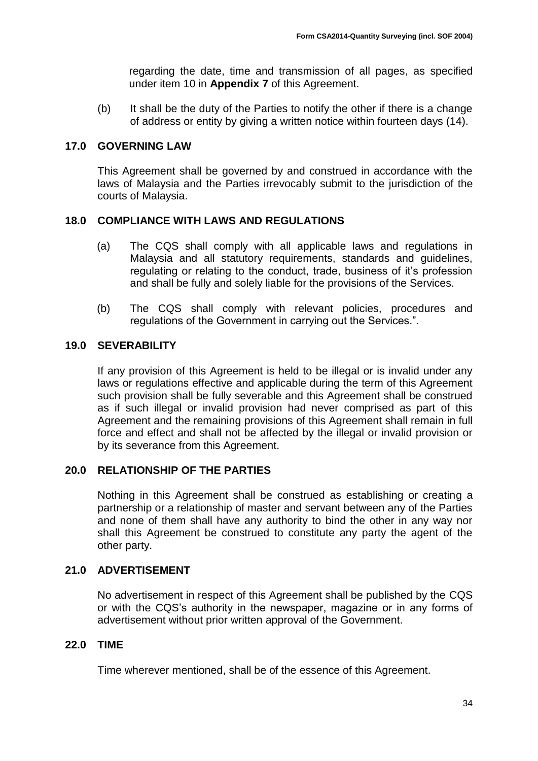regarding the date, time and transmission of all pages, as specified under item 10 in **Appendix 7** of this Agreement.

(b) It shall be the duty of the Parties to notify the other if there is a change of address or entity by giving a written notice within fourteen days (14).

## 17.0 GOVERNING LAW

This Agreement shall be governed by and construed in accordance with the laws of Malaysia and the Parties irrevocably submit to the jurisdiction of the courts of Malaysia.

## 18.0 COMPLIANCE WITH LAWS AND REGULATIONS

(a) The CQS shall comply with all applicable laws and regulations in Malaysia and all statutory requirements, standards and guidelines, regulating or relating to the conduct, trade, business of it's profession and shall be fully and solely liable for the provisions of the Services.

(b) The CQS shall comply with relevant policies, procedures and regulations of the Government in carrying out the Services.".

## 19.0 SEVERABILITY

If any provision of this Agreement is held to be illegal or is invalid under any laws or regulations effective and applicable during the term of this Agreement such provision shall be fully severable and this Agreement shall be construed as if such illegal or invalid provision had never comprised as part of this Agreement and the remaining provisions of this Agreement shall remain in full force and effect and shall not be affected by the illegal or invalid provision or by its severance from this Agreement.

## 20.0 RELATIONSHIP OF THE PARTIES

Nothing in this Agreement shall be construed as establishing or creating a partnership or a relationship of master and servant between any of the Parties and none of them shall have any authority to bind the other in any way nor shall this Agreement be construed to constitute any party the agent of the other party.

## 21.0 ADVERTISEMENT

No advertisement in respect of this Agreement shall be published by the CQS or with the CQS's authority in the newspaper, magazine or in any forms of advertisement without prior written approval of the Government.

## 22.0 TIME

Time wherever mentioned, shall be of the essence of this Agreement.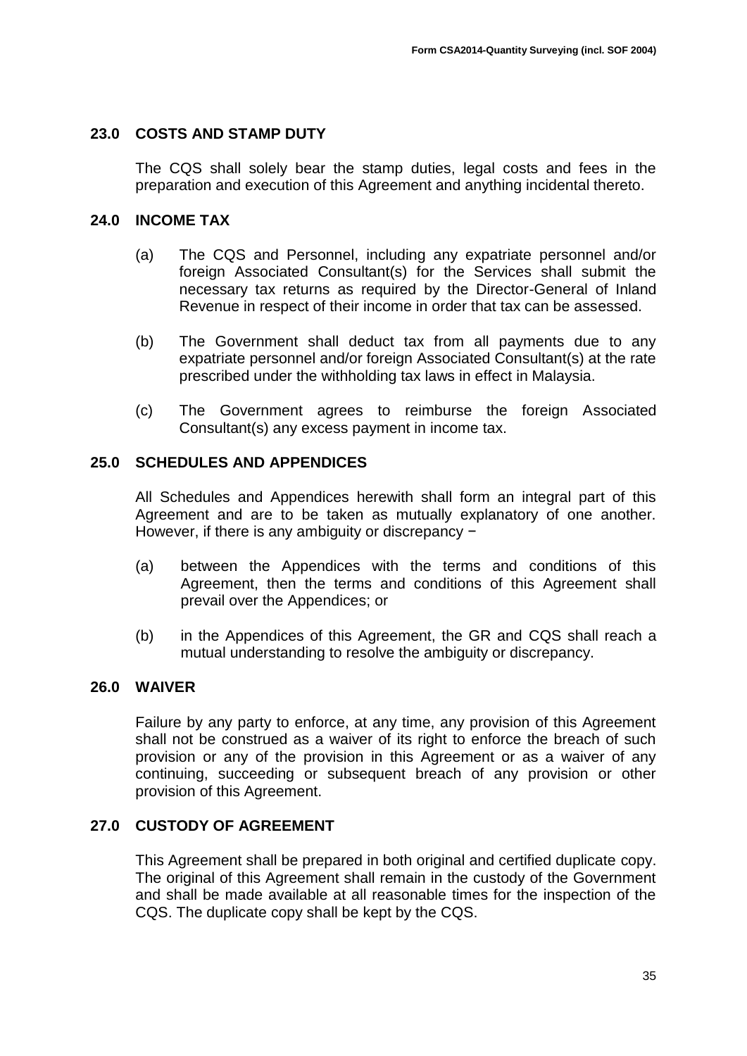## 23.0 COSTS AND STAMP DUTY

The CQS shall solely bear the stamp duties, legal costs and fees in the preparation and execution of this Agreement and anything incidental thereto.

## 24.0 INCOME TAX

(a) The CQS and Personnel, including any expatriate personnel and/or foreign Associated Consultant(s) for the Services shall submit the necessary tax returns as required by the Director-General of Inland Revenue in respect of their income in order that tax can be assessed.

(b) The Government shall deduct tax from all payments due to any expatriate personnel and/or foreign Associated Consultant(s) at the rate prescribed under the withholding tax laws in effect in Malaysia.

(c) The Government agrees to reimburse the foreign Associated Consultant(s) any excess payment in income tax.

## 25.0 SCHEDULES AND APPENDICES

All Schedules and Appendices herewith shall form an integral part of this Agreement and are to be taken as mutually explanatory of one another. However, if there is any ambiguity or discrepancy −

(a) between the Appendices with the terms and conditions of this Agreement, then the terms and conditions of this Agreement shall prevail over the Appendices; or

(b) in the Appendices of this Agreement, the GR and CQS shall reach a mutual understanding to resolve the ambiguity or discrepancy.

## 26.0 WAIVER

Failure by any party to enforce, at any time, any provision of this Agreement shall not be construed as a waiver of its right to enforce the breach of such provision or any of the provision in this Agreement or as a waiver of any continuing, succeeding or subsequent breach of any provision or other provision of this Agreement.

## 27.0 CUSTODY OF AGREEMENT

This Agreement shall be prepared in both original and certified duplicate copy. The original of this Agreement shall remain in the custody of the Government and shall be made available at all reasonable times for the inspection of the CQS. The duplicate copy shall be kept by the CQS.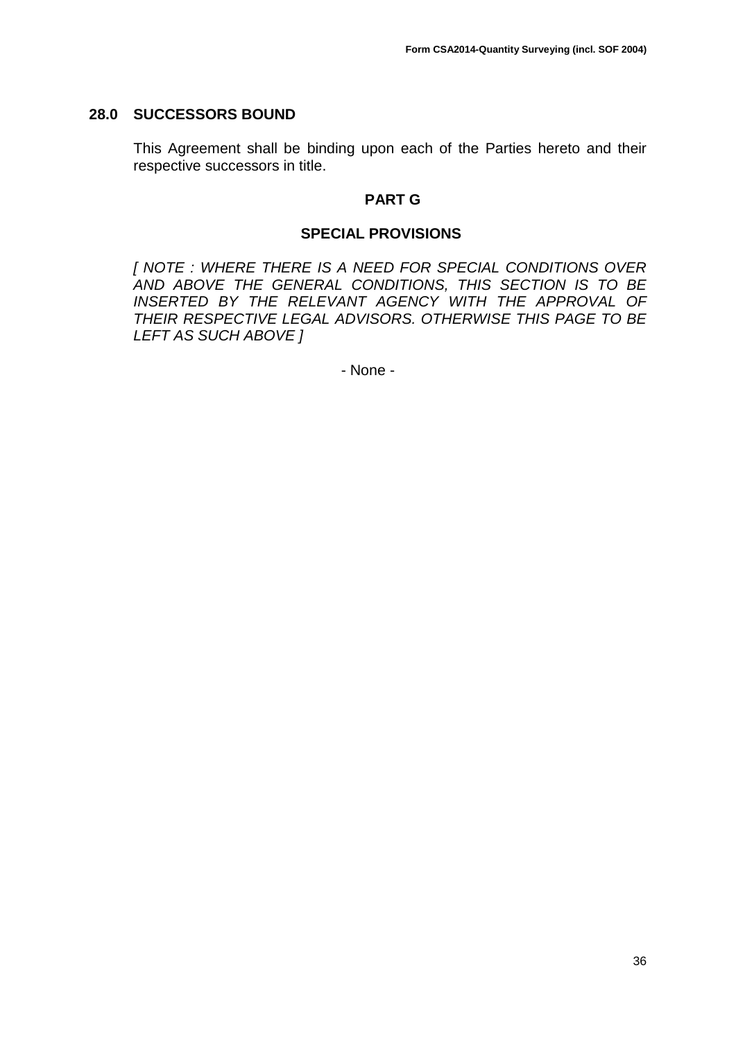## 28.0 SUCCESSORS BOUND

This Agreement shall be binding upon each of the Parties hereto and their respective successors in title.

# PART G

## SPECIAL PROVISIONS

*[ NOTE : WHERE THERE IS A NEED FOR SPECIAL CONDITIONS OVER AND ABOVE THE GENERAL CONDITIONS, THIS SECTION IS TO BE INSERTED BY THE RELEVANT AGENCY WITH THE APPROVAL OF THEIR RESPECTIVE LEGAL ADVISORS. OTHERWISE THIS PAGE TO BE LEFT AS SUCH ABOVE ]*

- None -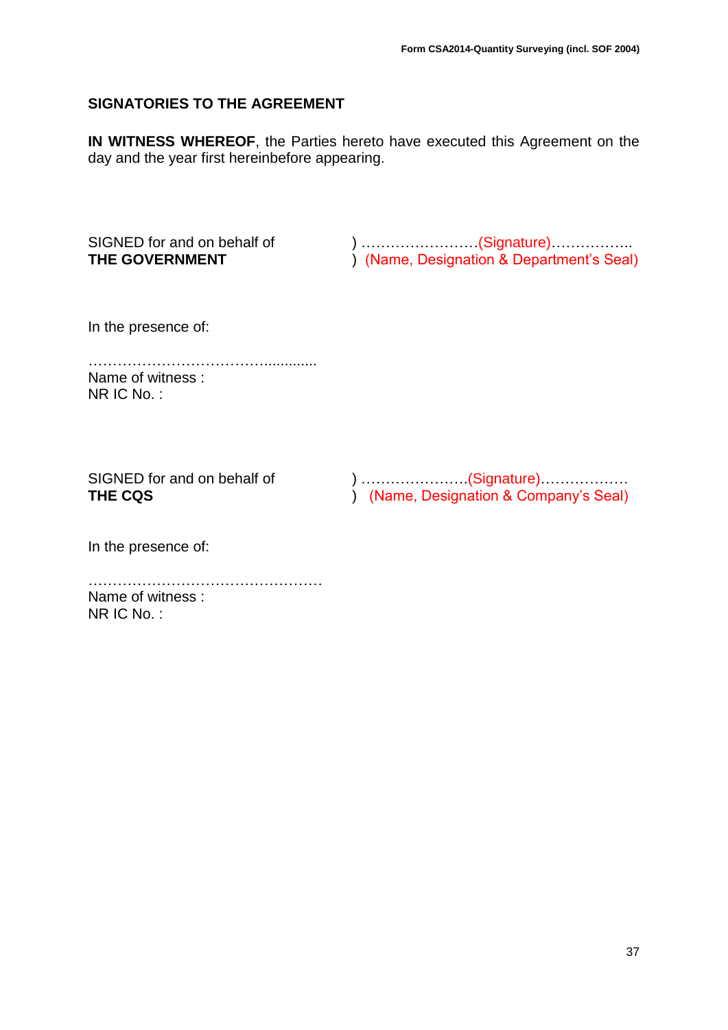## SIGNATORIES TO THE AGREEMENT

**IN WITNESS WHEREOF**, the Parties hereto have executed this Agreement on the day and the year first hereinbefore appearing.

SIGNED for and on behalf of ) …………………….(Signature)……………..
**THE GOVERNMENT** ) (Name, Designation & Department's Seal)

In the present of:

……………………………….............
Name of witness :
NR IC No. :

SIGNED for and on behalf of ) ………………….(Signature)………………
**THE CQS** ) (Name, Designation & Company's Seal)

In the presence of:

…………………………………………
Name of witness :
NR IC No. :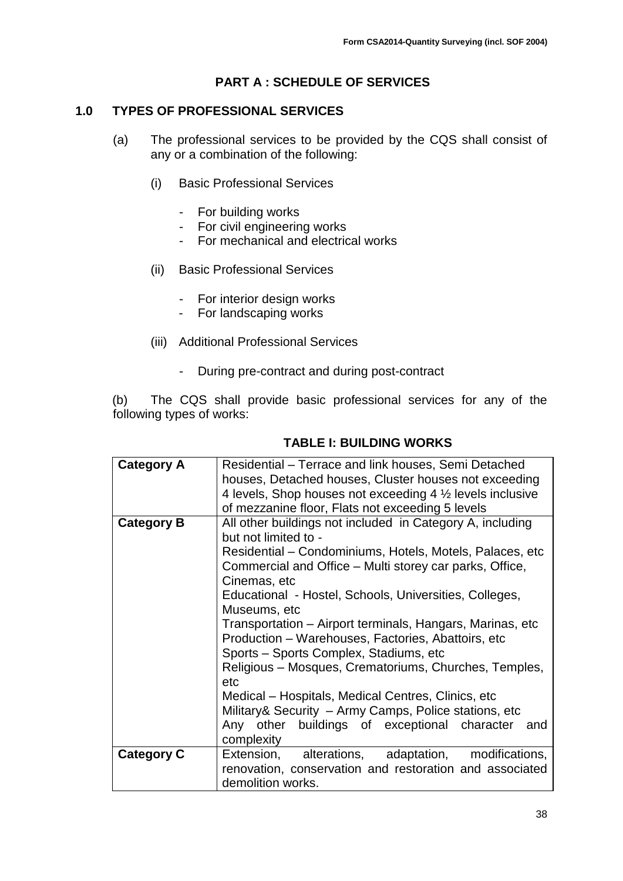## PART A : SCHEDULE OF SERVICES

### 1.0 TYPES OF PROFESSIONAL SERVICES

(a) The professional services to be provided by the CQS shall consist of any or a combination of the following:

(i) Basic Professional Services

- For building works
- For civil engineering works
- For mechanical and electrical works

(ii) Basic Professional Services

- For interior design works
- For landscaping works

(iii) Additional Professional Services

- During pre-contract and during post-contract

(b) The CQS shall provide basic professional services for any of the following types of works:

**TABLE I: BUILDING WORKS**

| | |
|---|---|
| **Category A** | Residential – Terrace and link houses, Semi Detached houses, Detached houses, Cluster houses not exceeding 4 levels, Shop houses not exceeding 4 ½ levels inclusive of mezzanine floor, Flats not exceeding 5 levels |
| **Category B** | All other buildings not included in Category A, including but not limited to -<br>Residential – Condominiums, Hotels, Motels, Palaces, etc<br>Commercial and Office – Multi storey car parks, Office, Cinemas, etc<br>Educational - Hostel, Schools, Universities, Colleges, Museums, etc<br>Transportation – Airport terminals, Hangars, Marinas, etc<br>Production – Warehouses, Factories, Abattoirs, etc<br>Sports – Sports Complex, Stadiums, etc<br>Religious – Mosques, Crematoriums, Churches, Temples, etc<br>Medical – Hospitals, Medical Centres, Clinics, etc<br>Military& Security – Army Camps, Police stations, etc<br>Any other buildings of exceptional character and complexity |
| **Category C** | Extension, alterations, adaptation, modifications, renovation, conservation and restoration and associated demolition works. |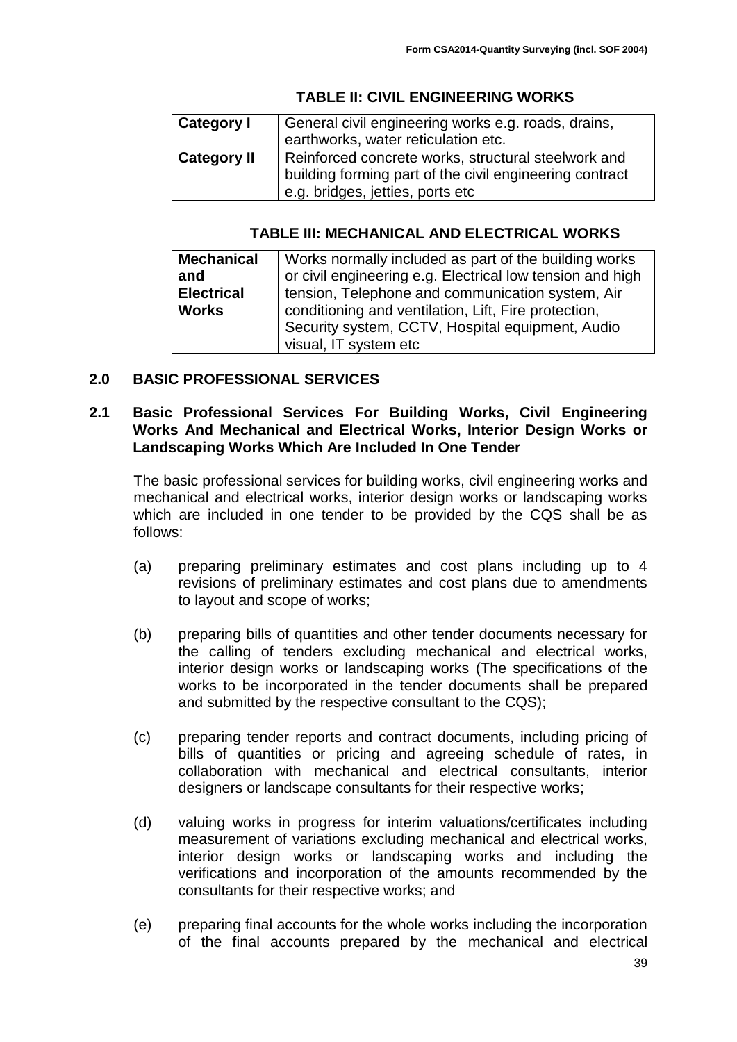### TABLE II: CIVIL ENGINEERING WORKS

| | |
|---|---|
| **Category I** | General civil engineering works e.g. roads, drains, earthworks, water reticulation etc. |
| **Category II** | Reinforced concrete works, structural steelwork and building forming part of the civil engineering contract e.g. bridges, jetties, ports etc |

### TABLE III: MECHANICAL AND ELECTRICAL WORKS

| | |
|---|---|
| **Mechanical and Electrical Works** | Works normally included as part of the building works or civil engineering e.g. Electrical low tension and high tension, Telephone and communication system, Air conditioning and ventilation, Lift, Fire protection, Security system, CCTV, Hospital equipment, Audio visual, IT system etc |

## 2.0 BASIC PROFESSIONAL SERVICES

### 2.1 Basic Professional Services For Building Works, Civil Engineering Works And Mechanical and Electrical Works, Interior Design Works or Landscaping Works Which Are Included In One Tender

The basic professional services for building works, civil engineering works and mechanical and electrical works, interior design works or landscaping works which are included in one tender to be provided by the CQS shall be as follows:

(a) preparing preliminary estimates and cost plans including up to 4 revisions of preliminary estimates and cost plans due to amendments to layout and scope of works;

(b) preparing bills of quantities and other tender documents necessary for the calling of tenders excluding mechanical and electrical works, interior design works or landscaping works (The specifications of the works to be incorporated in the tender documents shall be prepared and submitted by the respective consultant to the CQS);

(c) preparing tender reports and contract documents, including pricing of bills of quantities or pricing and agreeing schedule of rates, in collaboration with mechanical and electrical consultants, interior designers or landscape consultants for their respective works;

(d) valuing works in progress for interim valuations/certificates including measurement of variations excluding mechanical and electrical works, interior design works or landscaping works and including the verifications and incorporation of the amounts recommended by the consultants for their respective works; and

(e) preparing final accounts for the whole works including the incorporation of the final accounts prepared by the mechanical and electrical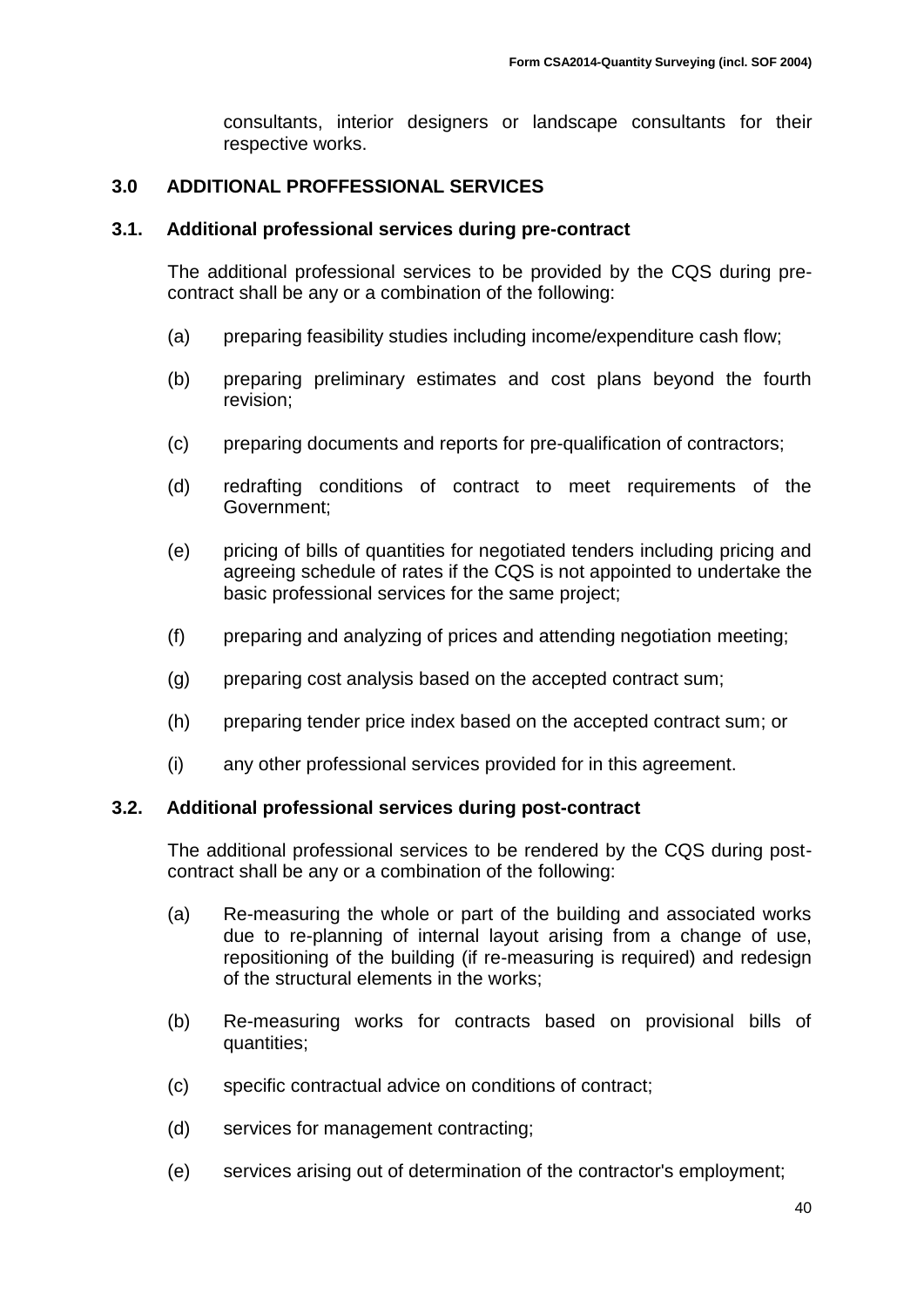consultants, interior designers or landscape consultants for their respective works.

## 3.0 ADDITIONAL PROFFESSIONAL SERVICES

### 3.1. Additional professional services during pre-contract

The additional professional services to be provided by the CQS during pre-contract shall be any or a combination of the following:

(a) preparing feasibility studies including income/expenditure cash flow;

(b) preparing preliminary estimates and cost plans beyond the fourth revision;

(c) preparing documents and reports for pre-qualification of contractors;

(d) redrafting conditions of contract to meet requirements of the Government;

(e) pricing of bills of quantities for negotiated tenders including pricing and agreeing schedule of rates if the CQS is not appointed to undertake the basic professional services for the same project;

(f) preparing and analyzing of prices and attending negotiation meeting;

(g) preparing cost analysis based on the accepted contract sum;

(h) preparing tender price index based on the accepted contract sum; or

(i) any other professional services provided for in this agreement.

### 3.2. Additional professional services during post-contract

The additional professional services to be rendered by the CQS during post-contract shall be any or a combination of the following:

(a) Re-measuring the whole or part of the building and associated works due to re-planning of internal layout arising from a change of use, repositioning of the building (if re-measuring is required) and redesign of the structural elements in the works;

(b) Re-measuring works for contracts based on provisional bills of quantities;

(c) specific contractual advice on conditions of contract;

(d) services for management contracting;

(e) services arising out of determination of the contractor's employment;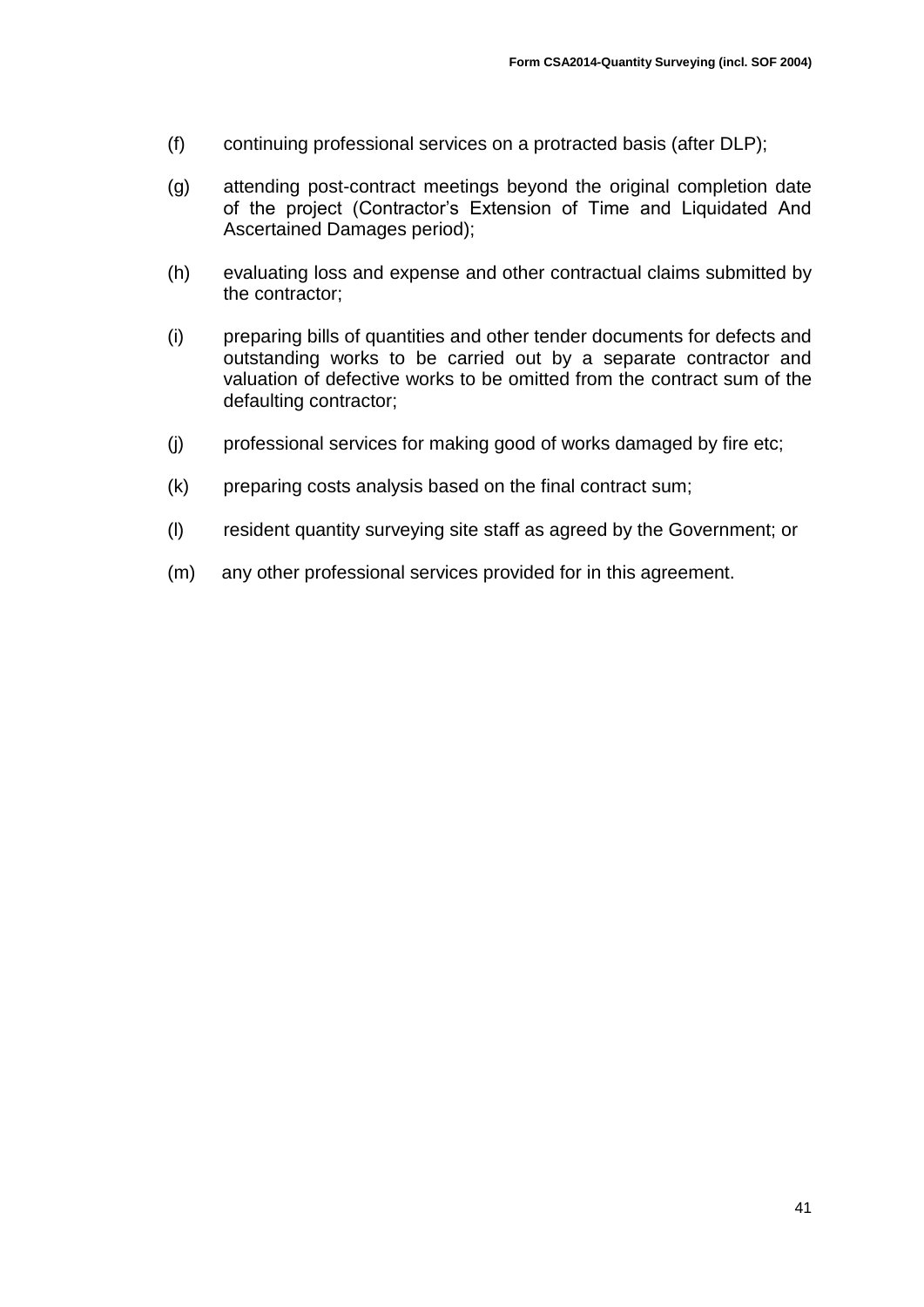(f) continuing professional services on a protracted basis (after DLP);

(g) attending post-contract meetings beyond the original completion date of the project (Contractor's Extension of Time and Liquidated And Ascertained Damages period);

(h) evaluating loss and expense and other contractual claims submitted by the contractor;

(i) preparing bills of quantities and other tender documents for defects and outstanding works to be carried out by a separate contractor and valuation of defective works to be omitted from the contract sum of the defaulting contractor;

(j) professional services for making good of works damaged by fire etc;

(k) preparing costs analysis based on the final contract sum;

(l) resident quantity surveying site staff as agreed by the Government; or

(m) any other professional services provided for in this agreement.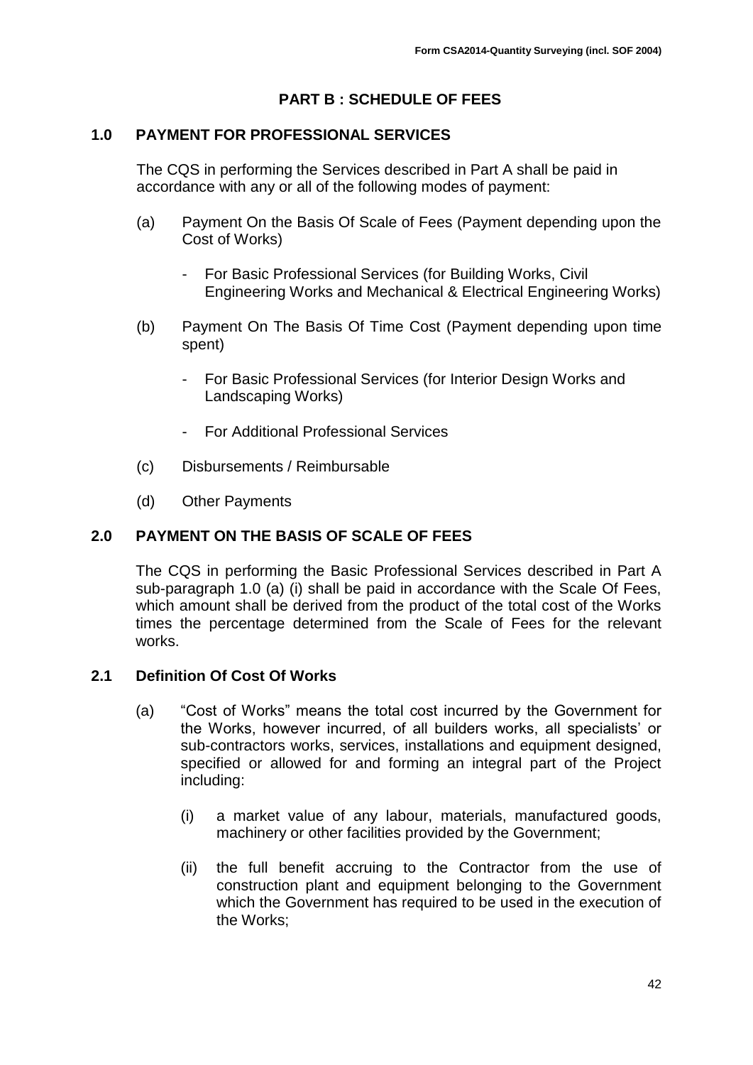## PART B : SCHEDULE OF FEES

### 1.0 PAYMENT FOR PROFESSIONAL SERVICES

The CQS in performing the Services described in Part A shall be paid in accordance with any or all of the following modes of payment:

(a) Payment On the Basis Of Scale of Fees (Payment depending upon the Cost of Works)

- For Basic Professional Services (for Building Works, Civil Engineering Works and Mechanical & Electrical Engineering Works)

(b) Payment On The Basis Of Time Cost (Payment depending upon time spent)

- For Basic Professional Services (for Interior Design Works and Landscaping Works)
- For Additional Professional Services

(c) Disbursements / Reimbursable

(d) Other Payments

### 2.0 PAYMENT ON THE BASIS OF SCALE OF FEES

The CQS in performing the Basic Professional Services described in Part A sub-paragraph 1.0 (a) (i) shall be paid in accordance with the Scale Of Fees, which amount shall be derived from the product of the total cost of the Works times the percentage determined from the Scale of Fees for the relevant works.

### 2.1 Definition Of Cost Of Works

(a) "Cost of Works" means the total cost incurred by the Government for the Works, however incurred, of all builders works, all specialists' or sub-contractors works, services, installations and equipment designed, specified or allowed for and forming an integral part of the Project including:

(i) a market value of any labour, materials, manufactured goods, machinery or other facilities provided by the Government;

(ii) the full benefit accruing to the Contractor from the use of construction plant and equipment belonging to the Government which the Government has required to be used in the execution of the Works;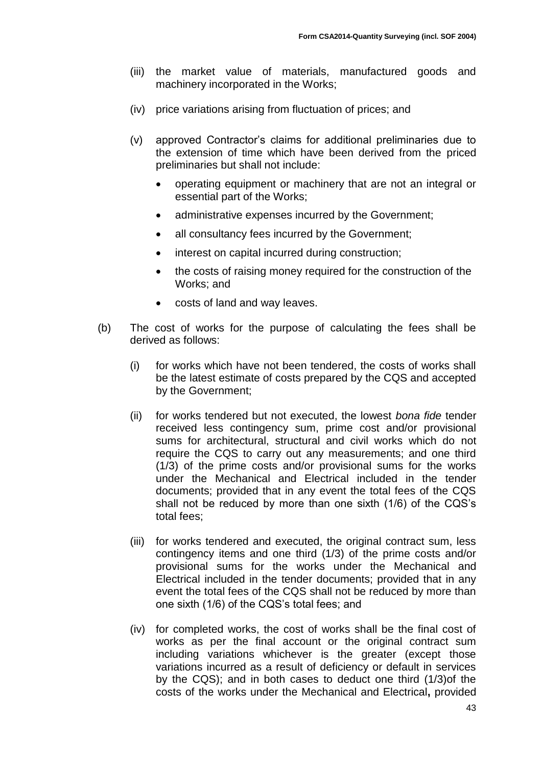(iii) the market value of materials, manufactured goods and machinery incorporated in the Works;

(iv) price variations arising from fluctuation of prices; and

(v) approved Contractor's claims for additional preliminaries due to the extension of time which have been derived from the priced preliminaries but shall not include:

- operating equipment or machinery that are not an integral or essential part of the Works;
- administrative expenses incurred by the Government;
- all consultancy fees incurred by the Government;
- interest on capital incurred during construction;
- the costs of raising money required for the construction of the Works; and
- costs of land and way leaves.

(b) The cost of works for the purpose of calculating the fees shall be derived as follows:

(i) for works which have not been tendered, the costs of works shall be the latest estimate of costs prepared by the CQS and accepted by the Government;

(ii) for works tendered but not executed, the lowest *bona fide* tender received less contingency sum, prime cost and/or provisional sums for architectural, structural and civil works which do not require the CQS to carry out any measurements; and one third (1/3) of the prime costs and/or provisional sums for the works under the Mechanical and Electrical included in the tender documents; provided that in any event the total fees of the CQS shall not be reduced by more than one sixth (1/6) of the CQS's total fees;

(iii) for works tendered and executed, the original contract sum, less contingency items and one third (1/3) of the prime costs and/or provisional sums for the works under the Mechanical and Electrical included in the tender documents; provided that in any event the total fees of the CQS shall not be reduced by more than one sixth (1/6) of the CQS's total fees; and

(iv) for completed works, the cost of works shall be the final cost of works as per the final account or the original contract sum including variations whichever is the greater (except those variations incurred as a result of deficiency or default in services by the CQS); and in both cases to deduct one third (1/3)of the costs of the works under the Mechanical and Electrical**,** provided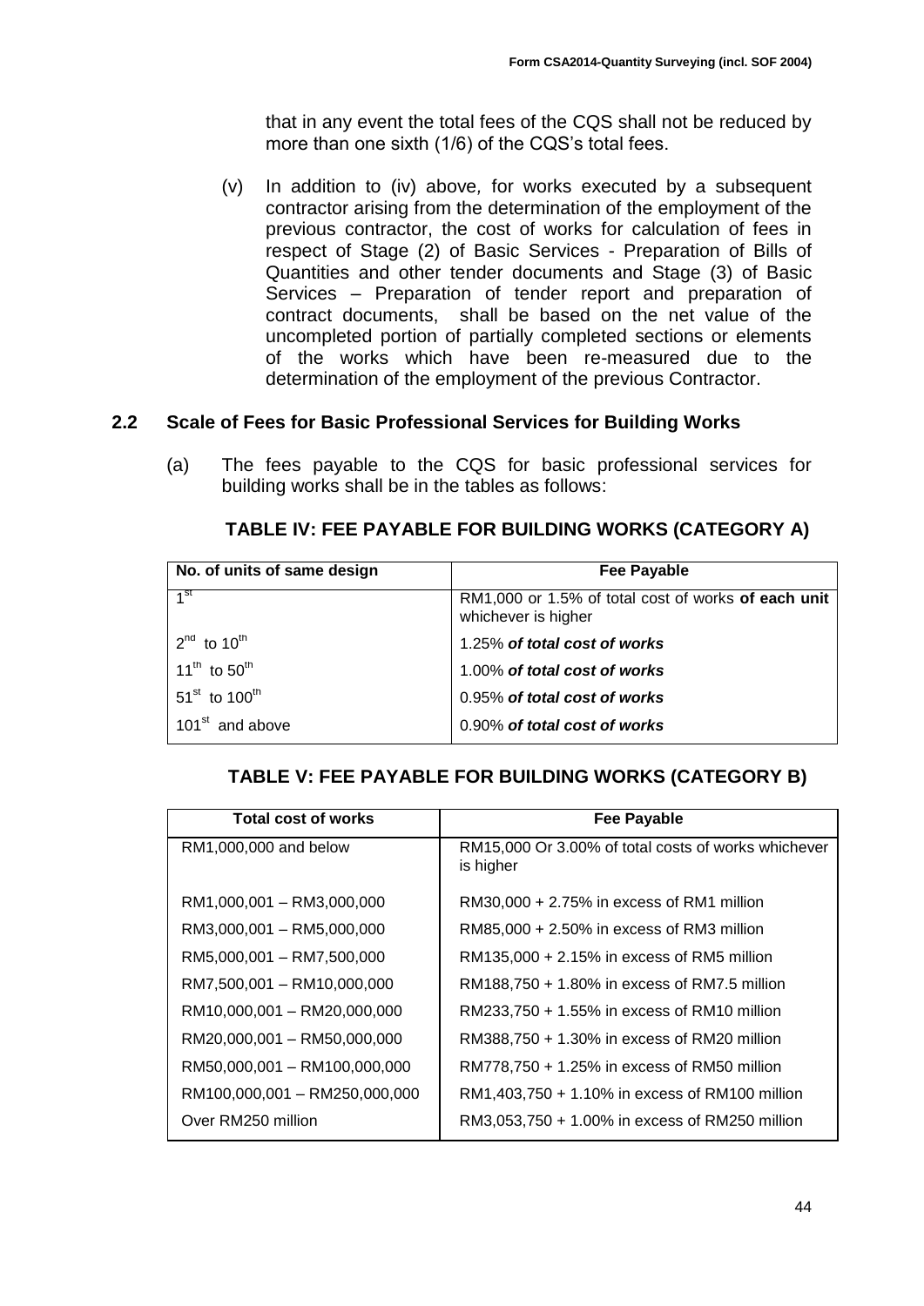that in any event the total fees of the CQS shall not be reduced by more than one sixth (1/6) of the CQS's total fees.

(v) In addition to (iv) above, for works executed by a subsequent contractor arising from the determination of the employment of the previous contractor, the cost of works for calculation of fees in respect of Stage (2) of Basic Services - Preparation of Bills of Quantities and other tender documents and Stage (3) of Basic Services – Preparation of tender report and preparation of contract documents, shall be based on the net value of the uncompleted portion of partially completed sections or elements of the works which have been re-measured due to the determination of the employment of the previous Contractor.

## 2.2 Scale of Fees for Basic Professional Services for Building Works

(a) The fees payable to the CQS for basic professional services for building works shall be in the tables as follows:

**TABLE IV: FEE PAYABLE FOR BUILDING WORKS (CATEGORY A)**

| No. of units of same design | Fee Payable |
|---|---|
| 1st | RM1,000 or 1.5% of total cost of works **of each unit** whichever is higher |
| 2nd to 10th | 1.25% ***of total cost of works*** |
| 11th to 50th | 1.00% ***of total cost of works*** |
| 51st to 100th | 0.95% ***of total cost of works*** |
| 101st and above | 0.90% ***of total cost of works*** |

**TABLE V: FEE PAYABLE FOR BUILDING WORKS (CATEGORY B)**

| Total cost of works | Fee Payable |
|---|---|
| RM1,000,000 and below | RM15,000 Or 3.00% of total costs of works whichever is higher |
| RM1,000,001 – RM3,000,000 | RM30,000 + 2.75% in excess of RM1 million |
| RM3,000,001 – RM5,000,000 | RM85,000 + 2.50% in excess of RM3 million |
| RM5,000,001 – RM7,500,000 | RM135,000 + 2.15% in excess of RM5 million |
| RM7,500,001 – RM10,000,000 | RM188,750 + 1.80% in excess of RM7.5 million |
| RM10,000,001 – RM20,000,000 | RM233,750 + 1.55% in excess of RM10 million |
| RM20,000,001 – RM50,000,000 | RM388,750 + 1.30% in excess of RM20 million |
| RM50,000,001 – RM100,000,000 | RM778,750 + 1.25% in excess of RM50 million |
| RM100,000,001 – RM250,000,000 | RM1,403,750 + 1.10% in excess of RM100 million |
| Over RM250 million | RM3,053,750 + 1.00% in excess of RM250 million |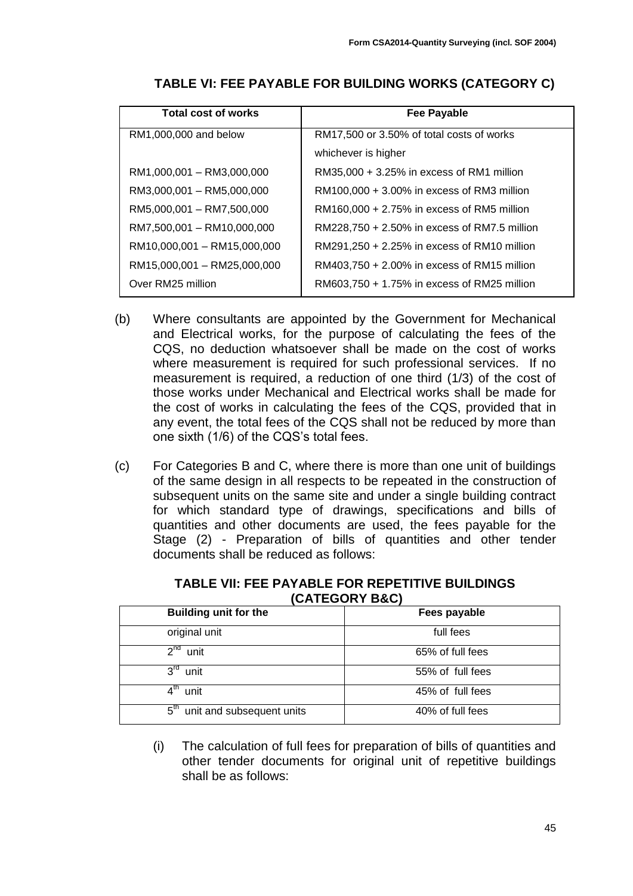## TABLE VI: FEE PAYABLE FOR BUILDING WORKS (CATEGORY C)

| Total cost of works | Fee Payable |
|---|---|
| RM1,000,000 and below | RM17,500 or 3.50% of total costs of works whichever is higher |
| RM1,000,001 – RM3,000,000 | RM35,000 + 3.25% in excess of RM1 million |
| RM3,000,001 – RM5,000,000 | RM100,000 + 3.00% in excess of RM3 million |
| RM5,000,001 – RM7,500,000 | RM160,000 + 2.75% in excess of RM5 million |
| RM7,500,001 – RM10,000,000 | RM228,750 + 2.50% in excess of RM7.5 million |
| RM10,000,001 – RM15,000,000 | RM291,250 + 2.25% in excess of RM10 million |
| RM15,000,001 – RM25,000,000 | RM403,750 + 2.00% in excess of RM15 million |
| Over RM25 million | RM603,750 + 1.75% in excess of RM25 million |

(b) Where consultants are appointed by the Government for Mechanical and Electrical works, for the purpose of calculating the fees of the CQS, no deduction whatsoever shall be made on the cost of works where measurement is required for such professional services. If no measurement is required, a reduction of one third (1/3) of the cost of those works under Mechanical and Electrical works shall be made for the cost of works in calculating the fees of the CQS, provided that in any event, the total fees of the CQS shall not be reduced by more than one sixth (1/6) of the CQS's total fees.

(c) For Categories B and C, where there is more than one unit of buildings of the same design in all respects to be repeated in the construction of subsequent units on the same site and under a single building contract for which standard type of drawings, specifications and bills of quantities and other documents are used, the fees payable for the Stage (2) - Preparation of bills of quantities and other tender documents shall be reduced as follows:

## TABLE VII: FEE PAYABLE FOR REPETITIVE BUILDINGS (CATEGORY B&C)

| Building unit for the | Fees payable |
|---|---|
| original unit | full fees |
| 2nd unit | 65% of full fees |
| 3rd unit | 55% of full fees |
| 4th unit | 45% of full fees |
| 5th unit and subsequent units | 40% of full fees |

(i) The calculation of full fees for preparation of bills of quantities and other tender documents for original unit of repetitive buildings shall be as follows: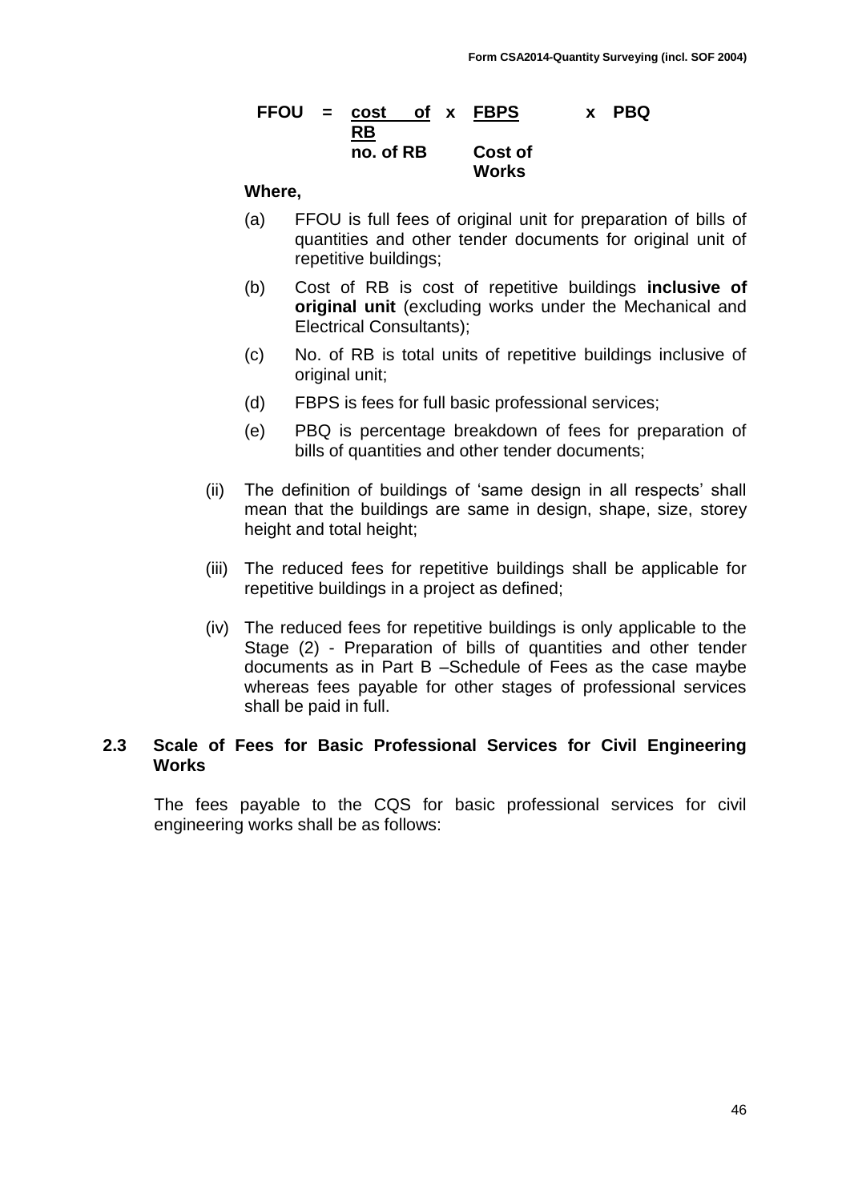$$FFOU = \frac{\text{cost of RB}}{\text{no. of RB}} \times \frac{\text{FBPS}}{\text{Cost of Works}} \times PBQ$$

**Where,**

(a) FFOU is full fees of original unit for preparation of bills of quantities and other tender documents for original unit of repetitive buildings;

(b) Cost of RB is cost of repetitive buildings **inclusive of original unit** (excluding works under the Mechanical and Electrical Consultants);

(c) No. of RB is total units of repetitive buildings inclusive of original unit;

(d) FBPS is fees for full basic professional services;

(e) PBQ is percentage breakdown of fees for preparation of bills of quantities and other tender documents;

(ii) The definition of buildings of 'same design in all respects' shall mean that the buildings are same in design, shape, size, storey height and total height;

(iii) The reduced fees for repetitive buildings shall be applicable for repetitive buildings in a project as defined;

(iv) The reduced fees for repetitive buildings is only applicable to the Stage (2) - Preparation of bills of quantities and other tender documents as in Part B –Schedule of Fees as the case maybe whereas fees payable for other stages of professional services shall be paid in full.

### 2.3 Scale of Fees for Basic Professional Services for Civil Engineering Works

The fees payable to the CQS for basic professional services for civil engineering works shall be as follows: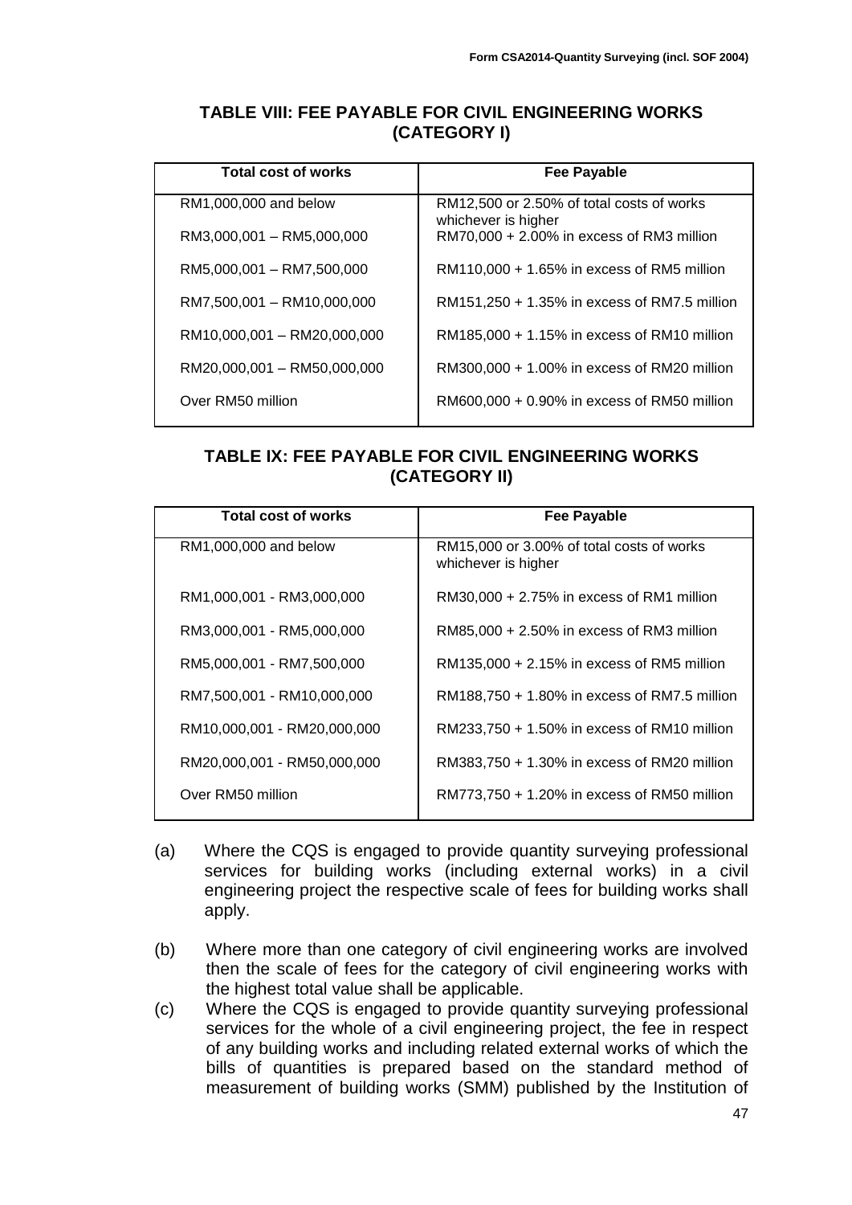## TABLE VIII: FEE PAYABLE FOR CIVIL ENGINEERING WORKS (CATEGORY I)

| Total cost of works | Fee Payable |
|---|---|
| RM1,000,000 and below | RM12,500 or 2.50% of total costs of works whichever is higher |
| RM3,000,001 – RM5,000,000 | RM70,000 + 2.00% in excess of RM3 million |
| RM5,000,001 – RM7,500,000 | RM110,000 + 1.65% in excess of RM5 million |
| RM7,500,001 – RM10,000,000 | RM151,250 + 1.35% in excess of RM7.5 million |
| RM10,000,001 – RM20,000,000 | RM185,000 + 1.15% in excess of RM10 million |
| RM20,000,001 – RM50,000,000 | RM300,000 + 1.00% in excess of RM20 million |
| Over RM50 million | RM600,000 + 0.90% in excess of RM50 million |

## TABLE IX: FEE PAYABLE FOR CIVIL ENGINEERING WORKS (CATEGORY II)

| Total cost of works | Fee Payable |
|---|---|
| RM1,000,000 and below | RM15,000 or 3.00% of total costs of works whichever is higher |
| RM1,000,001 - RM3,000,000 | RM30,000 + 2.75% in excess of RM1 million |
| RM3,000,001 - RM5,000,000 | RM85,000 + 2.50% in excess of RM3 million |
| RM5,000,001 - RM7,500,000 | RM135,000 + 2.15% in excess of RM5 million |
| RM7,500,001 - RM10,000,000 | RM188,750 + 1.80% in excess of RM7.5 million |
| RM10,000,001 - RM20,000,000 | RM233,750 + 1.50% in excess of RM10 million |
| RM20,000,001 - RM50,000,000 | RM383,750 + 1.30% in excess of RM20 million |
| Over RM50 million | RM773,750 + 1.20% in excess of RM50 million |

(a) Where the CQS is engaged to provide quantity surveying professional services for building works (including external works) in a civil engineering project the respective scale of fees for building works shall apply.

(b) Where more than one category of civil engineering works are involved then the scale of fees for the category of civil engineering works with the highest total value shall be applicable.

(c) Where the CQS is engaged to provide quantity surveying professional services for the whole of a civil engineering project, the fee in respect of any building works and including related external works of which the bills of quantities is prepared based on the standard method of measurement of building works (SMM) published by the Institution of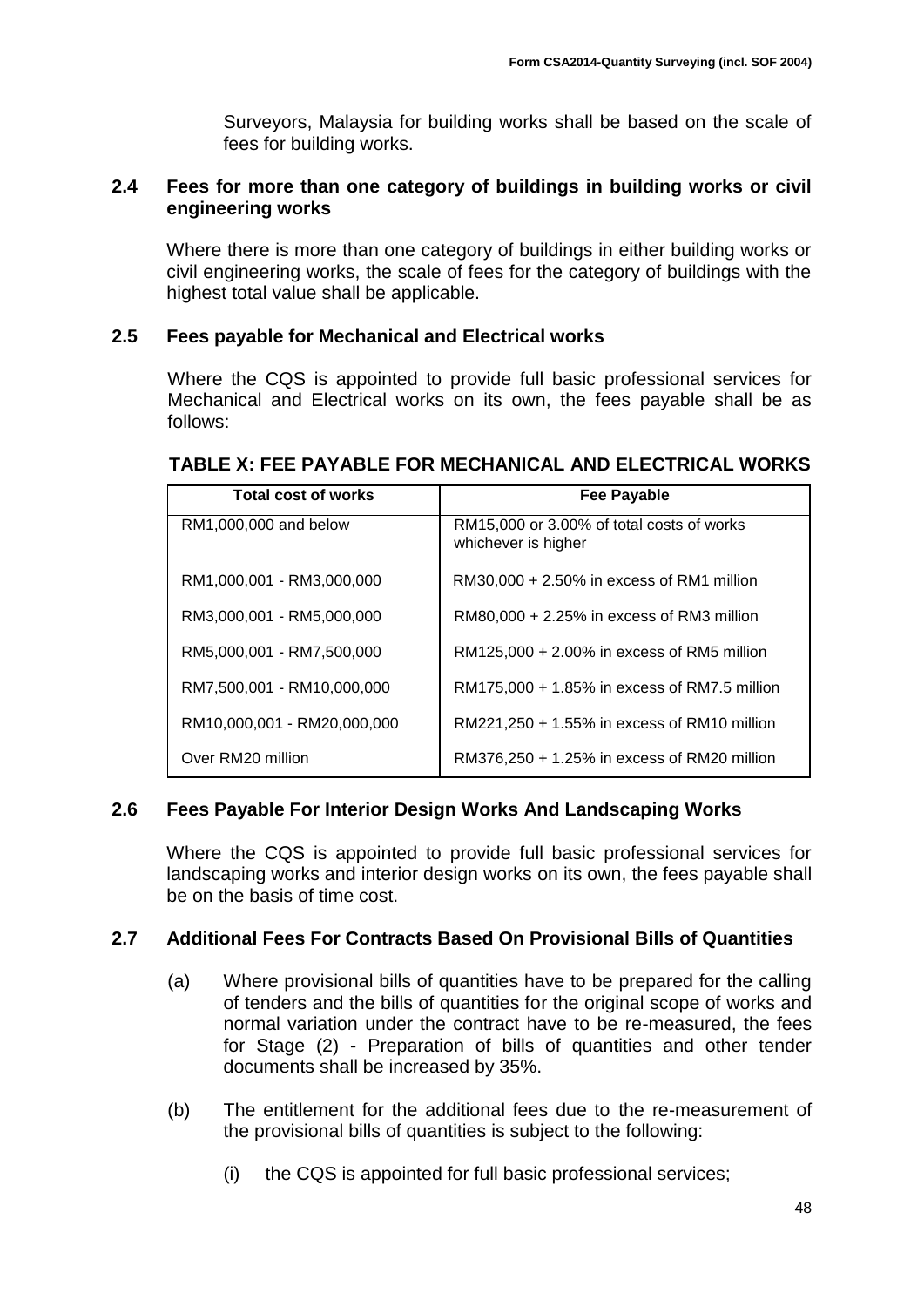Surveyors, Malaysia for building works shall be based on the scale of fees for building works.

### 2.4 Fees for more than one category of buildings in building works or civil engineering works

Where there is more than one category of buildings in either building works or civil engineering works, the scale of fees for the category of buildings with the highest total value shall be applicable.

### 2.5 Fees payable for Mechanical and Electrical works

Where the CQS is appointed to provide full basic professional services for Mechanical and Electrical works on its own, the fees payable shall be as follows:

**TABLE X: FEE PAYABLE FOR MECHANICAL AND ELECTRICAL WORKS**

| Total cost of works | Fee Payable |
|---|---|
| RM1,000,000 and below | RM15,000 or 3.00% of total costs of works whichever is higher |
| RM1,000,001 - RM3,000,000 | RM30,000 + 2.50% in excess of RM1 million |
| RM3,000,001 - RM5,000,000 | RM80,000 + 2.25% in excess of RM3 million |
| RM5,000,001 - RM7,500,000 | RM125,000 + 2.00% in excess of RM5 million |
| RM7,500,001 - RM10,000,000 | RM175,000 + 1.85% in excess of RM7.5 million |
| RM10,000,001 - RM20,000,000 | RM221,250 + 1.55% in excess of RM10 million |
| Over RM20 million | RM376,250 + 1.25% in excess of RM20 million |

### 2.6 Fees Payable For Interior Design Works And Landscaping Works

Where the CQS is appointed to provide full basic professional services for landscaping works and interior design works on its own, the fees payable shall be on the basis of time cost.

### 2.7 Additional Fees For Contracts Based On Provisional Bills of Quantities

(a) Where provisional bills of quantities have to be prepared for the calling of tenders and the bills of quantities for the original scope of works and normal variation under the contract have to be re-measured, the fees for Stage (2) - Preparation of bills of quantities and other tender documents shall be increased by 35%.

(b) The entitlement for the additional fees due to the re-measurement of the provisional bills of quantities is subject to the following:

(i) the CQS is appointed for full basic professional services;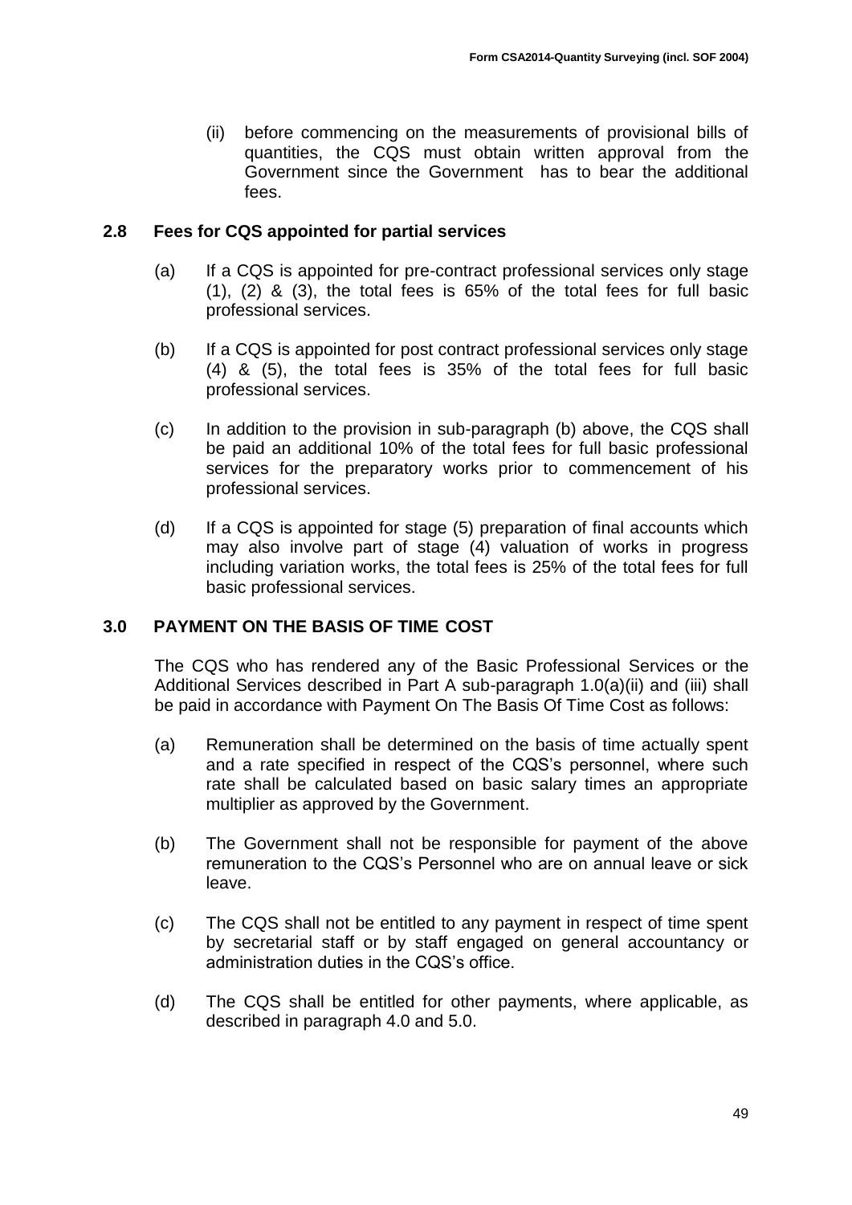(ii) before commencing on the measurements of provisional bills of quantities, the CQS must obtain written approval from the Government since the Government has to bear the additional fees.

## 2.8 Fees for CQS appointed for partial services

(a) If a CQS is appointed for pre-contract professional services only stage (1), (2) & (3), the total fees is 65% of the total fees for full basic professional services.

(b) If a CQS is appointed for post contract professional services only stage (4) & (5), the total fees is 35% of the total fees for full basic professional services.

(c) In addition to the provision in sub-paragraph (b) above, the CQS shall be paid an additional 10% of the total fees for full basic professional services for the preparatory works prior to commencement of his professional services.

(d) If a CQS is appointed for stage (5) preparation of final accounts which may also involve part of stage (4) valuation of works in progress including variation works, the total fees is 25% of the total fees for full basic professional services.

## 3.0 PAYMENT ON THE BASIS OF TIME COST

The CQS who has rendered any of the Basic Professional Services or the Additional Services described in Part A sub-paragraph 1.0(a)(ii) and (iii) shall be paid in accordance with Payment On The Basis Of Time Cost as follows:

(a) Remuneration shall be determined on the basis of time actually spent and a rate specified in respect of the CQS's personnel, where such rate shall be calculated based on basic salary times an appropriate multiplier as approved by the Government.

(b) The Government shall not be responsible for payment of the above remuneration to the CQS's Personnel who are on annual leave or sick leave.

(c) The CQS shall not be entitled to any payment in respect of time spent by secretarial staff or by staff engaged on general accountancy or administration duties in the CQS's office.

(d) The CQS shall be entitled for other payments, where applicable, as described in paragraph 4.0 and 5.0.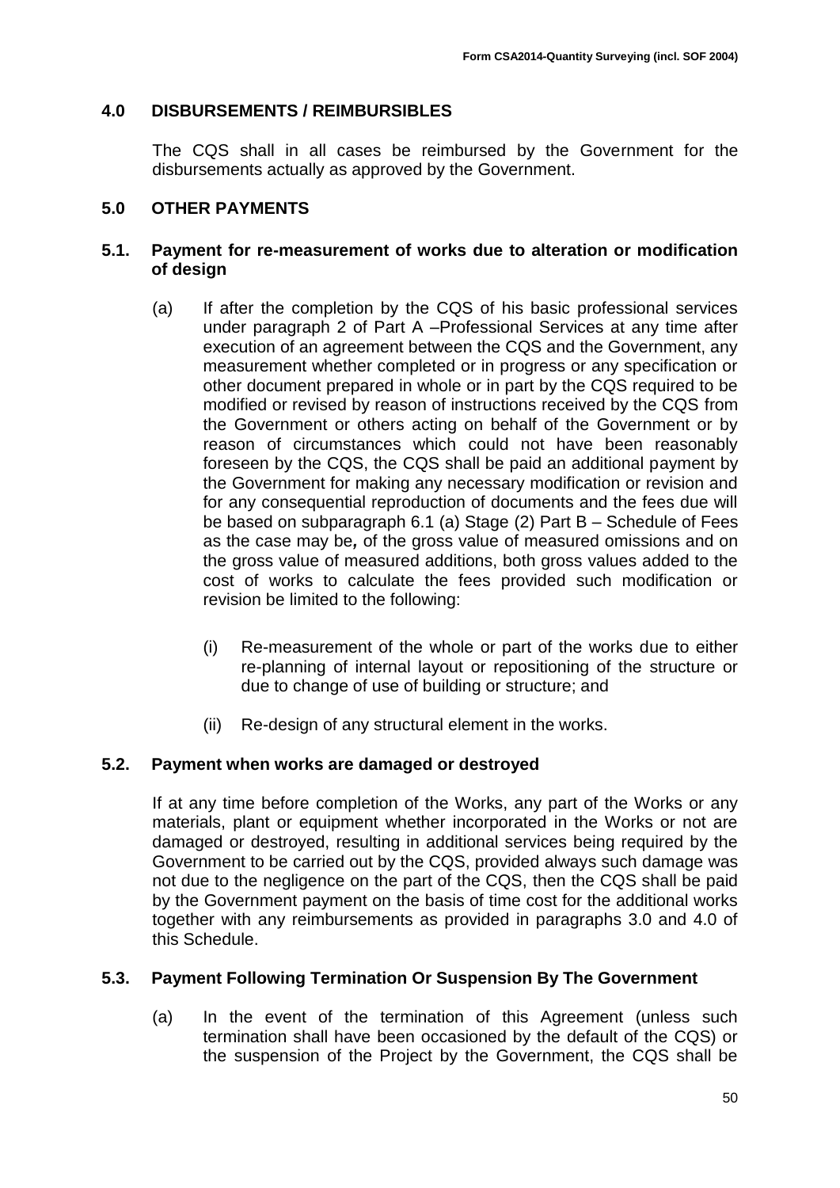## 4.0 DISBURSEMENTS / REIMBURSIBLES

The CQS shall in all cases be reimbursed by the Government for the disbursements actually as approved by the Government.

## 5.0 OTHER PAYMENTS

### 5.1. Payment for re-measurement of works due to alteration or modification of design

(a) If after the completion by the CQS of his basic professional services under paragraph 2 of Part A –Professional Services at any time after execution of an agreement between the CQS and the Government, any measurement whether completed or in progress or any specification or other document prepared in whole or in part by the CQS required to be modified or revised by reason of instructions received by the CQS from the Government or others acting on behalf of the Government or by reason of circumstances which could not have been reasonably foreseen by the CQS, the CQS shall be paid an additional payment by the Government for making any necessary modification or revision and for any consequential reproduction of documents and the fees due will be based on subparagraph 6.1 (a) Stage (2) Part B – Schedule of Fees as the case may be*,* of the gross value of measured omissions and on the gross value of measured additions, both gross values added to the cost of works to calculate the fees provided such modification or revision be limited to the following:

(i) Re-measurement of the whole or part of the works due to either re-planning of internal layout or repositioning of the structure or due to change of use of building or structure; and

(ii) Re-design of any structural element in the works.

### 5.2. Payment when works are damaged or destroyed

If at any time before completion of the Works, any part of the Works or any materials, plant or equipment whether incorporated in the Works or not are damaged or destroyed, resulting in additional services being required by the Government to be carried out by the CQS, provided always such damage was not due to the negligence on the part of the CQS, then the CQS shall be paid by the Government payment on the basis of time cost for the additional works together with any reimbursements as provided in paragraphs 3.0 and 4.0 of this Schedule.

### 5.3. Payment Following Termination Or Suspension By The Government

(a) In the event of the termination of this Agreement (unless such termination shall have been occasioned by the default of the CQS) or the suspension of the Project by the Government, the CQS shall be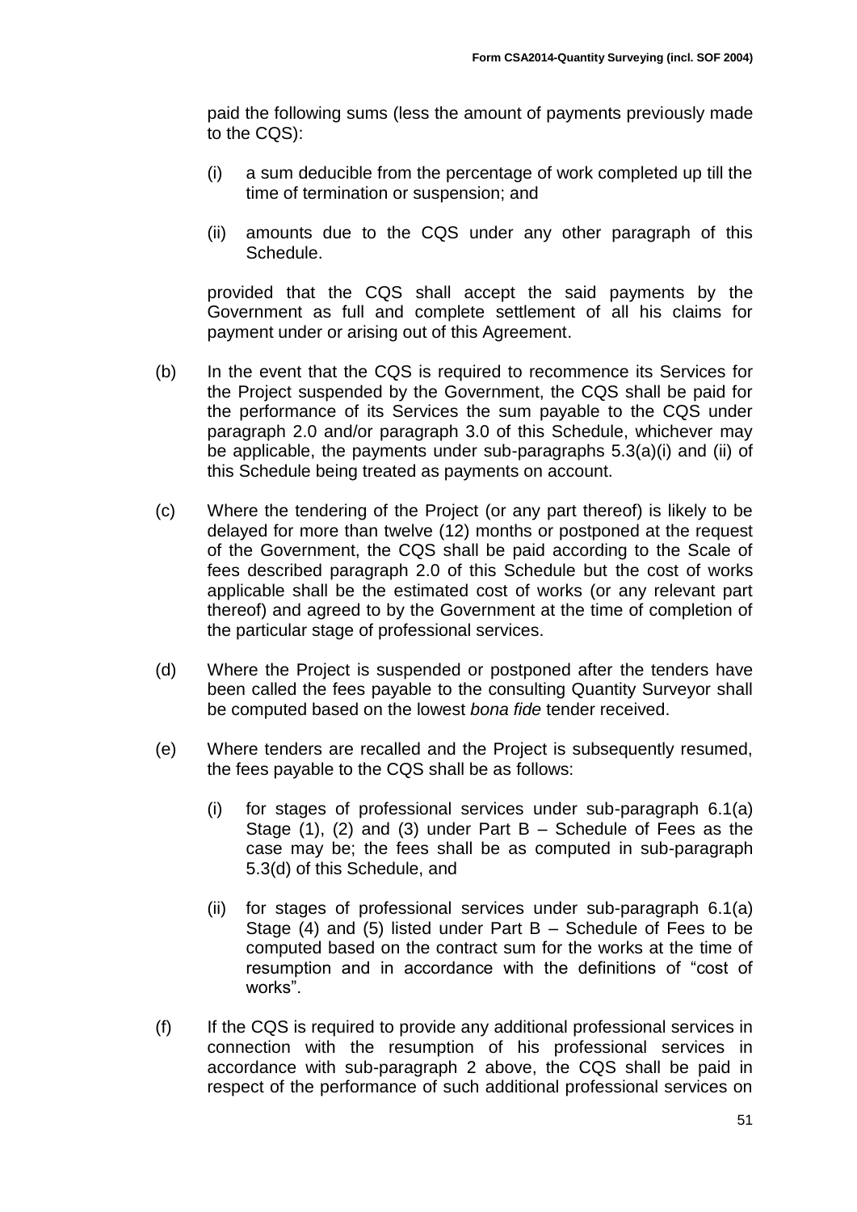paid the following sums (less the amount of payments previously made to the CQS):

(i) a sum deducible from the percentage of work completed up till the time of termination or suspension; and

(ii) amounts due to the CQS under any other paragraph of this Schedule.

provided that the CQS shall accept the said payments by the Government as full and complete settlement of all his claims for payment under or arising out of this Agreement.

(b) In the event that the CQS is required to recommence its Services for the Project suspended by the Government, the CQS shall be paid for the performance of its Services the sum payable to the CQS under paragraph 2.0 and/or paragraph 3.0 of this Schedule, whichever may be applicable, the payments under sub-paragraphs 5.3(a)(i) and (ii) of this Schedule being treated as payments on account.

(c) Where the tendering of the Project (or any part thereof) is likely to be delayed for more than twelve (12) months or postponed at the request of the Government, the CQS shall be paid according to the Scale of fees described paragraph 2.0 of this Schedule but the cost of works applicable shall be the estimated cost of works (or any relevant part thereof) and agreed to by the Government at the time of completion of the particular stage of professional services.

(d) Where the Project is suspended or postponed after the tenders have been called the fees payable to the consulting Quantity Surveyor shall be computed based on the lowest *bona fide* tender received.

(e) Where tenders are recalled and the Project is subsequently resumed, the fees payable to the CQS shall be as follows:

(i) for stages of professional services under sub-paragraph 6.1(a) Stage (1), (2) and (3) under Part B – Schedule of Fees as the case may be; the fees shall be as computed in sub-paragraph 5.3(d) of this Schedule, and

(ii) for stages of professional services under sub-paragraph 6.1(a) Stage (4) and (5) listed under Part B – Schedule of Fees to be computed based on the contract sum for the works at the time of resumption and in accordance with the definitions of "cost of works".

(f) If the CQS is required to provide any additional professional services in connection with the resumption of his professional services in accordance with sub-paragraph 2 above, the CQS shall be paid in respect of the performance of such additional professional services on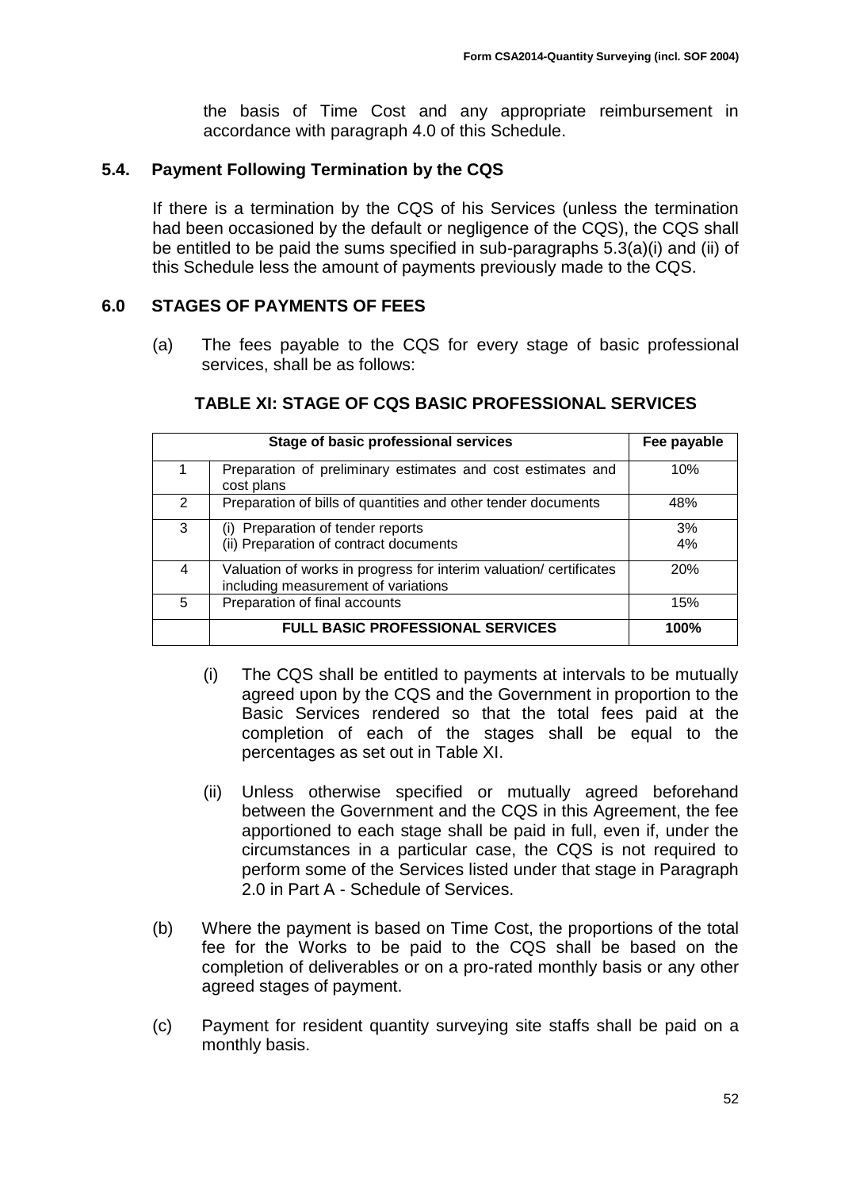the basis of Time Cost and any appropriate reimbursement in accordance with paragraph 4.0 of this Schedule.

### 5.4. Payment Following Termination by the CQS

If there is a termination by the CQS of his Services (unless the termination had been occasioned by the default or negligence of the CQS), the CQS shall be entitled to be paid the sums specified in sub-paragraphs 5.3(a)(i) and (ii) of this Schedule less the amount of payments previously made to the CQS.

## 6.0 STAGES OF PAYMENTS OF FEES

(a) The fees payable to the CQS for every stage of basic professional services, shall be as follows:

**TABLE XI: STAGE OF CQS BASIC PROFESSIONAL SERVICES**

| Stage of basic professional services | | Fee payable |
|---|---|---|
| 1 | Preparation of preliminary estimates and cost estimates and cost plans | 10% |
| 2 | Preparation of bills of quantities and other tender documents | 48% |
| 3 | (i) Preparation of tender reports<br>(ii) Preparation of contract documents | 3%<br>4% |
| 4 | Valuation of works in progress for interim valuation/ certificates including measurement of variations | 20% |
| 5 | Preparation of final accounts | 15% |
| | **FULL BASIC PROFESSIONAL SERVICES** | **100%** |

(i) The CQS shall be entitled to payments at intervals to be mutually agreed upon by the CQS and the Government in proportion to the Basic Services rendered so that the total fees paid at the completion of each of the stages shall be equal to the percentages as set out in Table XI.

(ii) Unless otherwise specified or mutually agreed beforehand between the Government and the CQS in this Agreement, the fee apportioned to each stage shall be paid in full, even if, under the circumstances in a particular case, the CQS is not required to perform some of the Services listed under that stage in Paragraph 2.0 in Part A - Schedule of Services.

(b) Where the payment is based on Time Cost, the proportions of the total fee for the Works to be paid to the CQS shall be based on the completion of deliverables or on a pro-rated monthly basis or any other agreed stages of payment.

(c) Payment for resident quantity surveying site staffs shall be paid on a monthly basis.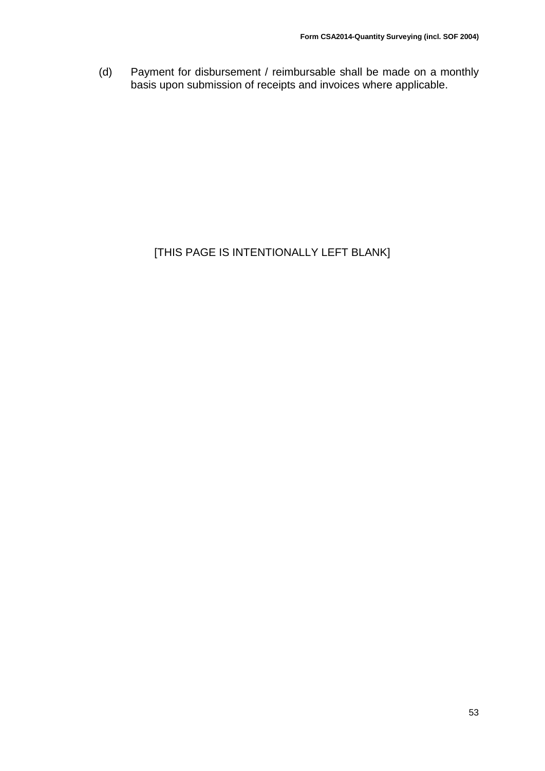(d) Payment for disbursement / reimbursable shall be made on a monthly basis upon submission of receipts and invoices where applicable.

[THIS PAGE IS INTENTIONALLY LEFT BLANK]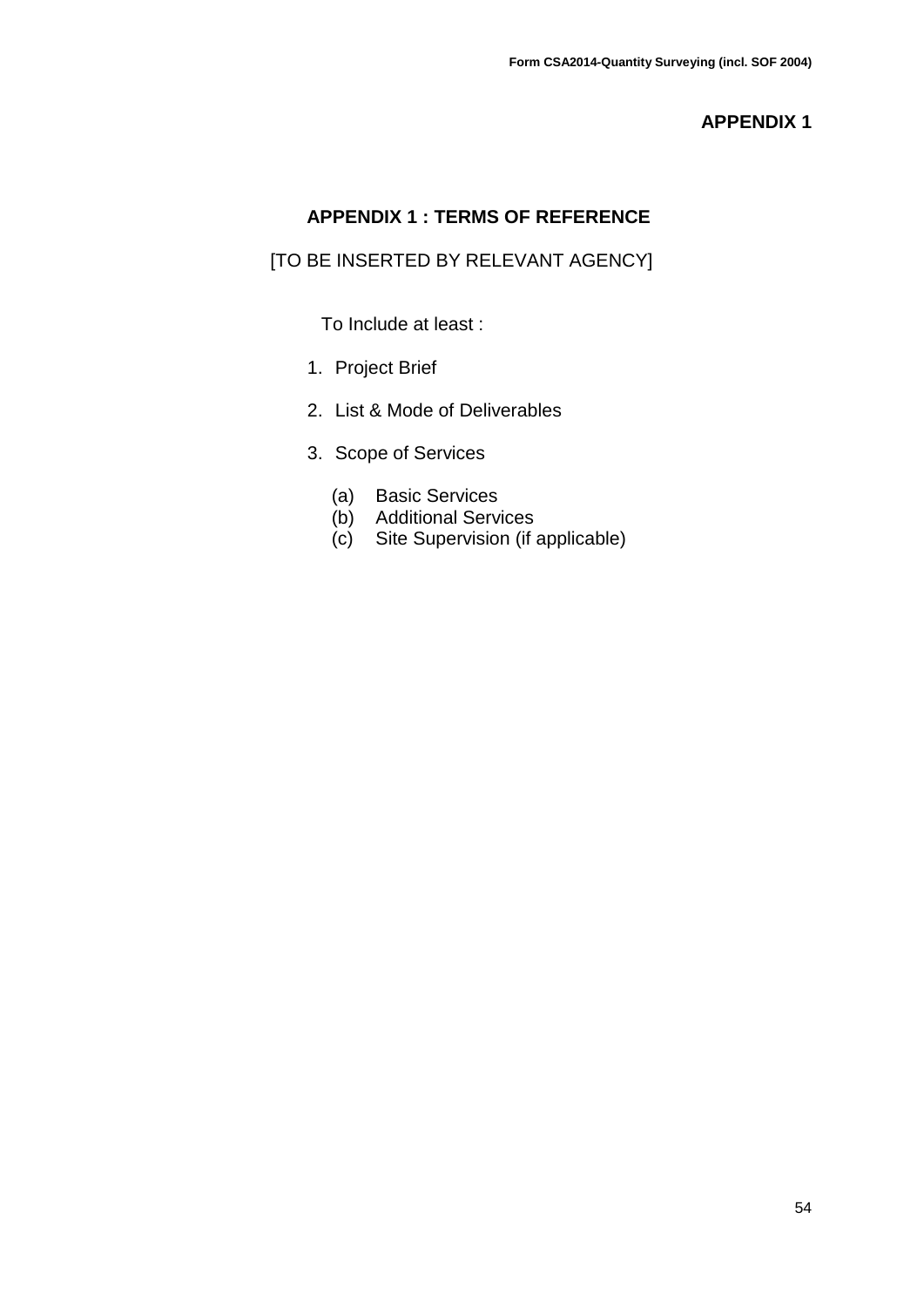# APPENDIX 1

## APPENDIX 1 : TERMS OF REFERENCE

[TO BE INSERTED BY RELEVANT AGENCY]

To Include at least :

1. Project Brief
2. List & Mode of Deliverables
3. Scope of Services
   - (a) Basic Services
   - (b) Additional Services
   - (c) Site Supervision (if applicable)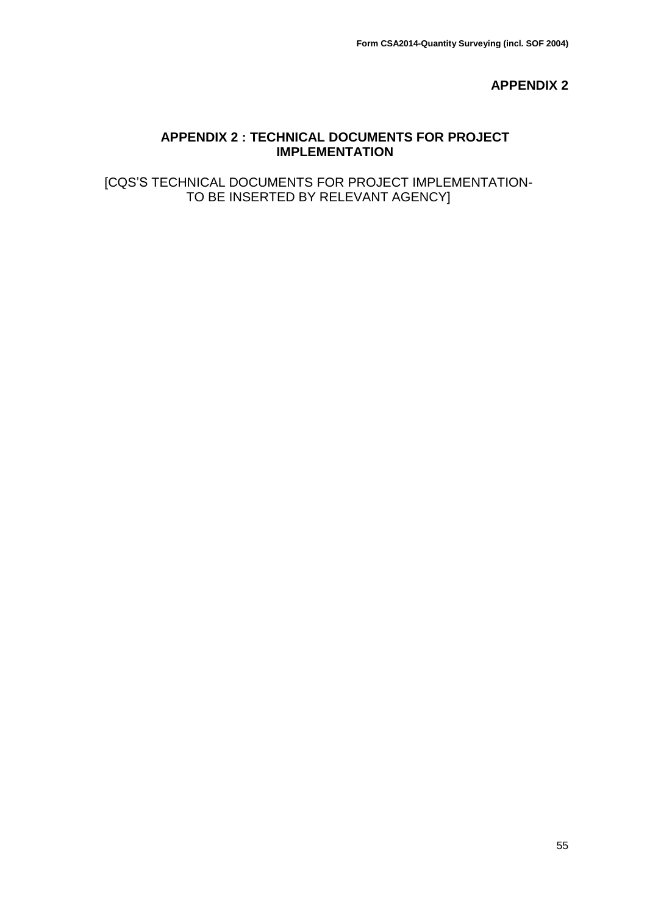**APPENDIX 2**

## APPENDIX 2 : TECHNICAL DOCUMENTS FOR PROJECT IMPLEMENTATION

[CQS'S TECHNICAL DOCUMENTS FOR PROJECT IMPLEMENTATION- TO BE INSERTED BY RELEVANT AGENCY]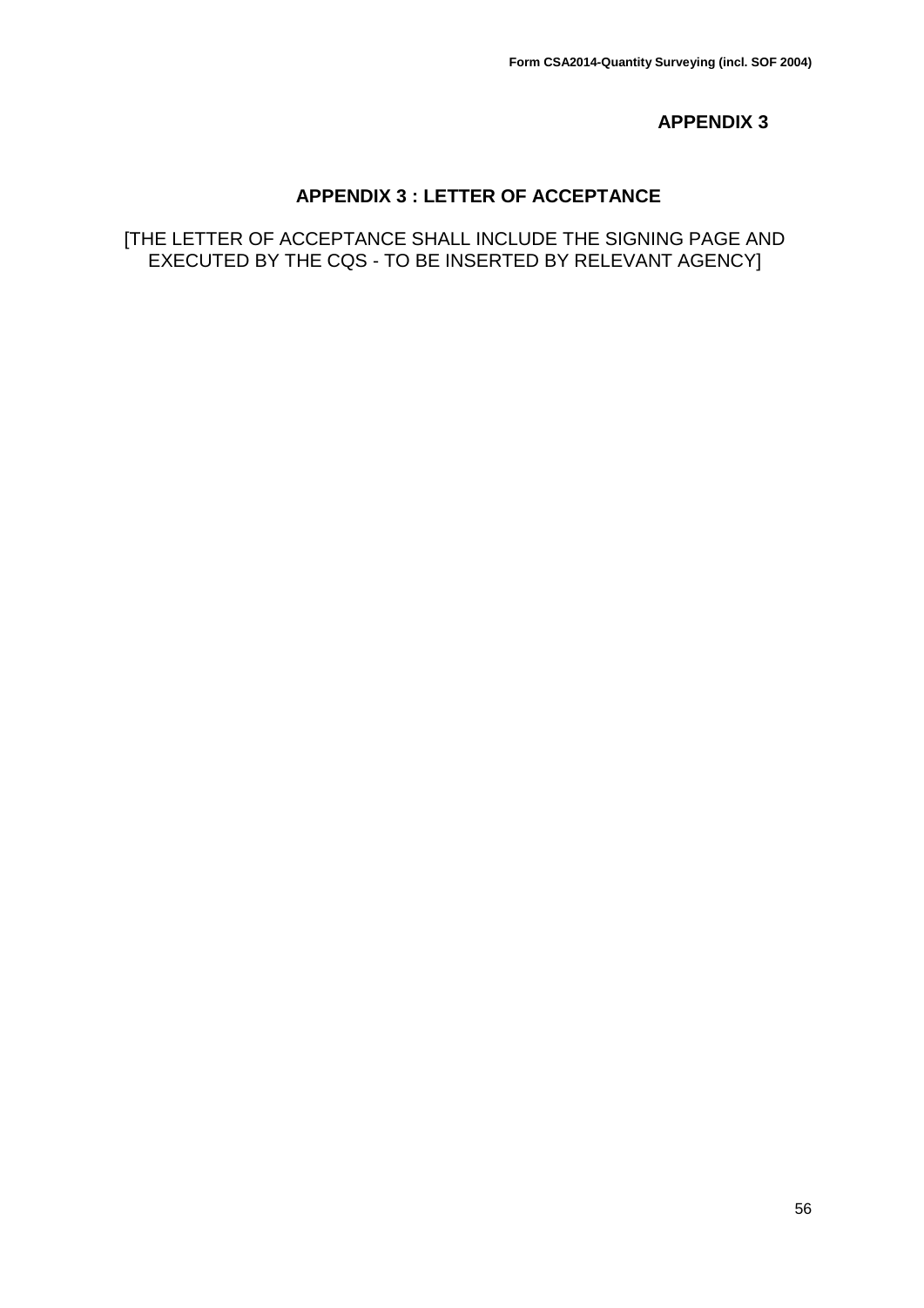**APPENDIX 3**

## APPENDIX 3 : LETTER OF ACCEPTANCE

[THE LETTER OF ACCEPTANCE SHALL INCLUDE THE SIGNING PAGE AND EXECUTED BY THE CQS - TO BE INSERTED BY RELEVANT AGENCY]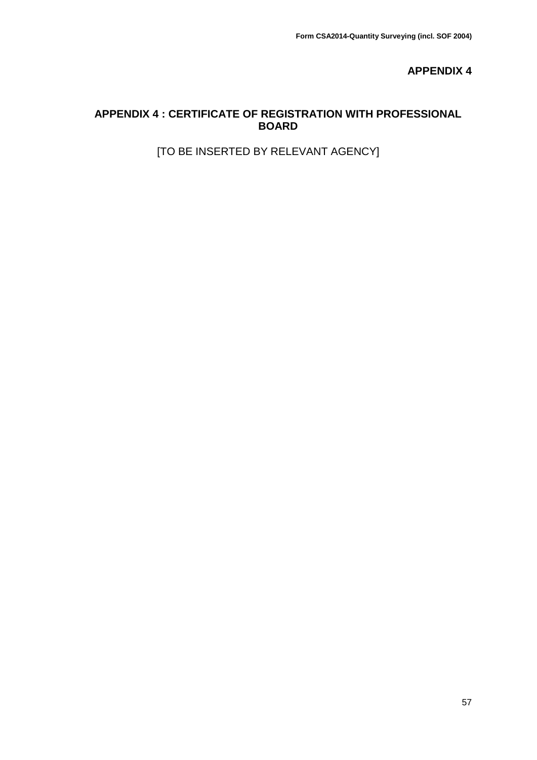# APPENDIX 4

## APPENDIX 4 : CERTIFICATE OF REGISTRATION WITH PROFESSIONAL BOARD

[TO BE INSERTED BY RELEVANT AGENCY]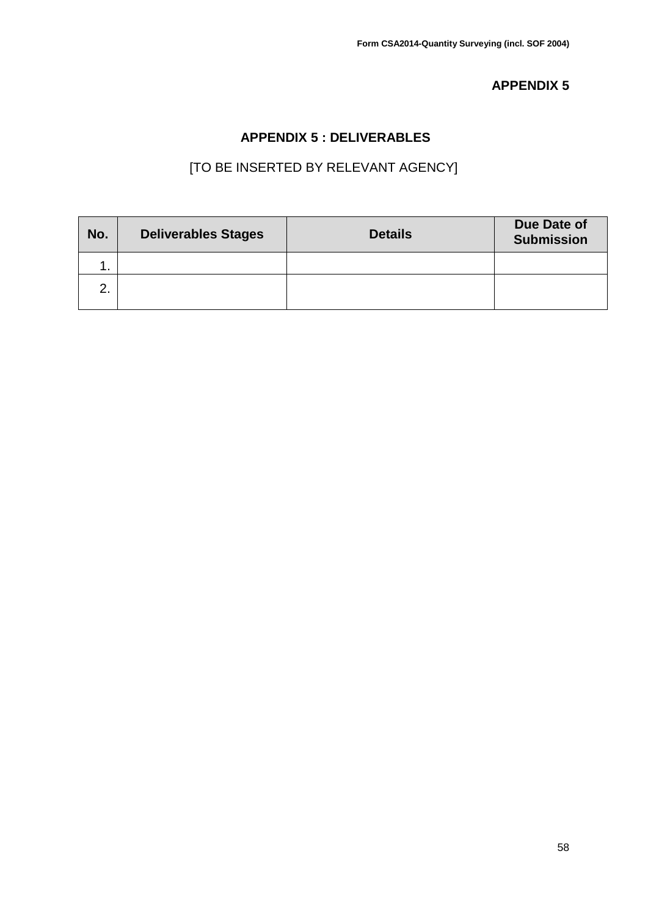**APPENDIX 5**

## APPENDIX 5 : DELIVERABLES

[TO BE INSERTED BY RELEVANT AGENCY]

| No. | Deliverables Stages | Details | Due Date of Submission |
|---|---|---|---|
| 1. | | | |
| 2. | | | |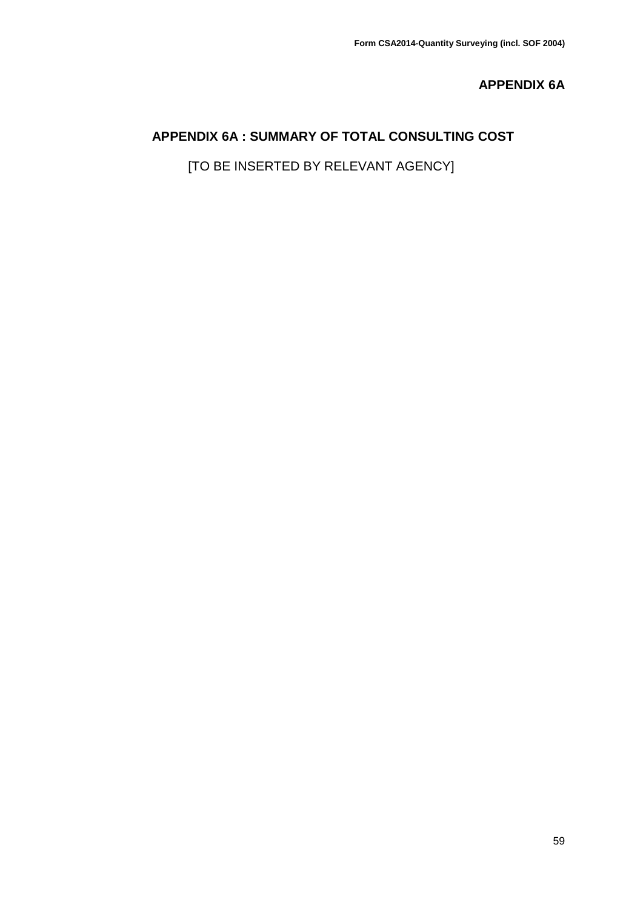**APPENDIX 6A**

## APPENDIX 6A : SUMMARY OF TOTAL CONSULTING COST

[TO BE INSERTED BY RELEVANT AGENCY]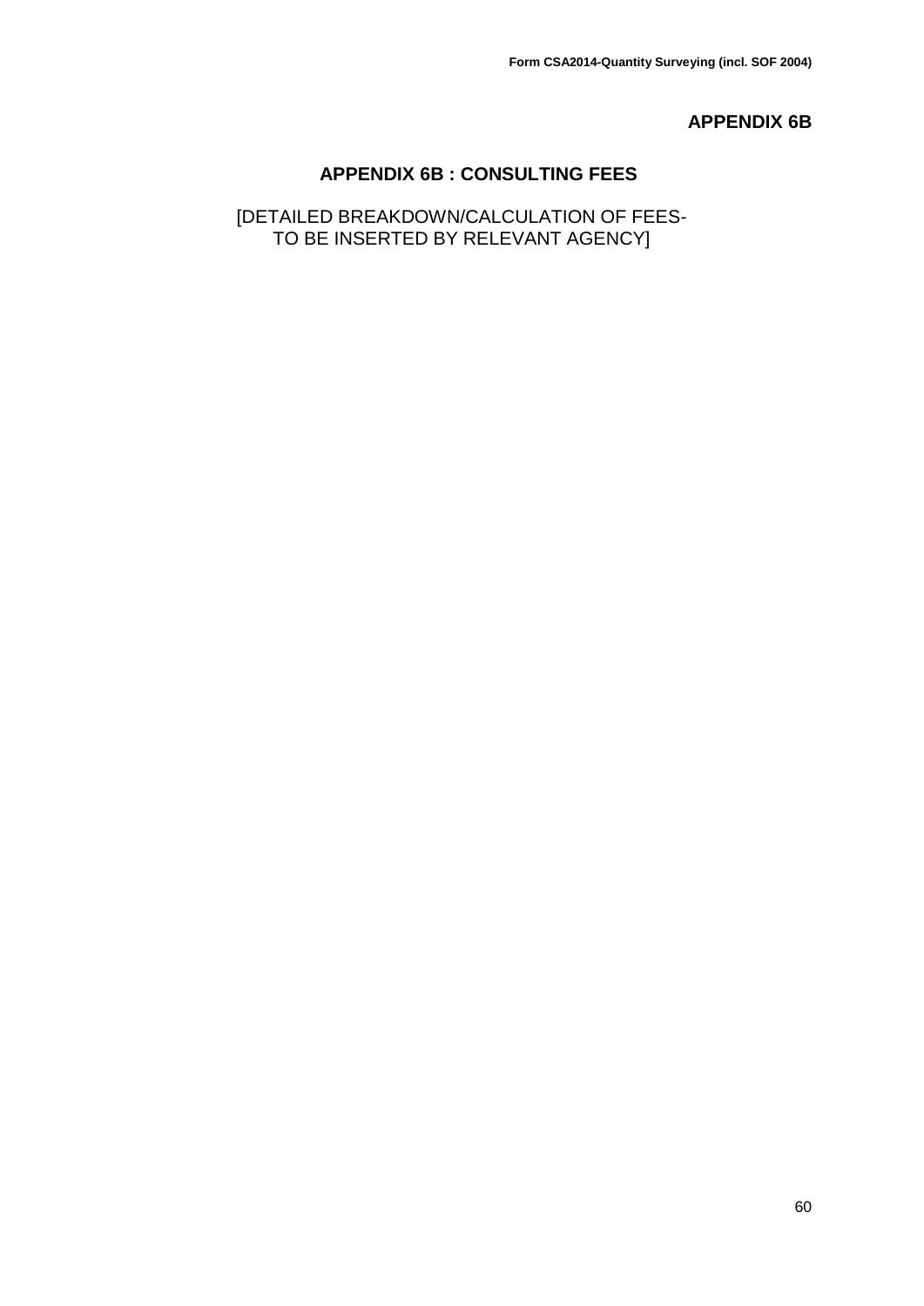**APPENDIX 6B**

## APPENDIX 6B : CONSULTING FEES

[DETAILED BREAKDOWN/CALCULATION OF FEES-
TO BE INSERTED BY RELEVANT AGENCY]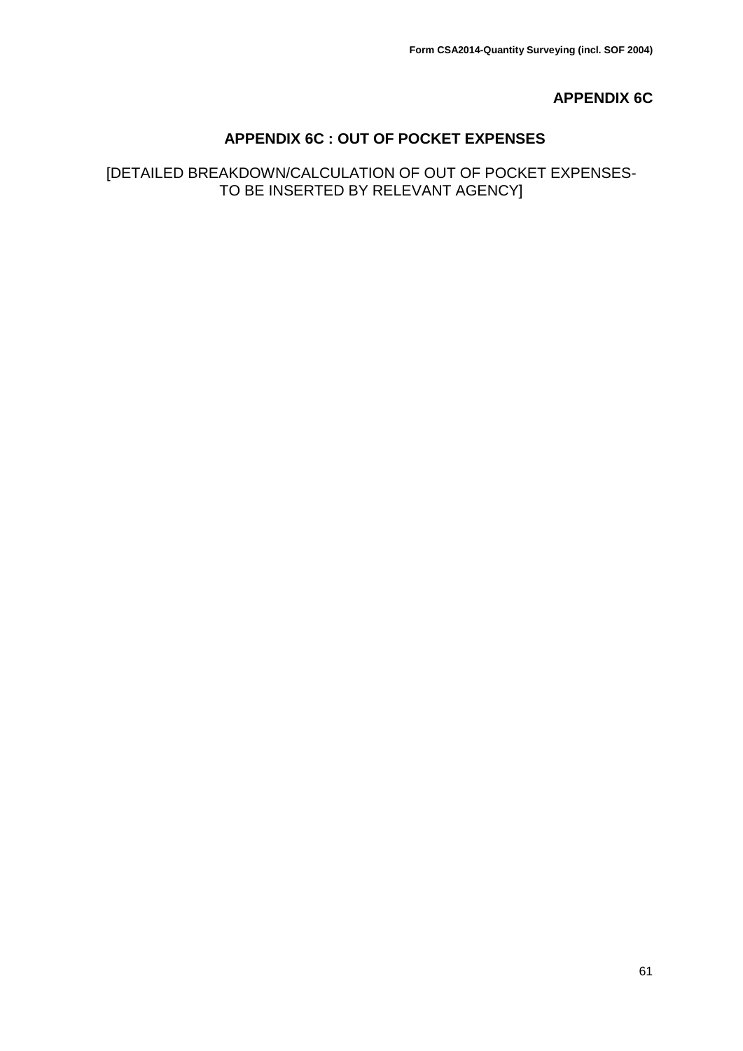**APPENDIX 6C**

## APPENDIX 6C : OUT OF POCKET EXPENSES

[DETAILED BREAKDOWN/CALCULATION OF OUT OF POCKET EXPENSES-
TO BE INSERTED BY RELEVANT AGENCY]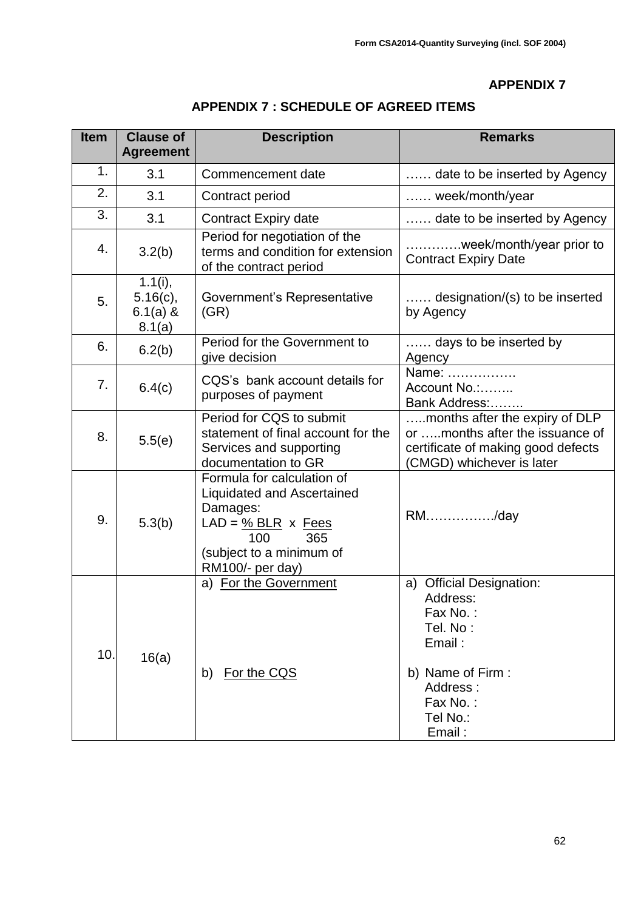**APPENDIX 7**

## APPENDIX 7 : SCHEDULE OF AGREED ITEMS

| Item | Clause of Agreement | Description | Remarks |
|---|---|---|---|
| 1. | 3.1 | Commencement date | …… date to be inserted by Agency |
| 2. | 3.1 | Contract period | …… week/month/year |
| 3. | 3.1 | Contract Expiry date | …… date to be inserted by Agency |
| 4. | 3.2(b) | Period for negotiation of the terms and condition for extension of the contract period | …………week/month/year prior to Contract Expiry Date |
| 5. | 1.1(i), 5.16(c), 6.1(a) & 8.1(a) | Government's Representative (GR) | …… designation/(s) to be inserted by Agency |
| 6. | 6.2(b) | Period for the Government to give decision | …… days to be inserted by Agency |
| 7. | 6.4(c) | CQS's bank account details for purposes of payment | Name: ……………. <br> Account No.:…….. <br> Bank Address:…….. |
| 8. | 5.5(e) | Period for CQS to submit statement of final account for the Services and supporting documentation to GR | …..months after the expiry of DLP or …..months after the issuance of certificate of making good defects (CMGD) whichever is later |
| 9. | 5.3(b) | Formula for calculation of Liquidated and Ascertained Damages: <br> $LAD = \frac{\% BLR}{100} \times \frac{Fees}{365}$ <br> (subject to a minimum of RM100/- per day) | RM……………./day |
| 10. | 16(a) | a) For the Government <br><br><br><br> b) For the CQS | a) Official Designation: <br> Address: <br> Fax No. : <br> Tel. No : <br> Email : <br><br> b) Name of Firm : <br> Address : <br> Fax No. : <br> Tel No.: <br> Email : |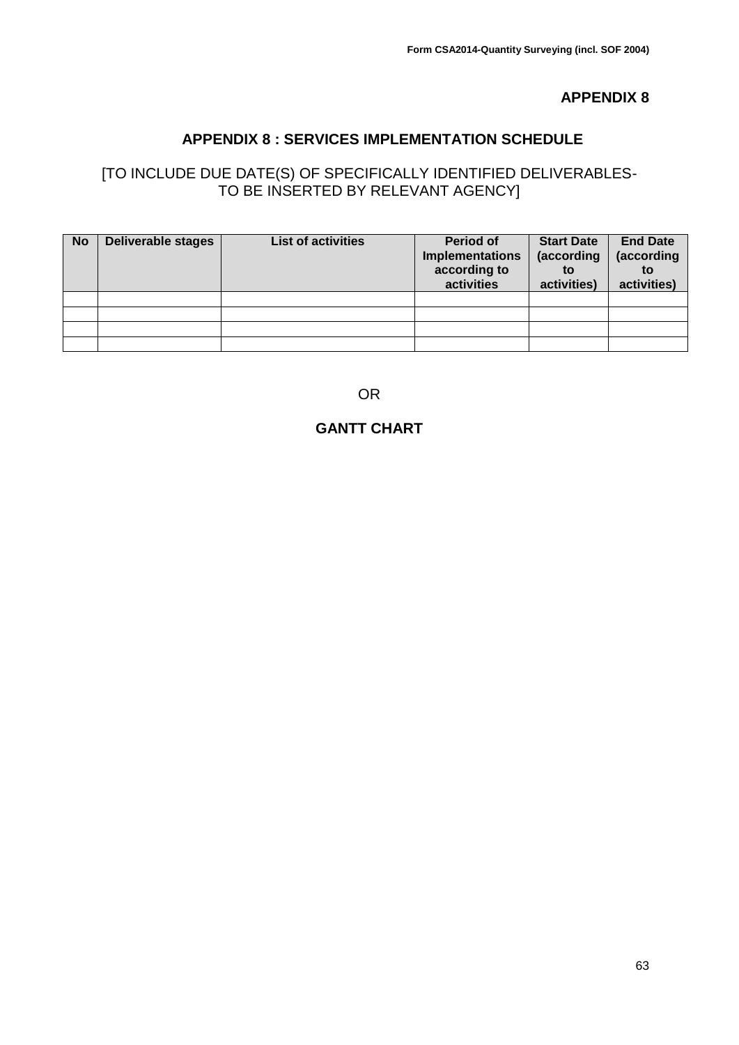**APPENDIX 8**

## APPENDIX 8 : SERVICES IMPLEMENTATION SCHEDULE

[TO INCLUDE DUE DATE(S) OF SPECIFICALLY IDENTIFIED DELIVERABLES- TO BE INSERTED BY RELEVANT AGENCY]

| No | Deliverable stages | List of activities | Period of Implementations according to activities | Start Date (according to activities) | End Date (according to activities) |
|---|---|---|---|---|---|
| | | | | | |
| | | | | | |
| | | | | | |
| | | | | | |

OR

**GANTT CHART**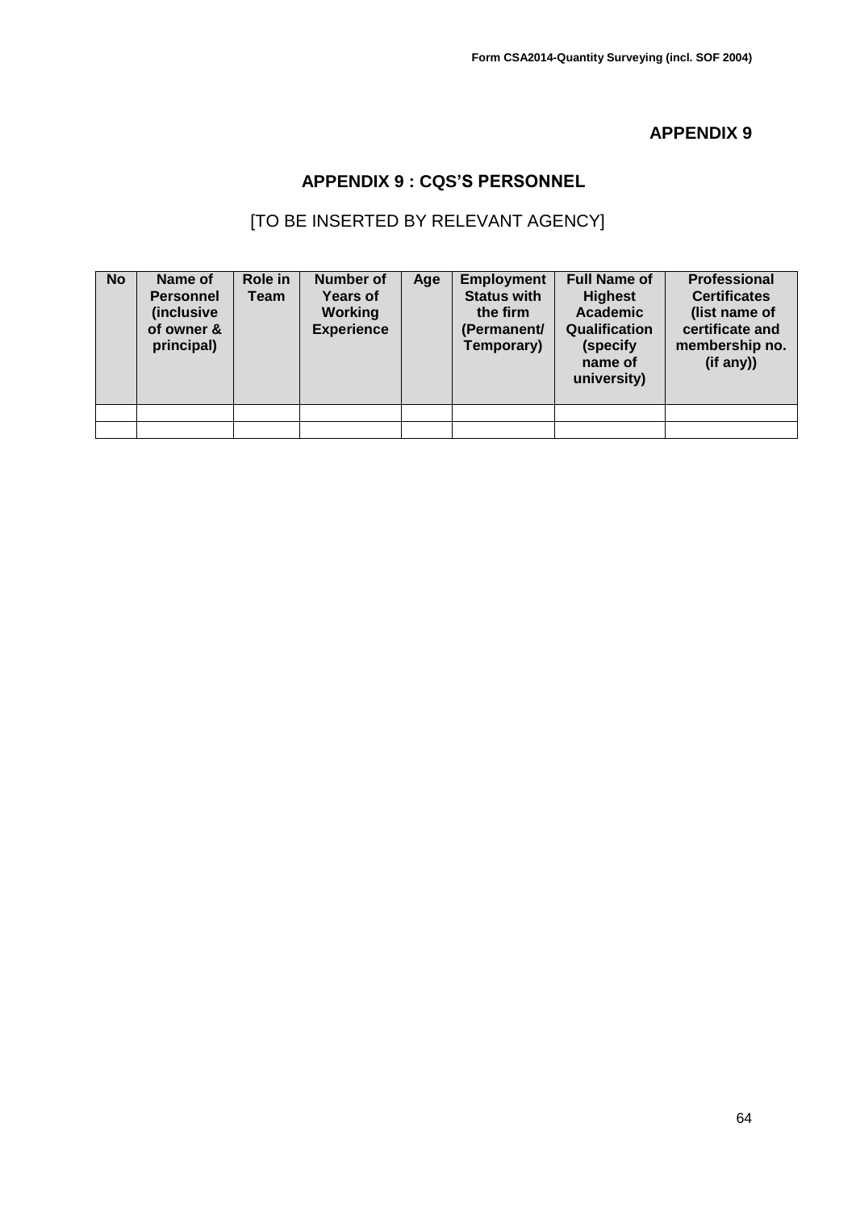# APPENDIX 9

## APPENDIX 9 : CQS'S PERSONNEL

[TO BE INSERTED BY RELEVANT AGENCY]

| No | Name of Personnel (inclusive of owner & principal) | Role in Team | Number of Years of Working Experience | Age | Employment Status with the firm (Permanent/ Temporary) | Full Name of Highest Academic Qualification (specify name of university) | Professional Certificates (list name of certificate and membership no. (if any)) |
|---|---|---|---|---|---|---|---|
| | | | | | | | |
| | | | | | | | |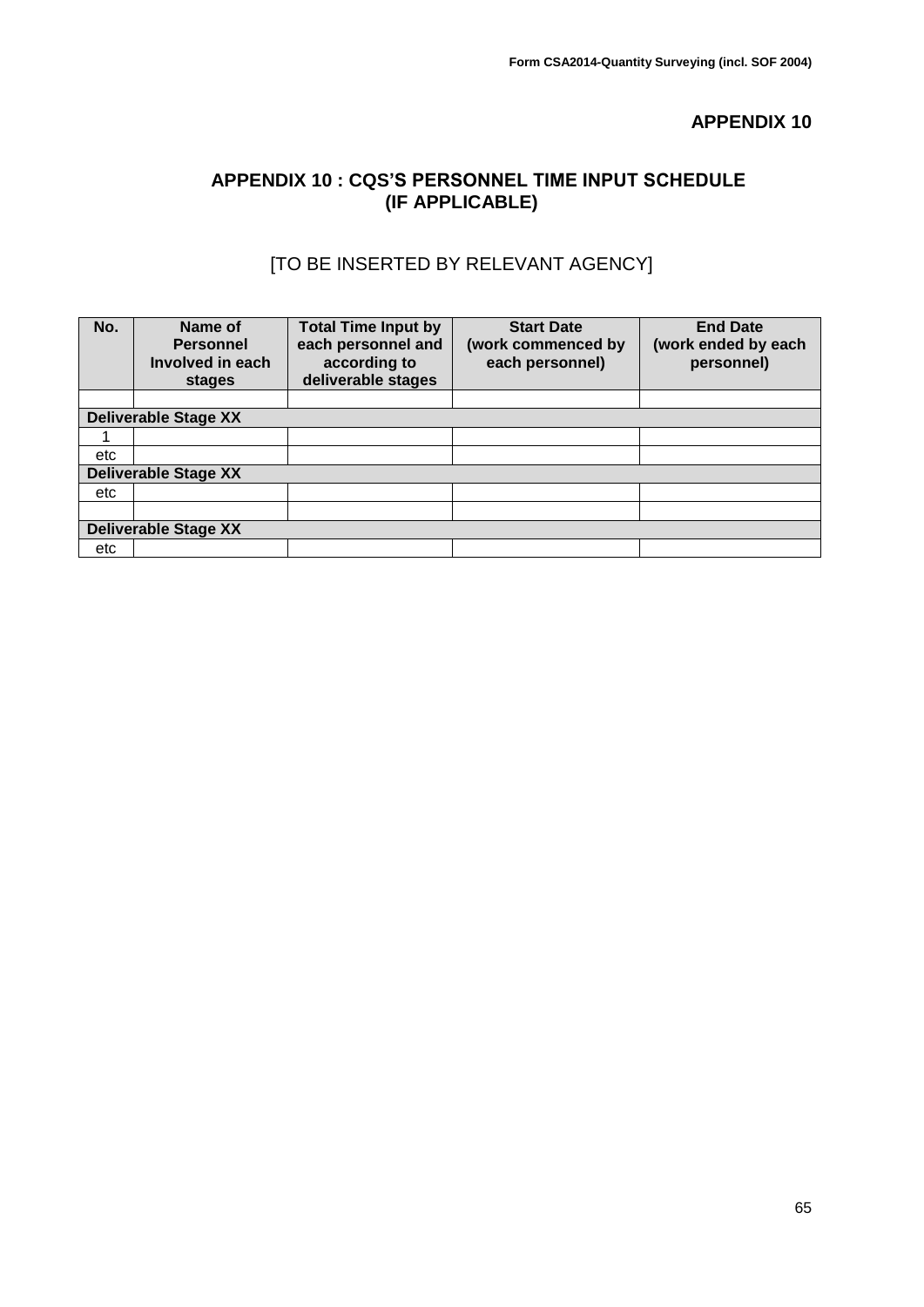## APPENDIX 10

## APPENDIX 10 : CQS'S PERSONNEL TIME INPUT SCHEDULE (IF APPLICABLE)

[TO BE INSERTED BY RELEVANT AGENCY]

| No. | Name of Personnel Involved in each stages | Total Time Input by each personnel and according to deliverable stages | Start Date (work commenced by each personnel) | End Date (work ended by each personnel) |
|---|---|---|---|---|
| | | | | |
| **Deliverable Stage XX** | | | | |
| 1 | | | | |
| etc | | | | |
| **Deliverable Stage XX** | | | | |
| etc | | | | |
| | | | | |
| **Deliverable Stage XX** | | | | |
| etc | | | | |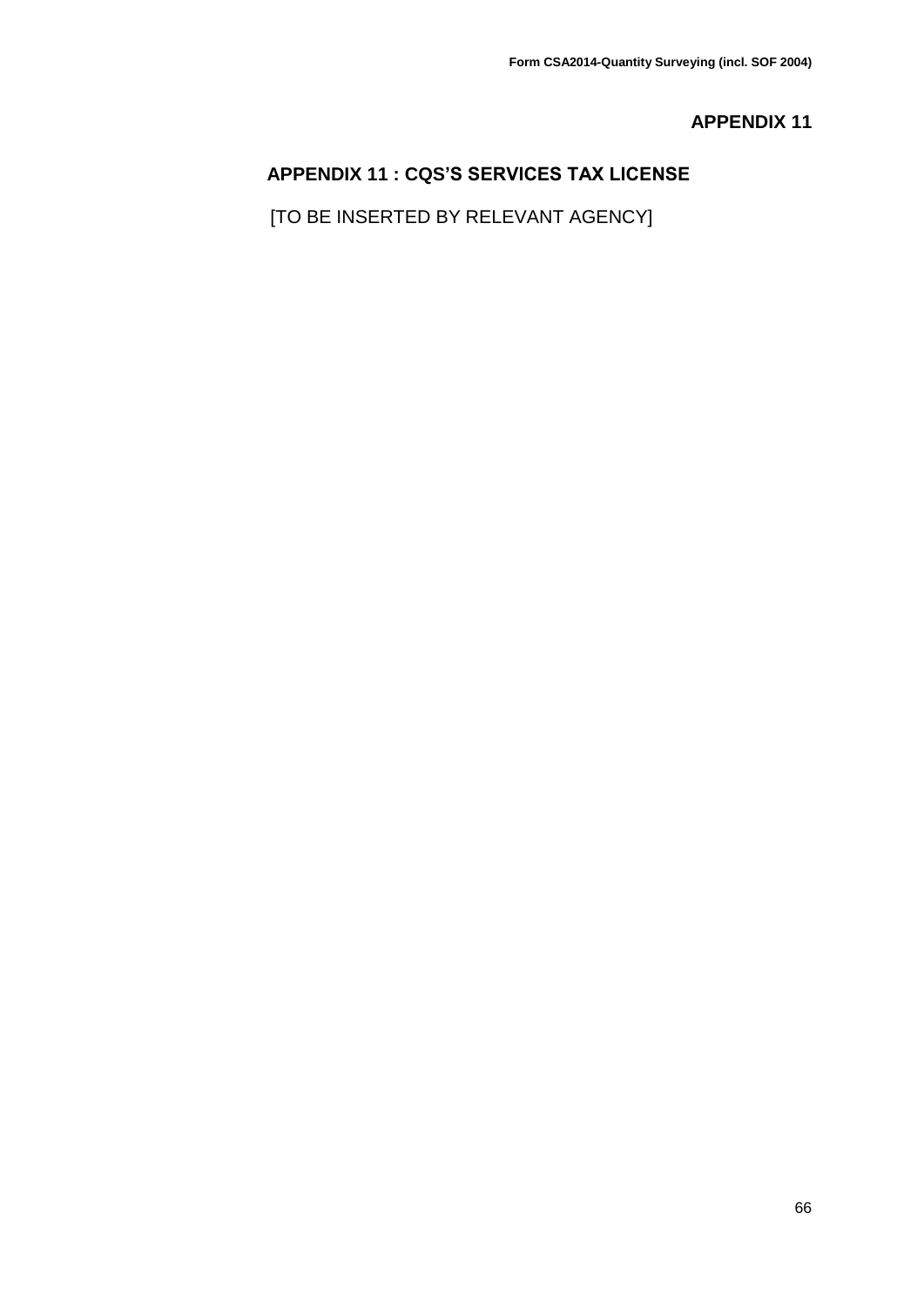# APPENDIX 11

## APPENDIX 11 : CQS'S SERVICES TAX LICENSE

[TO BE INSERTED BY RELEVANT AGENCY]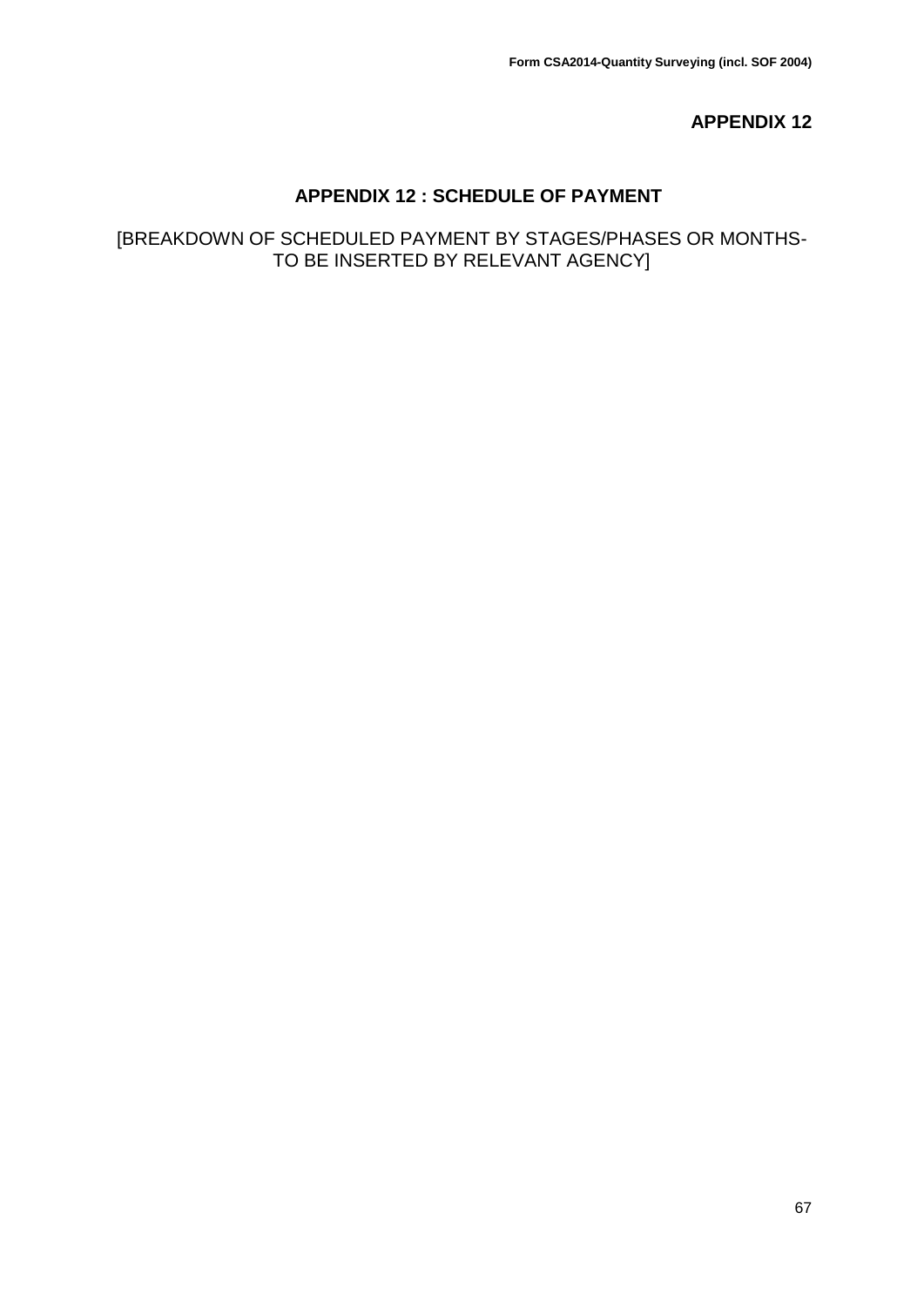# APPENDIX 12

## APPENDIX 12 : SCHEDULE OF PAYMENT

[BREAKDOWN OF SCHEDULED PAYMENT BY STAGES/PHASES OR MONTHS- TO BE INSERTED BY RELEVANT AGENCY]